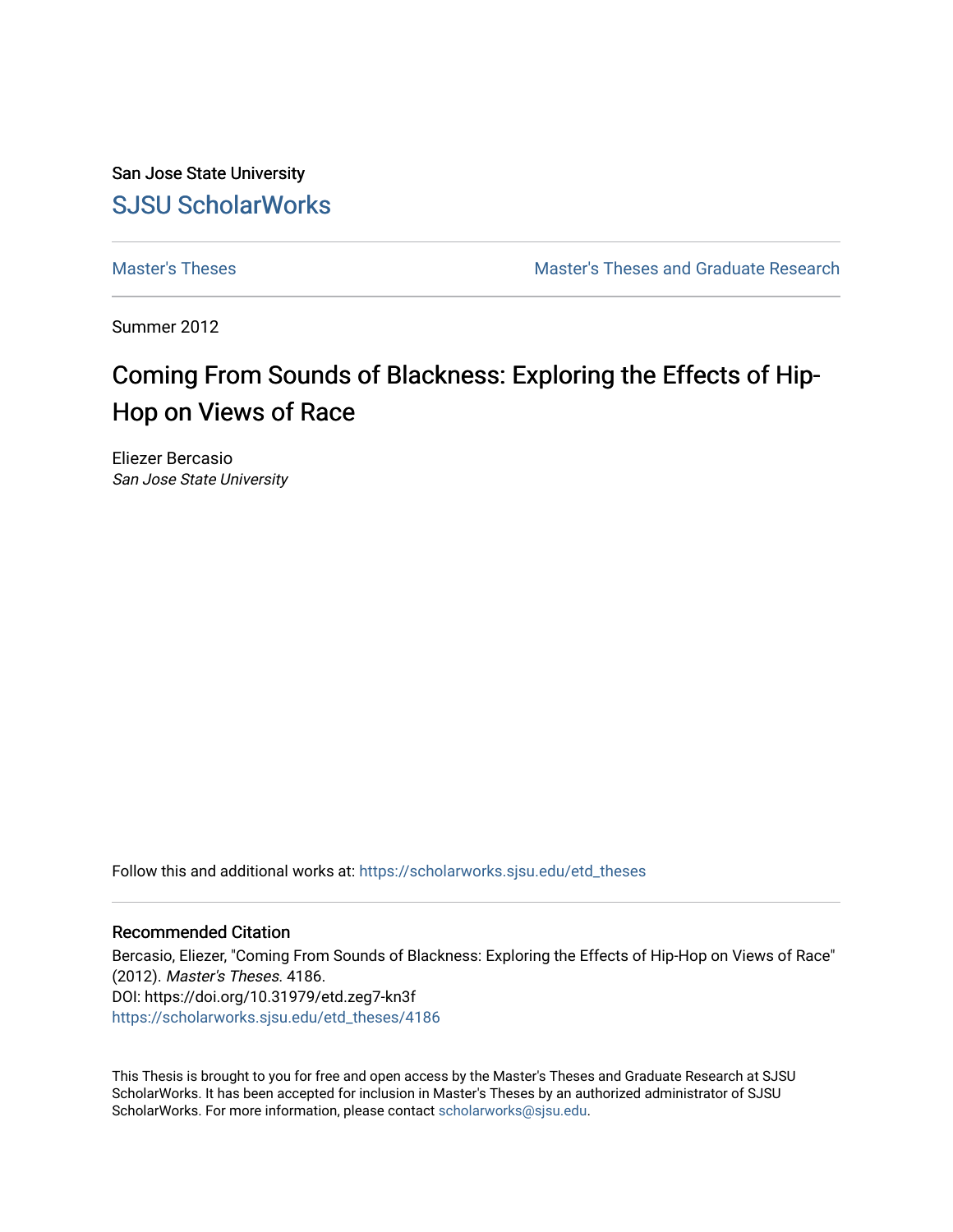San Jose State University

SJSU ScholarWorks

Master's Theses | Master's Theses and Graduate Research

Summer 2012

# Coming From Sounds of Blackness: Exploring the Effects of Hip-Hop on Views of Race

Eliezer Bercasio
*San Jose State University*

Follow this and additional works at: https://scholarworks.sjsu.edu/etd_theses

### Recommended Citation

Bercasio, Eliezer, "Coming From Sounds of Blackness: Exploring the Effects of Hip-Hop on Views of Race" (2012). *Master's Theses*. 4186.
DOI: https://doi.org/10.31979/etd.zeg7-kn3f
https://scholarworks.sjsu.edu/etd_theses/4186

This Thesis is brought to you for free and open access by the Master's Theses and Graduate Research at SJSU ScholarWorks. It has been accepted for inclusion in Master's Theses by an authorized administrator of SJSU ScholarWorks. For more information, please contact scholarworks@sjsu.edu.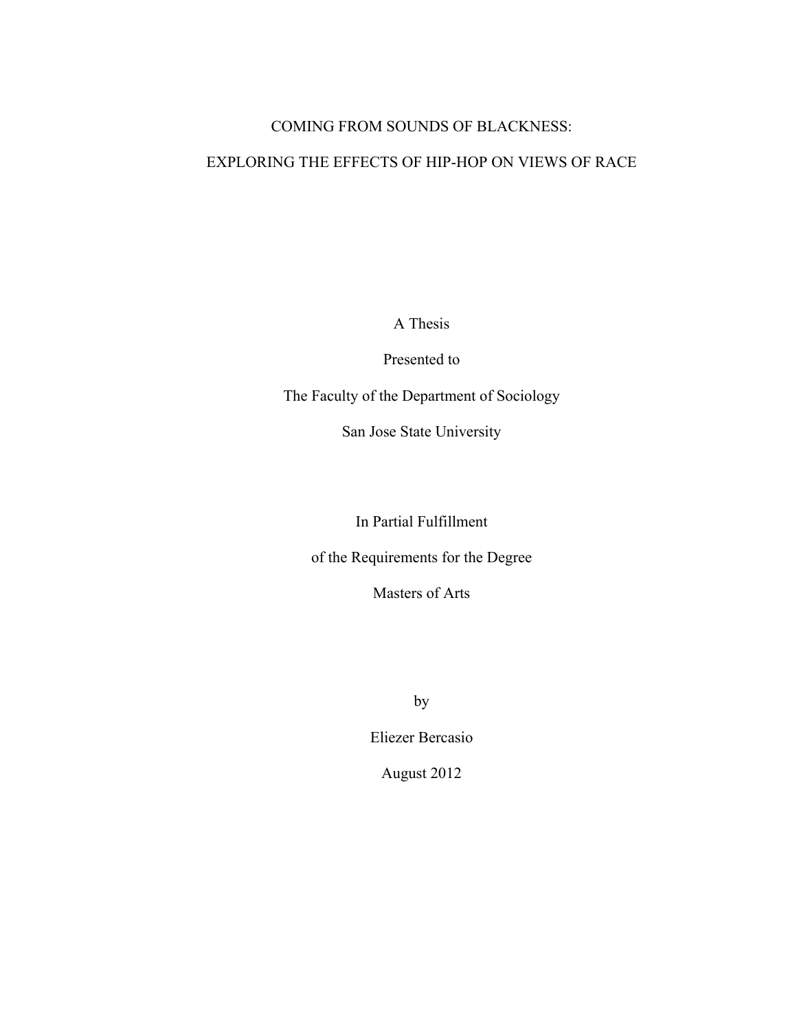COMING FROM SOUNDS OF BLACKNESS:

EXPLORING THE EFFECTS OF HIP-HOP ON VIEWS OF RACE

A Thesis

Presented to

The Faculty of the Department of Sociology

San Jose State University

In Partial Fulfillment

of the Requirements for the Degree

Masters of Arts

by

Eliezer Bercasio

August 2012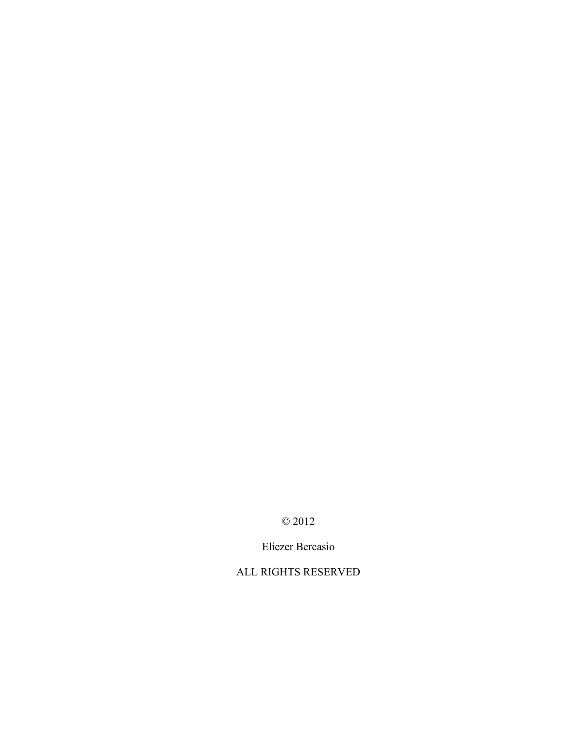© 2012

Eliezer Bercasio

ALL RIGHTS RESERVED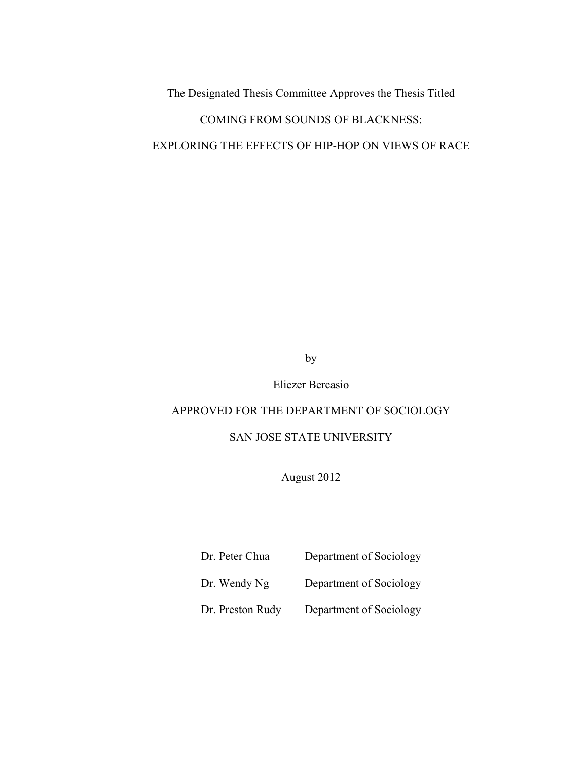The Designated Thesis Committee Approves the Thesis Titled

COMING FROM SOUNDS OF BLACKNESS:

EXPLORING THE EFFECTS OF HIP-HOP ON VIEWS OF RACE

by

Eliezer Bercasio

APPROVED FOR THE DEPARTMENT OF SOCIOLOGY

SAN JOSE STATE UNIVERSITY

August 2012

| | |
|---|---|
| Dr. Peter Chua | Department of Sociology |
| Dr. Wendy Ng | Department of Sociology |
| Dr. Preston Rudy | Department of Sociology |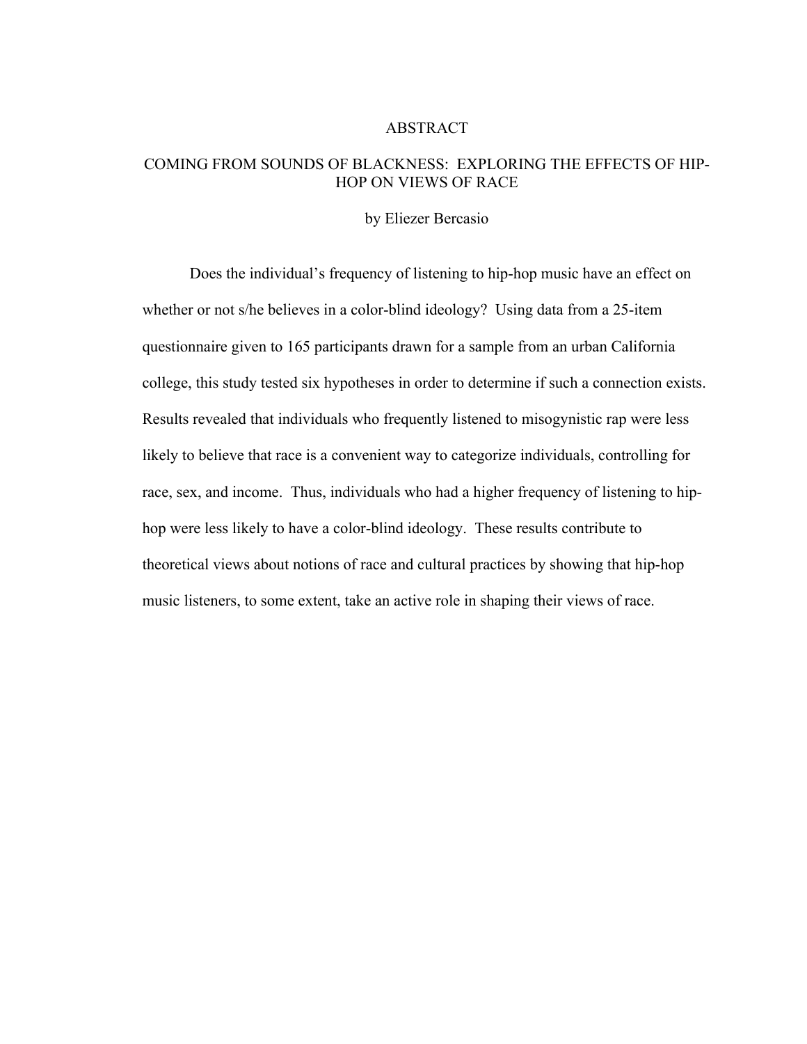# ABSTRACT

## COMING FROM SOUNDS OF BLACKNESS: EXPLORING THE EFFECTS OF HIP-HOP ON VIEWS OF RACE

by Eliezer Bercasio

Does the individual's frequency of listening to hip-hop music have an effect on whether or not s/he believes in a color-blind ideology? Using data from a 25-item questionnaire given to 165 participants drawn for a sample from an urban California college, this study tested six hypotheses in order to determine if such a connection exists. Results revealed that individuals who frequently listened to misogynistic rap were less likely to believe that race is a convenient way to categorize individuals, controlling for race, sex, and income. Thus, individuals who had a higher frequency of listening to hip-hop were less likely to have a color-blind ideology. These results contribute to theoretical views about notions of race and cultural practices by showing that hip-hop music listeners, to some extent, take an active role in shaping their views of race.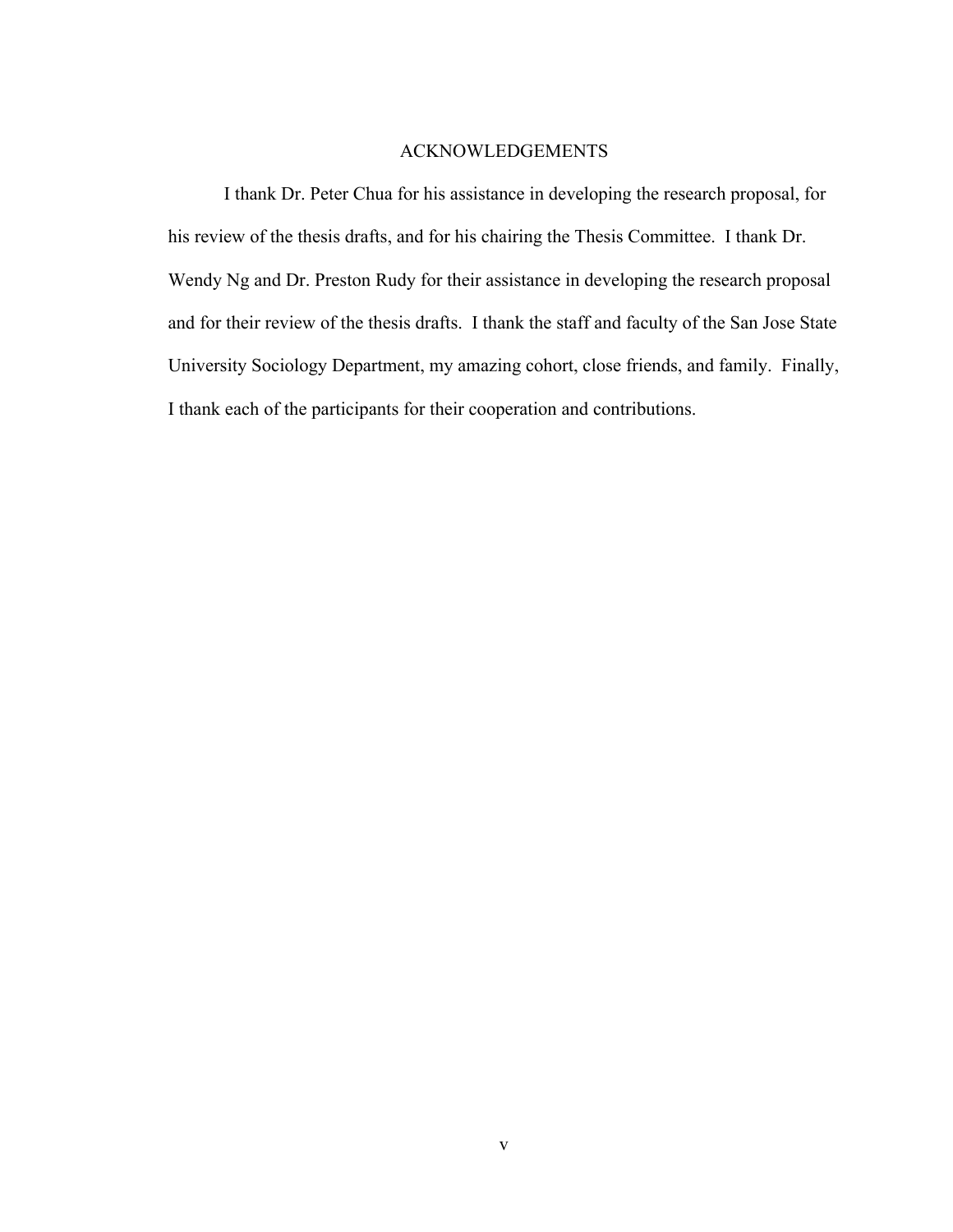# ACKNOWLEDGEMENTS

I thank Dr. Peter Chua for his assistance in developing the research proposal, for his review of the thesis drafts, and for his chairing the Thesis Committee. I thank Dr. Wendy Ng and Dr. Preston Rudy for their assistance in developing the research proposal and for their review of the thesis drafts. I thank the staff and faculty of the San Jose State University Sociology Department, my amazing cohort, close friends, and family. Finally, I thank each of the participants for their cooperation and contributions.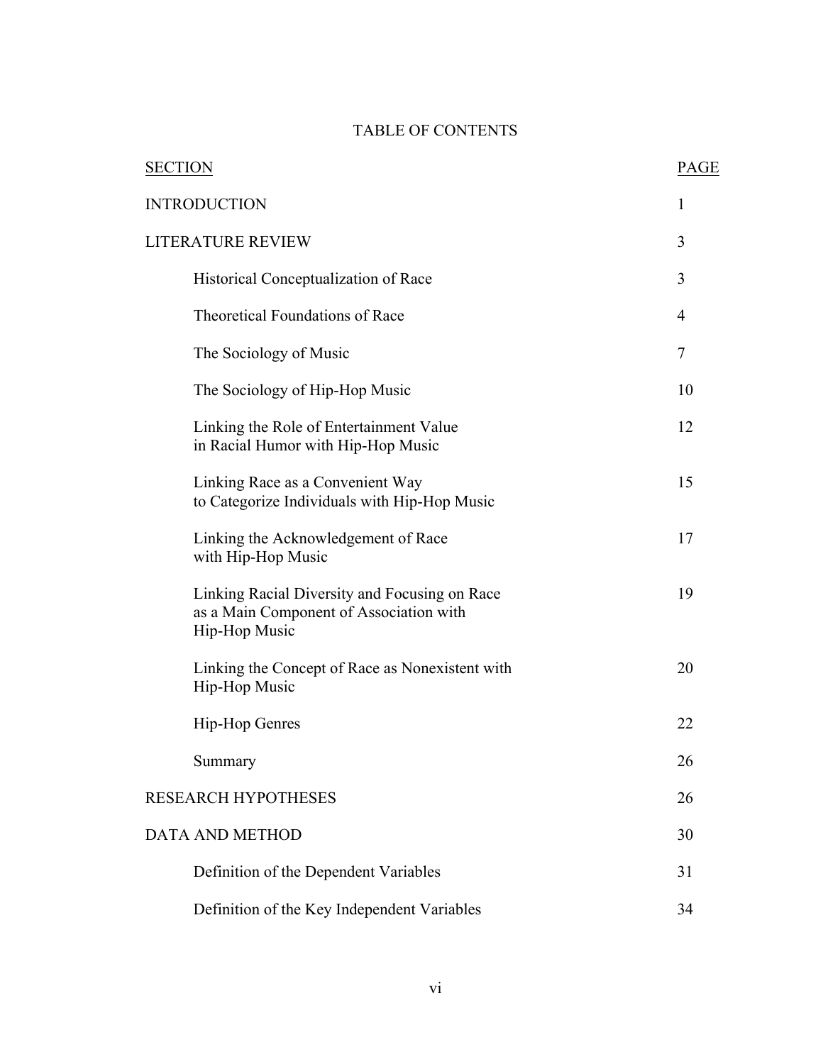# TABLE OF CONTENTS

| SECTION | PAGE |
|---|---|
| INTRODUCTION | 1 |
| LITERATURE REVIEW | 3 |
| Historical Conceptualization of Race | 3 |
| Theoretical Foundations of Race | 4 |
| The Sociology of Music | 7 |
| The Sociology of Hip-Hop Music | 10 |
| Linking the Role of Entertainment Value in Racial Humor with Hip-Hop Music | 12 |
| Linking Race as a Convenient Way to Categorize Individuals with Hip-Hop Music | 15 |
| Linking the Acknowledgement of Race with Hip-Hop Music | 17 |
| Linking Racial Diversity and Focusing on Race as a Main Component of Association with Hip-Hop Music | 19 |
| Linking the Concept of Race as Nonexistent with Hip-Hop Music | 20 |
| Hip-Hop Genres | 22 |
| Summary | 26 |
| RESEARCH HYPOTHESES | 26 |
| DATA AND METHOD | 30 |
| Definition of the Dependent Variables | 31 |
| Definition of the Key Independent Variables | 34 |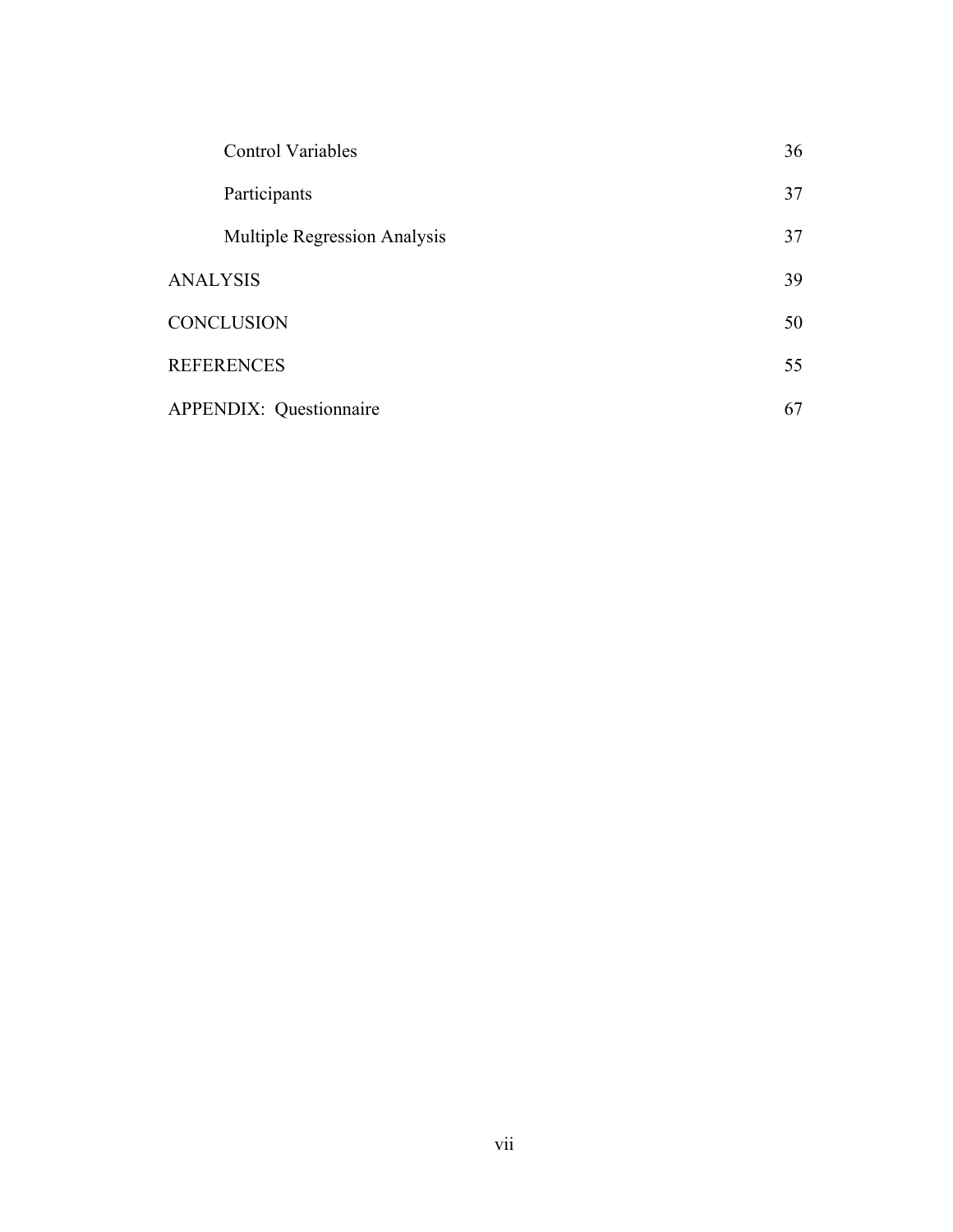Control Variables 36

Participants 37

Multiple Regression Analysis 37

ANALYSIS 39

CONCLUSION 50

REFERENCES 55

APPENDIX: Questionnaire 67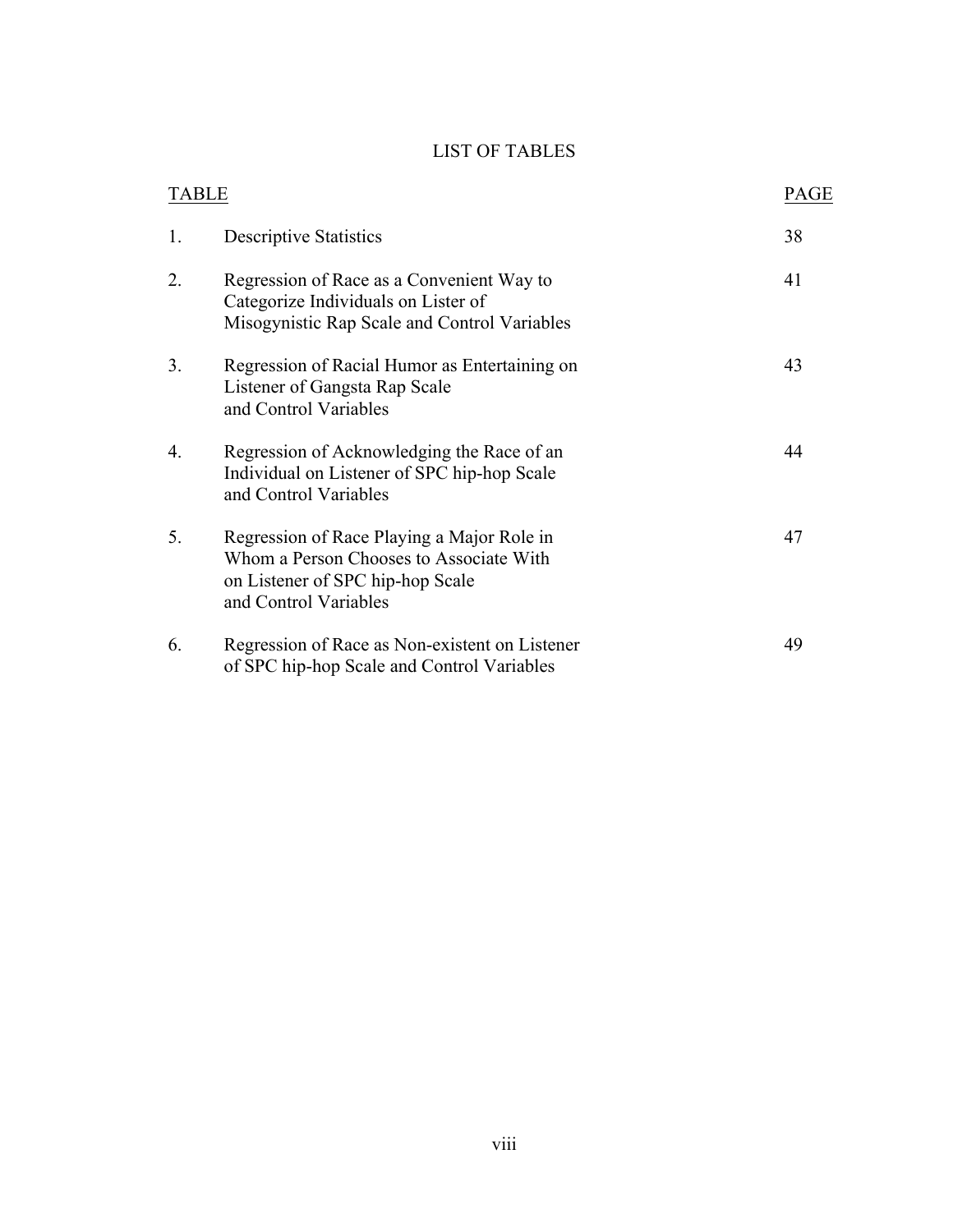# LIST OF TABLES

| TABLE | | PAGE |
|---|---|---|
| 1. | Descriptive Statistics | 38 |
| 2. | Regression of Race as a Convenient Way to Categorize Individuals on Lister of Misogynistic Rap Scale and Control Variables | 41 |
| 3. | Regression of Racial Humor as Entertaining on Listener of Gangsta Rap Scale and Control Variables | 43 |
| 4. | Regression of Acknowledging the Race of an Individual on Listener of SPC hip-hop Scale and Control Variables | 44 |
| 5. | Regression of Race Playing a Major Role in Whom a Person Chooses to Associate With on Listener of SPC hip-hop Scale and Control Variables | 47 |
| 6. | Regression of Race as Non-existent on Listener of SPC hip-hop Scale and Control Variables | 49 |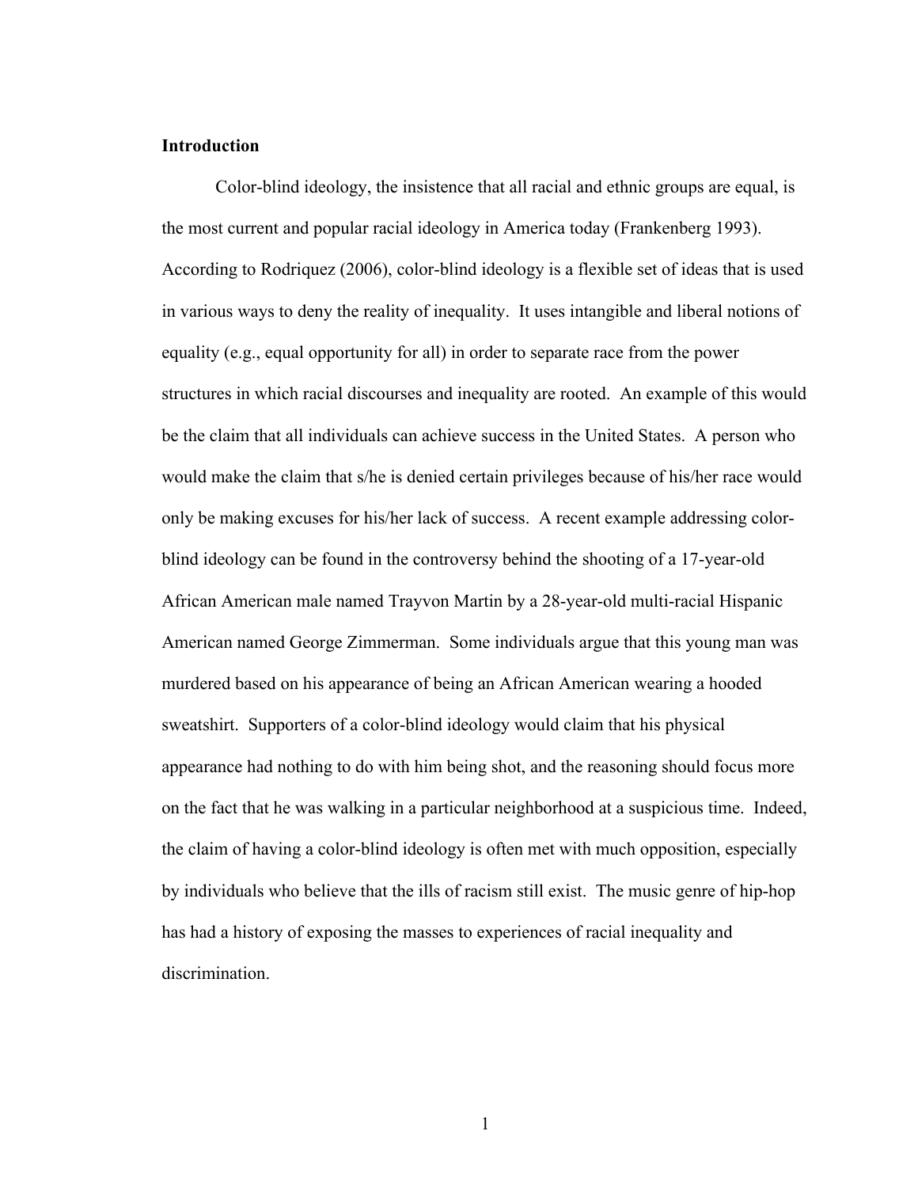**Introduction**

Color-blind ideology, the insistence that all racial and ethnic groups are equal, is the most current and popular racial ideology in America today (Frankenberg 1993). According to Rodriquez (2006), color-blind ideology is a flexible set of ideas that is used in various ways to deny the reality of inequality. It uses intangible and liberal notions of equality (e.g., equal opportunity for all) in order to separate race from the power structures in which racial discourses and inequality are rooted. An example of this would be the claim that all individuals can achieve success in the United States. A person who would make the claim that s/he is denied certain privileges because of his/her race would only be making excuses for his/her lack of success. A recent example addressing color-blind ideology can be found in the controversy behind the shooting of a 17-year-old African American male named Trayvon Martin by a 28-year-old multi-racial Hispanic American named George Zimmerman. Some individuals argue that this young man was murdered based on his appearance of being an African American wearing a hooded sweatshirt. Supporters of a color-blind ideology would claim that his physical appearance had nothing to do with him being shot, and the reasoning should focus more on the fact that he was walking in a particular neighborhood at a suspicious time. Indeed, the claim of having a color-blind ideology is often met with much opposition, especially by individuals who believe that the ills of racism still exist. The music genre of hip-hop has had a history of exposing the masses to experiences of racial inequality and discrimination.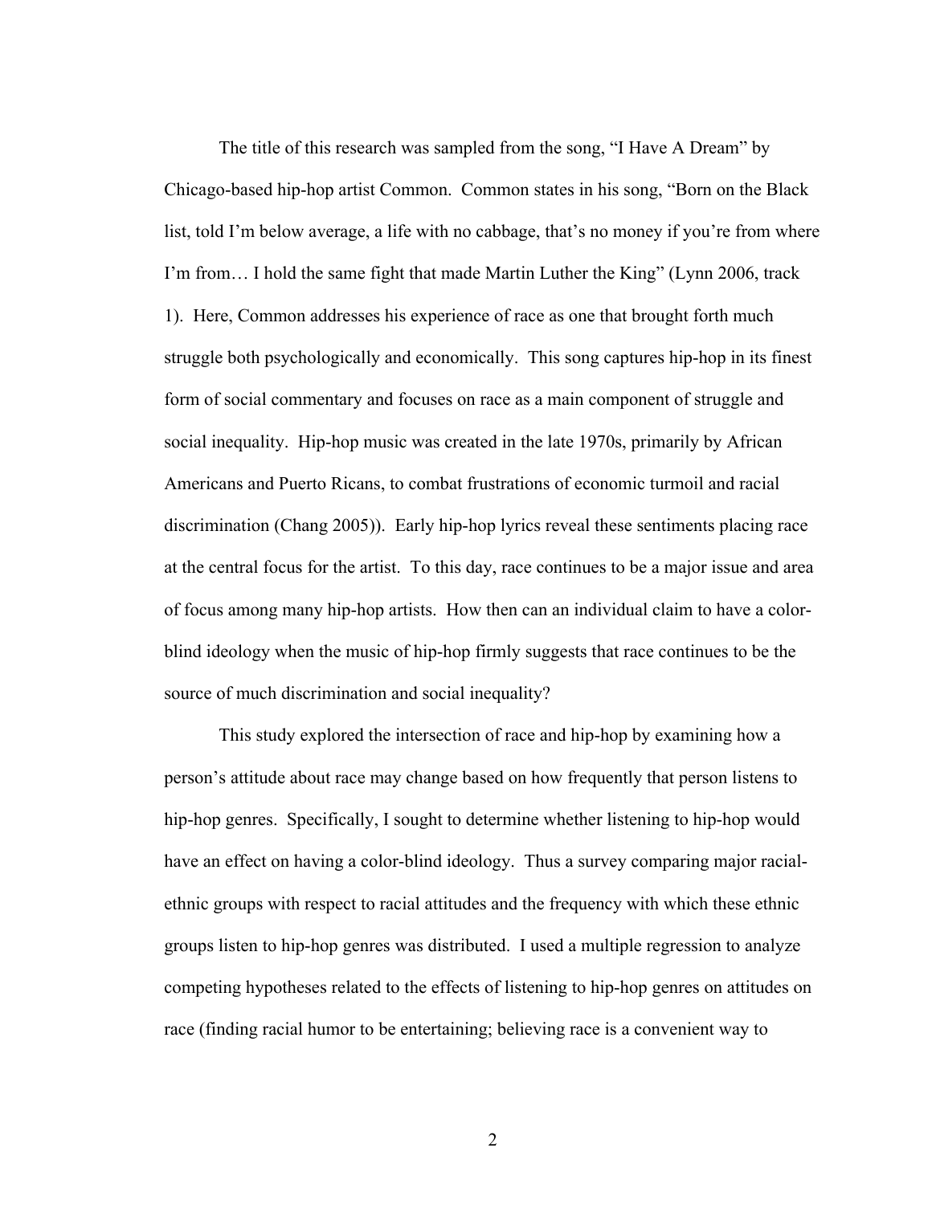The title of this research was sampled from the song, "I Have A Dream" by Chicago-based hip-hop artist Common. Common states in his song, "Born on the Black list, told I'm below average, a life with no cabbage, that's no money if you're from where I'm from… I hold the same fight that made Martin Luther the King" (Lynn 2006, track 1). Here, Common addresses his experience of race as one that brought forth much struggle both psychologically and economically. This song captures hip-hop in its finest form of social commentary and focuses on race as a main component of struggle and social inequality. Hip-hop music was created in the late 1970s, primarily by African Americans and Puerto Ricans, to combat frustrations of economic turmoil and racial discrimination (Chang 2005)). Early hip-hop lyrics reveal these sentiments placing race at the central focus for the artist. To this day, race continues to be a major issue and area of focus among many hip-hop artists. How then can an individual claim to have a color-blind ideology when the music of hip-hop firmly suggests that race continues to be the source of much discrimination and social inequality?

This study explored the intersection of race and hip-hop by examining how a person's attitude about race may change based on how frequently that person listens to hip-hop genres. Specifically, I sought to determine whether listening to hip-hop would have an effect on having a color-blind ideology. Thus a survey comparing major racial-ethnic groups with respect to racial attitudes and the frequency with which these ethnic groups listen to hip-hop genres was distributed. I used a multiple regression to analyze competing hypotheses related to the effects of listening to hip-hop genres on attitudes on race (finding racial humor to be entertaining; believing race is a convenient way to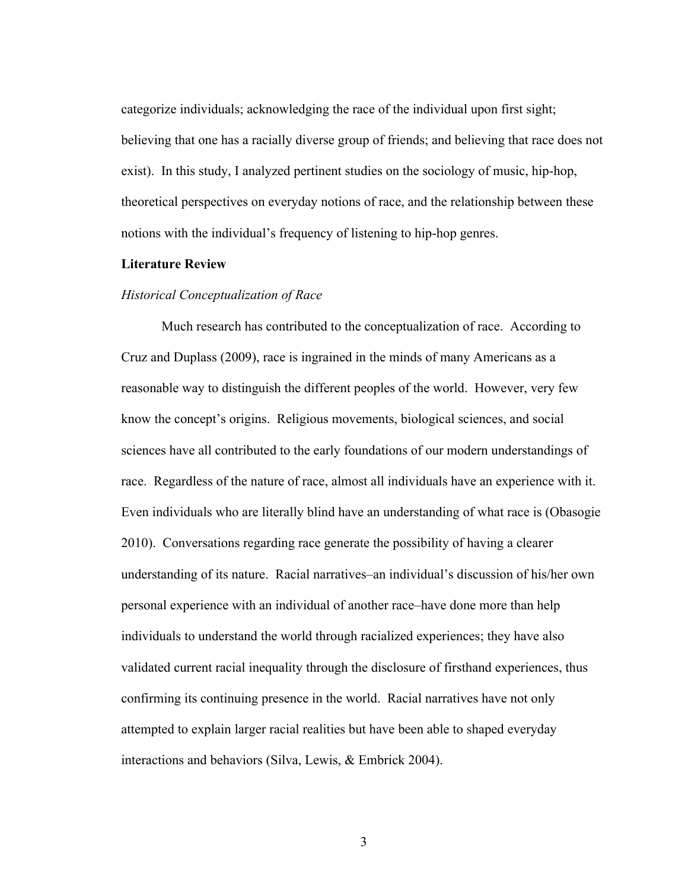categorize individuals; acknowledging the race of the individual upon first sight; believing that one has a racially diverse group of friends; and believing that race does not exist). In this study, I analyzed pertinent studies on the sociology of music, hip-hop, theoretical perspectives on everyday notions of race, and the relationship between these notions with the individual's frequency of listening to hip-hop genres.

## Literature Review

### *Historical Conceptualization of Race*

Much research has contributed to the conceptualization of race. According to Cruz and Duplass (2009), race is ingrained in the minds of many Americans as a reasonable way to distinguish the different peoples of the world. However, very few know the concept's origins. Religious movements, biological sciences, and social sciences have all contributed to the early foundations of our modern understandings of race. Regardless of the nature of race, almost all individuals have an experience with it. Even individuals who are literally blind have an understanding of what race is (Obasogie 2010). Conversations regarding race generate the possibility of having a clearer understanding of its nature. Racial narratives–an individual's discussion of his/her own personal experience with an individual of another race–have done more than help individuals to understand the world through racialized experiences; they have also validated current racial inequality through the disclosure of firsthand experiences, thus confirming its continuing presence in the world. Racial narratives have not only attempted to explain larger racial realities but have been able to shaped everyday interactions and behaviors (Silva, Lewis, & Embrick 2004).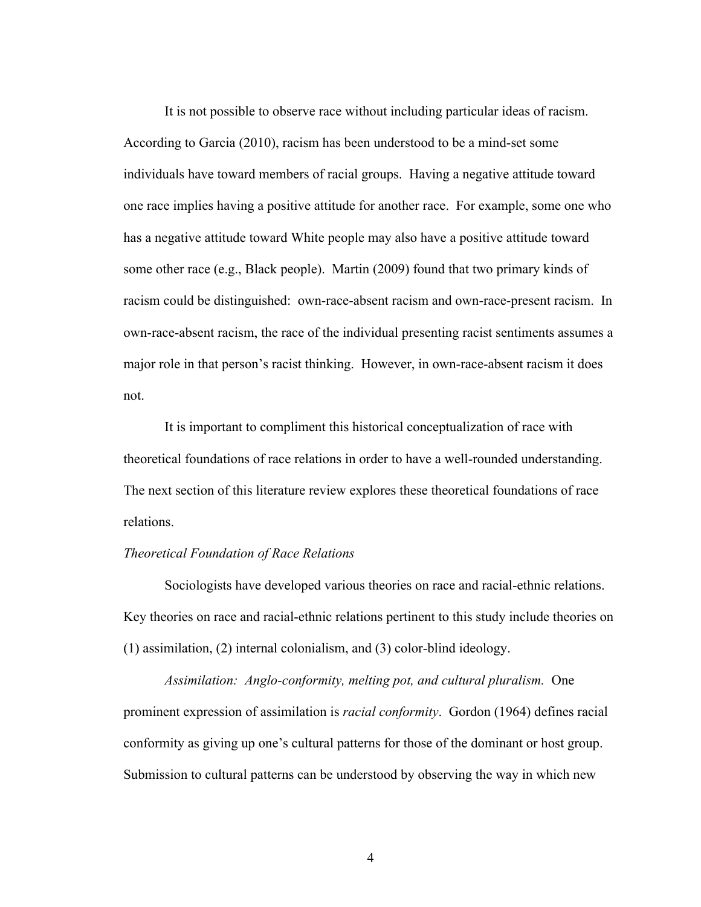It is not possible to observe race without including particular ideas of racism. According to Garcia (2010), racism has been understood to be a mind-set some individuals have toward members of racial groups. Having a negative attitude toward one race implies having a positive attitude for another race. For example, some one who has a negative attitude toward White people may also have a positive attitude toward some other race (e.g., Black people). Martin (2009) found that two primary kinds of racism could be distinguished: own-race-absent racism and own-race-present racism. In own-race-absent racism, the race of the individual presenting racist sentiments assumes a major role in that person's racist thinking. However, in own-race-absent racism it does not.

It is important to compliment this historical conceptualization of race with theoretical foundations of race relations in order to have a well-rounded understanding. The next section of this literature review explores these theoretical foundations of race relations.

*Theoretical Foundation of Race Relations*

Sociologists have developed various theories on race and racial-ethnic relations. Key theories on race and racial-ethnic relations pertinent to this study include theories on (1) assimilation, (2) internal colonialism, and (3) color-blind ideology.

*Assimilation: Anglo-conformity, melting pot, and cultural pluralism.* One prominent expression of assimilation is *racial conformity*. Gordon (1964) defines racial conformity as giving up one's cultural patterns for those of the dominant or host group. Submission to cultural patterns can be understood by observing the way in which new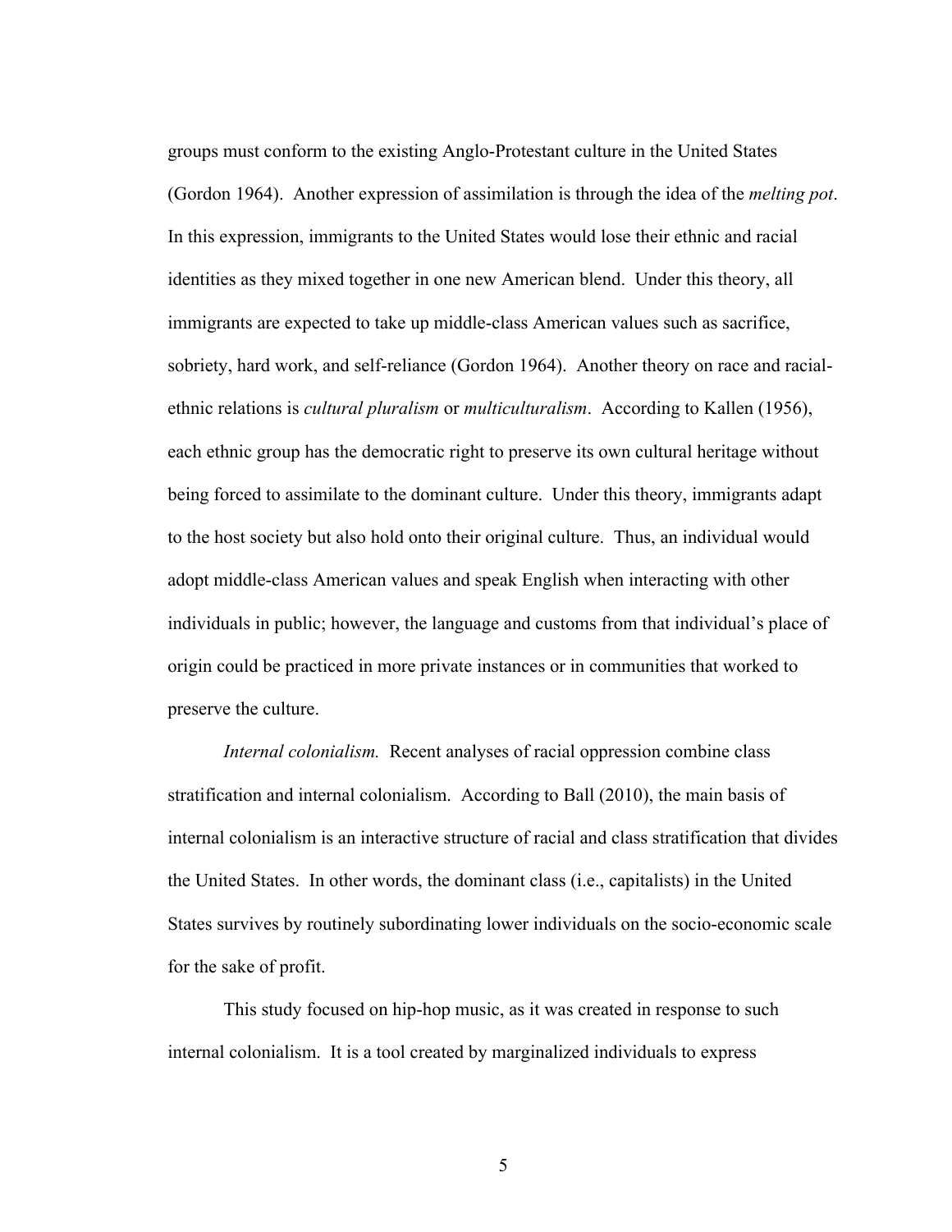groups must conform to the existing Anglo-Protestant culture in the United States (Gordon 1964). Another expression of assimilation is through the idea of the *melting pot*. In this expression, immigrants to the United States would lose their ethnic and racial identities as they mixed together in one new American blend. Under this theory, all immigrants are expected to take up middle-class American values such as sacrifice, sobriety, hard work, and self-reliance (Gordon 1964). Another theory on race and racial-ethnic relations is *cultural pluralism* or *multiculturalism*. According to Kallen (1956), each ethnic group has the democratic right to preserve its own cultural heritage without being forced to assimilate to the dominant culture. Under this theory, immigrants adapt to the host society but also hold onto their original culture. Thus, an individual would adopt middle-class American values and speak English when interacting with other individuals in public; however, the language and customs from that individual's place of origin could be practiced in more private instances or in communities that worked to preserve the culture.

*Internal colonialism.* Recent analyses of racial oppression combine class stratification and internal colonialism. According to Ball (2010), the main basis of internal colonialism is an interactive structure of racial and class stratification that divides the United States. In other words, the dominant class (i.e., capitalists) in the United States survives by routinely subordinating lower individuals on the socio-economic scale for the sake of profit.

This study focused on hip-hop music, as it was created in response to such internal colonialism. It is a tool created by marginalized individuals to express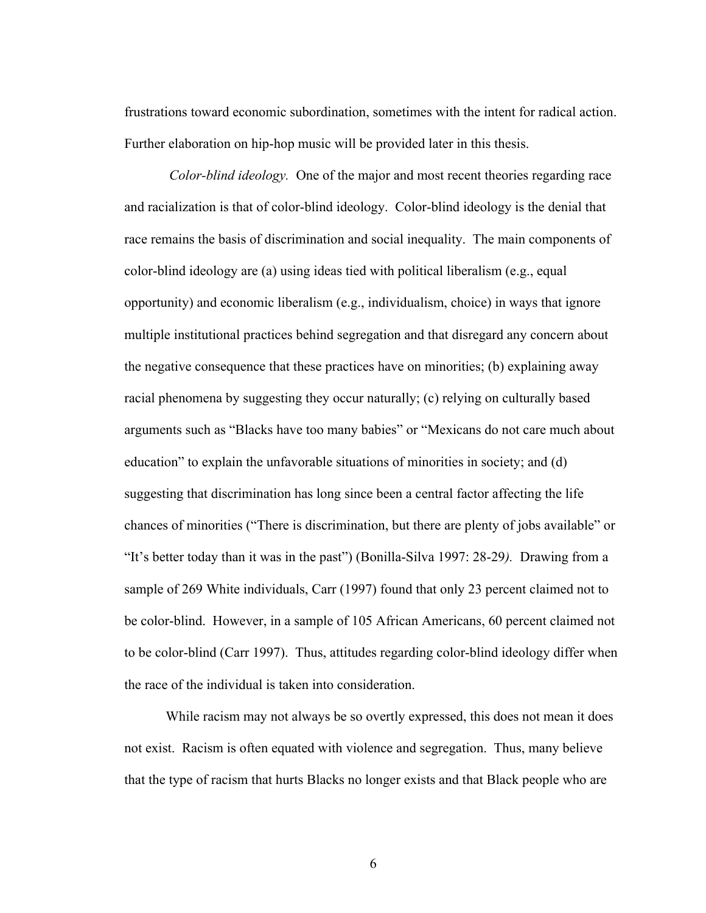frustrations toward economic subordination, sometimes with the intent for radical action. Further elaboration on hip-hop music will be provided later in this thesis.

*Color-blind ideology.* One of the major and most recent theories regarding race and racialization is that of color-blind ideology. Color-blind ideology is the denial that race remains the basis of discrimination and social inequality. The main components of color-blind ideology are (a) using ideas tied with political liberalism (e.g., equal opportunity) and economic liberalism (e.g., individualism, choice) in ways that ignore multiple institutional practices behind segregation and that disregard any concern about the negative consequence that these practices have on minorities; (b) explaining away racial phenomena by suggesting they occur naturally; (c) relying on culturally based arguments such as "Blacks have too many babies" or "Mexicans do not care much about education" to explain the unfavorable situations of minorities in society; and (d) suggesting that discrimination has long since been a central factor affecting the life chances of minorities ("There is discrimination, but there are plenty of jobs available" or "It's better today than it was in the past") (Bonilla-Silva 1997: 28-29*).* Drawing from a sample of 269 White individuals, Carr (1997) found that only 23 percent claimed not to be color-blind. However, in a sample of 105 African Americans, 60 percent claimed not to be color-blind (Carr 1997). Thus, attitudes regarding color-blind ideology differ when the race of the individual is taken into consideration.

While racism may not always be so overtly expressed, this does not mean it does not exist. Racism is often equated with violence and segregation. Thus, many believe that the type of racism that hurts Blacks no longer exists and that Black people who are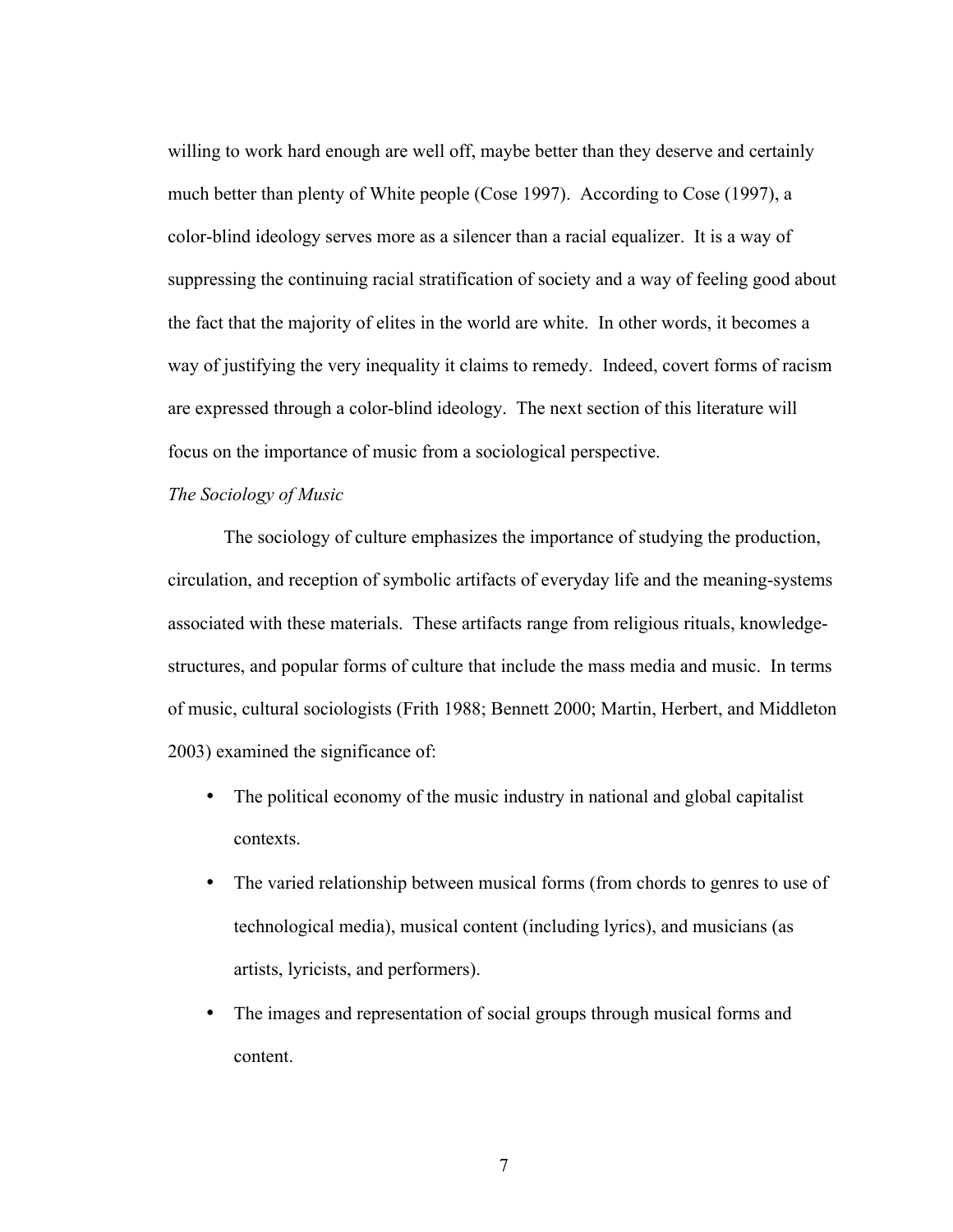willing to work hard enough are well off, maybe better than they deserve and certainly much better than plenty of White people (Cose 1997). According to Cose (1997), a color-blind ideology serves more as a silencer than a racial equalizer. It is a way of suppressing the continuing racial stratification of society and a way of feeling good about the fact that the majority of elites in the world are white. In other words, it becomes a way of justifying the very inequality it claims to remedy. Indeed, covert forms of racism are expressed through a color-blind ideology. The next section of this literature will focus on the importance of music from a sociological perspective.

*The Sociology of Music*

The sociology of culture emphasizes the importance of studying the production, circulation, and reception of symbolic artifacts of everyday life and the meaning-systems associated with these materials. These artifacts range from religious rituals, knowledge-structures, and popular forms of culture that include the mass media and music. In terms of music, cultural sociologists (Frith 1988; Bennett 2000; Martin, Herbert, and Middleton 2003) examined the significance of:

- The political economy of the music industry in national and global capitalist contexts.
- The varied relationship between musical forms (from chords to genres to use of technological media), musical content (including lyrics), and musicians (as artists, lyricists, and performers).
- The images and representation of social groups through musical forms and content.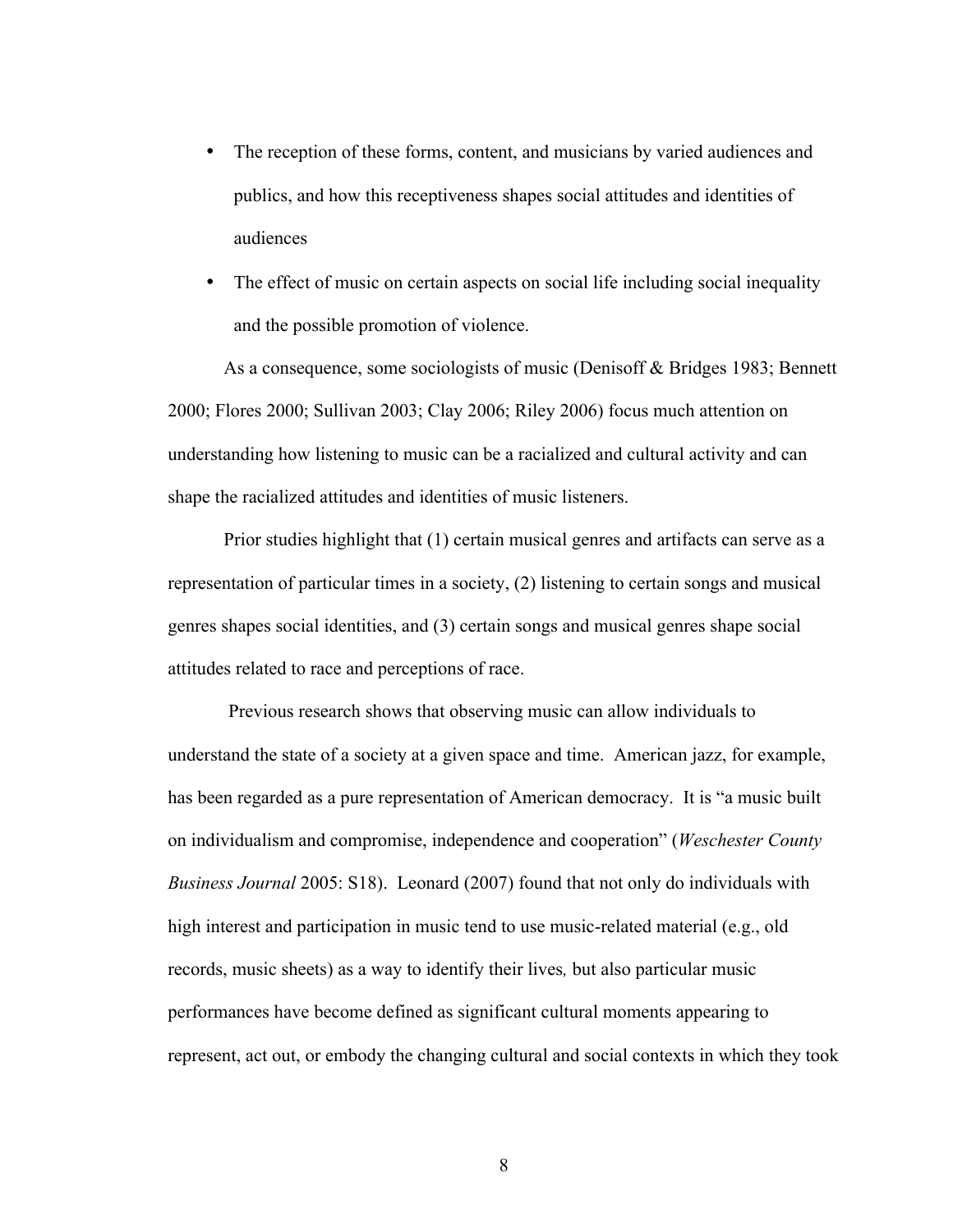- The reception of these forms, content, and musicians by varied audiences and publics, and how this receptiveness shapes social attitudes and identities of audiences
- The effect of music on certain aspects on social life including social inequality and the possible promotion of violence.

As a consequence, some sociologists of music (Denisoff & Bridges 1983; Bennett 2000; Flores 2000; Sullivan 2003; Clay 2006; Riley 2006) focus much attention on understanding how listening to music can be a racialized and cultural activity and can shape the racialized attitudes and identities of music listeners.

Prior studies highlight that (1) certain musical genres and artifacts can serve as a representation of particular times in a society, (2) listening to certain songs and musical genres shapes social identities, and (3) certain songs and musical genres shape social attitudes related to race and perceptions of race.

Previous research shows that observing music can allow individuals to understand the state of a society at a given space and time. American jazz, for example, has been regarded as a pure representation of American democracy. It is "a music built on individualism and compromise, independence and cooperation" (*Weschester County Business Journal* 2005: S18). Leonard (2007) found that not only do individuals with high interest and participation in music tend to use music-related material (e.g., old records, music sheets) as a way to identify their lives*,* but also particular music performances have become defined as significant cultural moments appearing to represent, act out, or embody the changing cultural and social contexts in which they took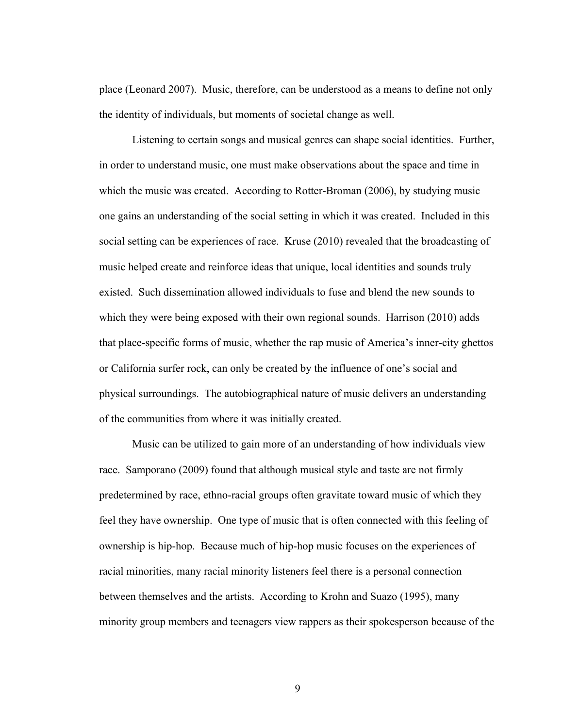place (Leonard 2007). Music, therefore, can be understood as a means to define not only the identity of individuals, but moments of societal change as well.

Listening to certain songs and musical genres can shape social identities. Further, in order to understand music, one must make observations about the space and time in which the music was created. According to Rotter-Broman (2006), by studying music one gains an understanding of the social setting in which it was created. Included in this social setting can be experiences of race. Kruse (2010) revealed that the broadcasting of music helped create and reinforce ideas that unique, local identities and sounds truly existed. Such dissemination allowed individuals to fuse and blend the new sounds to which they were being exposed with their own regional sounds. Harrison (2010) adds that place-specific forms of music, whether the rap music of America's inner-city ghettos or California surfer rock, can only be created by the influence of one's social and physical surroundings. The autobiographical nature of music delivers an understanding of the communities from where it was initially created.

Music can be utilized to gain more of an understanding of how individuals view race. Samporano (2009) found that although musical style and taste are not firmly predetermined by race, ethno-racial groups often gravitate toward music of which they feel they have ownership. One type of music that is often connected with this feeling of ownership is hip-hop. Because much of hip-hop music focuses on the experiences of racial minorities, many racial minority listeners feel there is a personal connection between themselves and the artists. According to Krohn and Suazo (1995), many minority group members and teenagers view rappers as their spokesperson because of the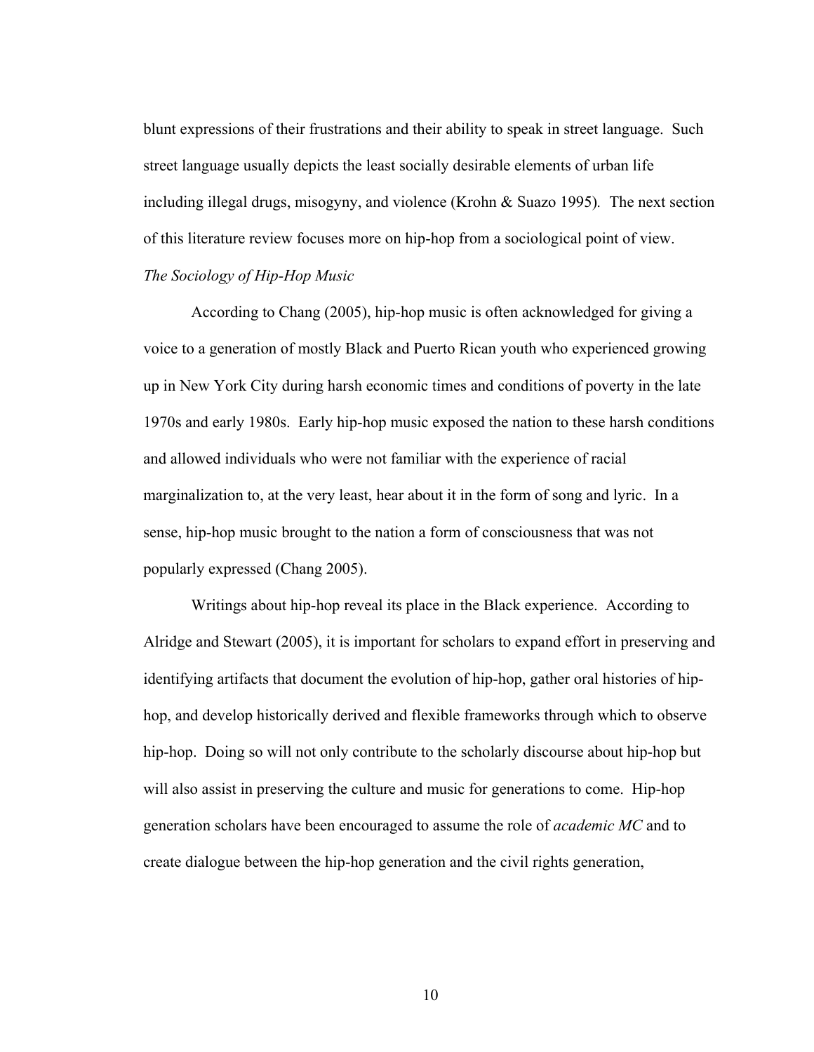blunt expressions of their frustrations and their ability to speak in street language. Such street language usually depicts the least socially desirable elements of urban life including illegal drugs, misogyny, and violence (Krohn & Suazo 1995). The next section of this literature review focuses more on hip-hop from a sociological point of view.

*The Sociology of Hip-Hop Music*

According to Chang (2005), hip-hop music is often acknowledged for giving a voice to a generation of mostly Black and Puerto Rican youth who experienced growing up in New York City during harsh economic times and conditions of poverty in the late 1970s and early 1980s. Early hip-hop music exposed the nation to these harsh conditions and allowed individuals who were not familiar with the experience of racial marginalization to, at the very least, hear about it in the form of song and lyric. In a sense, hip-hop music brought to the nation a form of consciousness that was not popularly expressed (Chang 2005).

Writings about hip-hop reveal its place in the Black experience. According to Alridge and Stewart (2005), it is important for scholars to expand effort in preserving and identifying artifacts that document the evolution of hip-hop, gather oral histories of hip-hop, and develop historically derived and flexible frameworks through which to observe hip-hop. Doing so will not only contribute to the scholarly discourse about hip-hop but will also assist in preserving the culture and music for generations to come. Hip-hop generation scholars have been encouraged to assume the role of *academic MC* and to create dialogue between the hip-hop generation and the civil rights generation,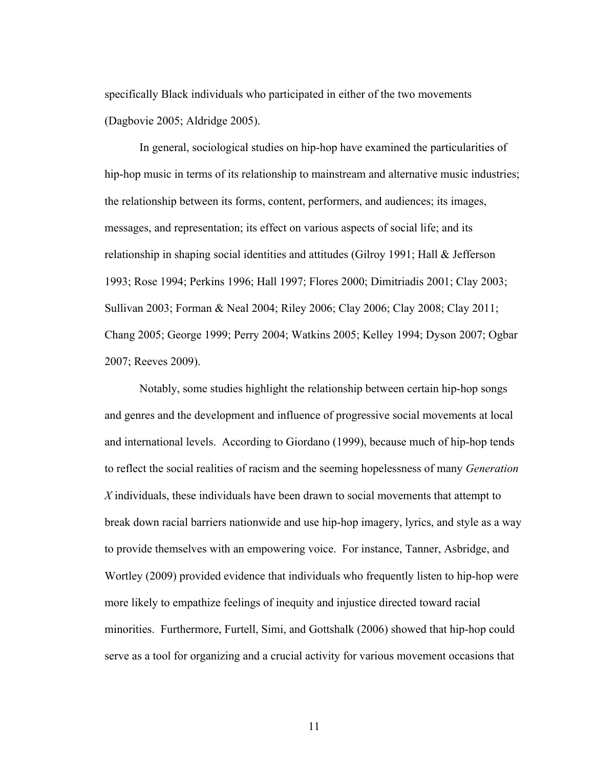specifically Black individuals who participated in either of the two movements (Dagbovie 2005; Aldridge 2005).

In general, sociological studies on hip-hop have examined the particularities of hip-hop music in terms of its relationship to mainstream and alternative music industries; the relationship between its forms, content, performers, and audiences; its images, messages, and representation; its effect on various aspects of social life; and its relationship in shaping social identities and attitudes (Gilroy 1991; Hall & Jefferson 1993; Rose 1994; Perkins 1996; Hall 1997; Flores 2000; Dimitriadis 2001; Clay 2003; Sullivan 2003; Forman & Neal 2004; Riley 2006; Clay 2006; Clay 2008; Clay 2011; Chang 2005; George 1999; Perry 2004; Watkins 2005; Kelley 1994; Dyson 2007; Ogbar 2007; Reeves 2009).

Notably, some studies highlight the relationship between certain hip-hop songs and genres and the development and influence of progressive social movements at local and international levels. According to Giordano (1999), because much of hip-hop tends to reflect the social realities of racism and the seeming hopelessness of many *Generation X* individuals, these individuals have been drawn to social movements that attempt to break down racial barriers nationwide and use hip-hop imagery, lyrics, and style as a way to provide themselves with an empowering voice. For instance, Tanner, Asbridge, and Wortley (2009) provided evidence that individuals who frequently listen to hip-hop were more likely to empathize feelings of inequity and injustice directed toward racial minorities. Furthermore, Furtell, Simi, and Gottshalk (2006) showed that hip-hop could serve as a tool for organizing and a crucial activity for various movement occasions that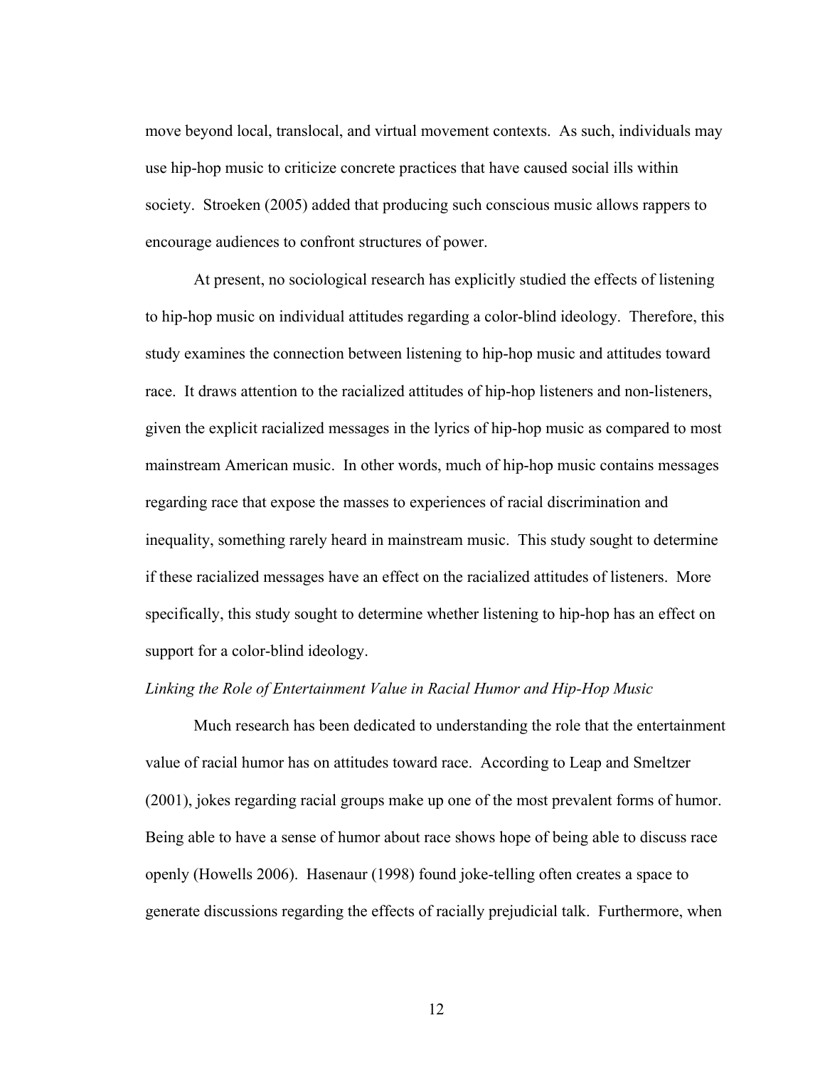move beyond local, translocal, and virtual movement contexts. As such, individuals may use hip-hop music to criticize concrete practices that have caused social ills within society. Stroeken (2005) added that producing such conscious music allows rappers to encourage audiences to confront structures of power.

At present, no sociological research has explicitly studied the effects of listening to hip-hop music on individual attitudes regarding a color-blind ideology. Therefore, this study examines the connection between listening to hip-hop music and attitudes toward race. It draws attention to the racialized attitudes of hip-hop listeners and non-listeners, given the explicit racialized messages in the lyrics of hip-hop music as compared to most mainstream American music. In other words, much of hip-hop music contains messages regarding race that expose the masses to experiences of racial discrimination and inequality, something rarely heard in mainstream music. This study sought to determine if these racialized messages have an effect on the racialized attitudes of listeners. More specifically, this study sought to determine whether listening to hip-hop has an effect on support for a color-blind ideology.

*Linking the Role of Entertainment Value in Racial Humor and Hip-Hop Music*

Much research has been dedicated to understanding the role that the entertainment value of racial humor has on attitudes toward race. According to Leap and Smeltzer (2001), jokes regarding racial groups make up one of the most prevalent forms of humor. Being able to have a sense of humor about race shows hope of being able to discuss race openly (Howells 2006). Hasenaur (1998) found joke-telling often creates a space to generate discussions regarding the effects of racially prejudicial talk. Furthermore, when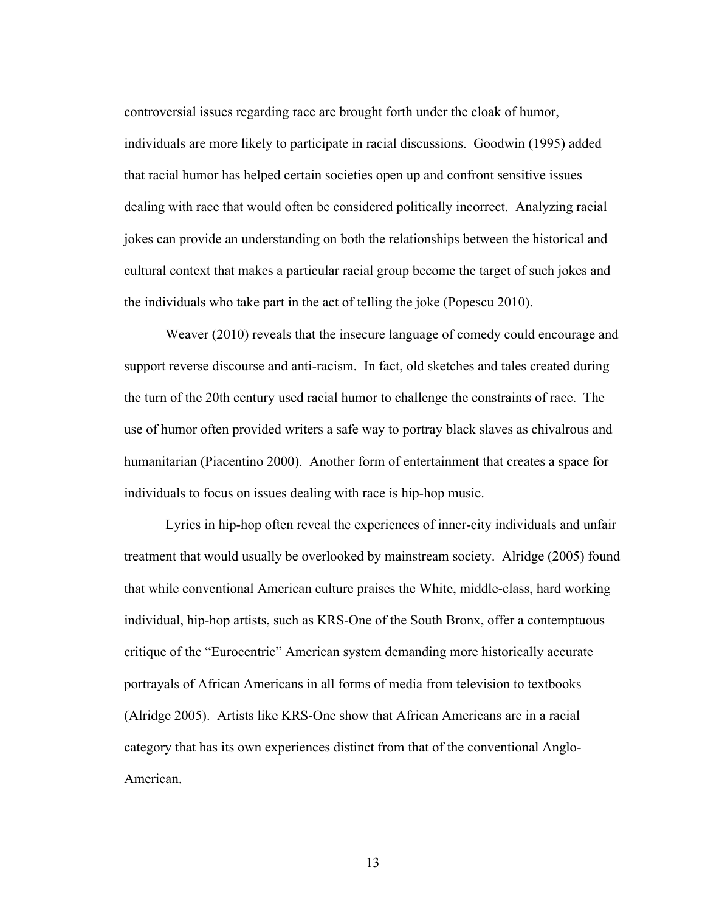controversial issues regarding race are brought forth under the cloak of humor, individuals are more likely to participate in racial discussions. Goodwin (1995) added that racial humor has helped certain societies open up and confront sensitive issues dealing with race that would often be considered politically incorrect. Analyzing racial jokes can provide an understanding on both the relationships between the historical and cultural context that makes a particular racial group become the target of such jokes and the individuals who take part in the act of telling the joke (Popescu 2010).

Weaver (2010) reveals that the insecure language of comedy could encourage and support reverse discourse and anti-racism. In fact, old sketches and tales created during the turn of the 20th century used racial humor to challenge the constraints of race. The use of humor often provided writers a safe way to portray black slaves as chivalrous and humanitarian (Piacentino 2000). Another form of entertainment that creates a space for individuals to focus on issues dealing with race is hip-hop music.

Lyrics in hip-hop often reveal the experiences of inner-city individuals and unfair treatment that would usually be overlooked by mainstream society. Alridge (2005) found that while conventional American culture praises the White, middle-class, hard working individual, hip-hop artists, such as KRS-One of the South Bronx, offer a contemptuous critique of the "Eurocentric" American system demanding more historically accurate portrayals of African Americans in all forms of media from television to textbooks (Alridge 2005). Artists like KRS-One show that African Americans are in a racial category that has its own experiences distinct from that of the conventional Anglo-American.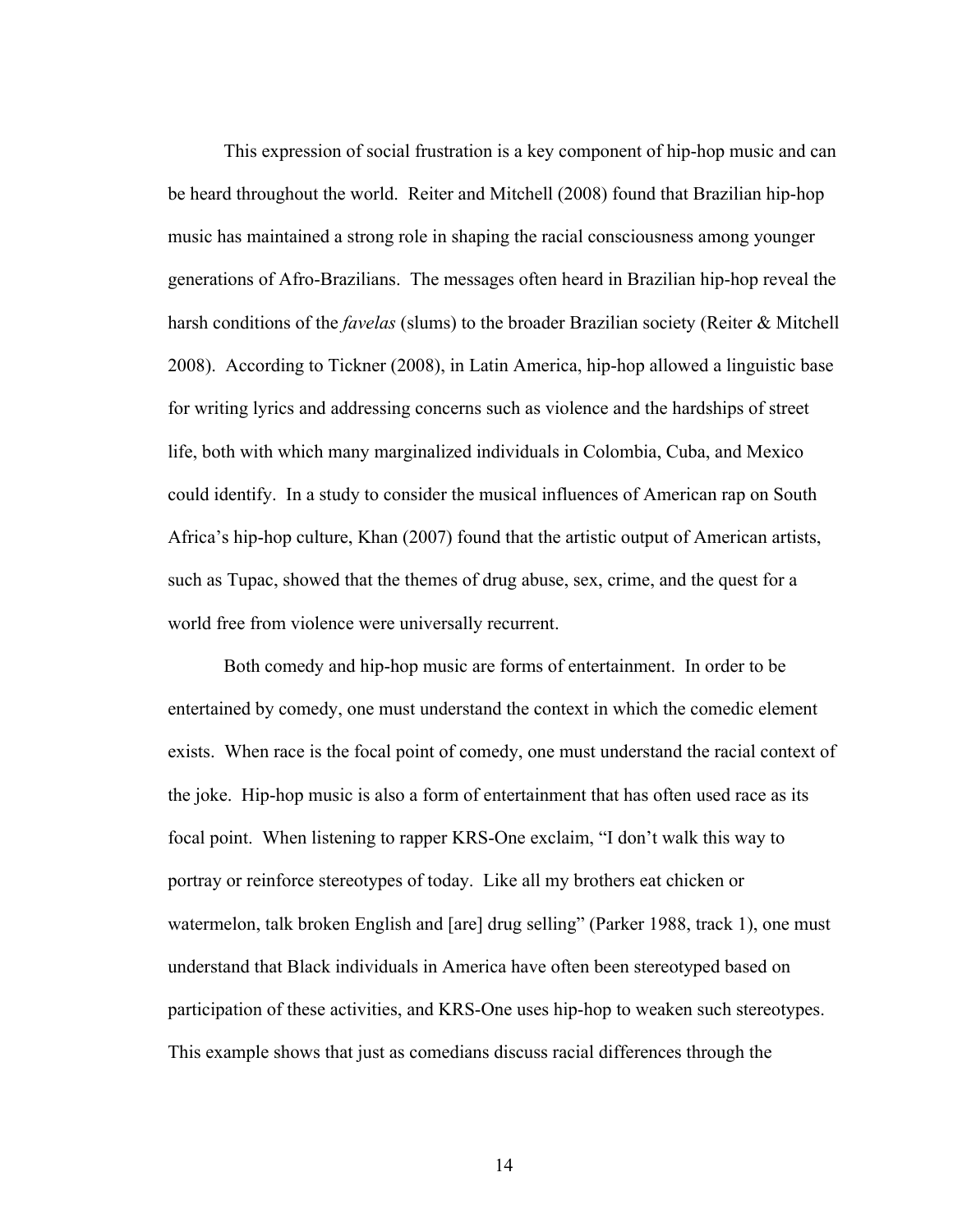This expression of social frustration is a key component of hip-hop music and can be heard throughout the world. Reiter and Mitchell (2008) found that Brazilian hip-hop music has maintained a strong role in shaping the racial consciousness among younger generations of Afro-Brazilians. The messages often heard in Brazilian hip-hop reveal the harsh conditions of the *favelas* (slums) to the broader Brazilian society (Reiter & Mitchell 2008). According to Tickner (2008), in Latin America, hip-hop allowed a linguistic base for writing lyrics and addressing concerns such as violence and the hardships of street life, both with which many marginalized individuals in Colombia, Cuba, and Mexico could identify. In a study to consider the musical influences of American rap on South Africa's hip-hop culture, Khan (2007) found that the artistic output of American artists, such as Tupac, showed that the themes of drug abuse, sex, crime, and the quest for a world free from violence were universally recurrent.

Both comedy and hip-hop music are forms of entertainment. In order to be entertained by comedy, one must understand the context in which the comedic element exists. When race is the focal point of comedy, one must understand the racial context of the joke. Hip-hop music is also a form of entertainment that has often used race as its focal point. When listening to rapper KRS-One exclaim, "I don't walk this way to portray or reinforce stereotypes of today. Like all my brothers eat chicken or watermelon, talk broken English and [are] drug selling" (Parker 1988, track 1), one must understand that Black individuals in America have often been stereotyped based on participation of these activities, and KRS-One uses hip-hop to weaken such stereotypes. This example shows that just as comedians discuss racial differences through the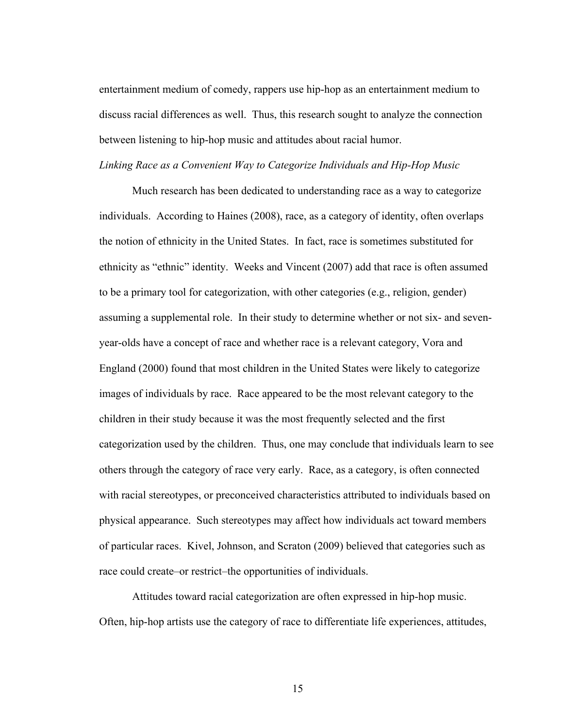entertainment medium of comedy, rappers use hip-hop as an entertainment medium to discuss racial differences as well. Thus, this research sought to analyze the connection between listening to hip-hop music and attitudes about racial humor.

*Linking Race as a Convenient Way to Categorize Individuals and Hip-Hop Music*

Much research has been dedicated to understanding race as a way to categorize individuals. According to Haines (2008), race, as a category of identity, often overlaps the notion of ethnicity in the United States. In fact, race is sometimes substituted for ethnicity as "ethnic" identity. Weeks and Vincent (2007) add that race is often assumed to be a primary tool for categorization, with other categories (e.g., religion, gender) assuming a supplemental role. In their study to determine whether or not six- and seven-year-olds have a concept of race and whether race is a relevant category, Vora and England (2000) found that most children in the United States were likely to categorize images of individuals by race. Race appeared to be the most relevant category to the children in their study because it was the most frequently selected and the first categorization used by the children. Thus, one may conclude that individuals learn to see others through the category of race very early. Race, as a category, is often connected with racial stereotypes, or preconceived characteristics attributed to individuals based on physical appearance. Such stereotypes may affect how individuals act toward members of particular races. Kivel, Johnson, and Scraton (2009) believed that categories such as race could create–or restrict–the opportunities of individuals.

Attitudes toward racial categorization are often expressed in hip-hop music. Often, hip-hop artists use the category of race to differentiate life experiences, attitudes,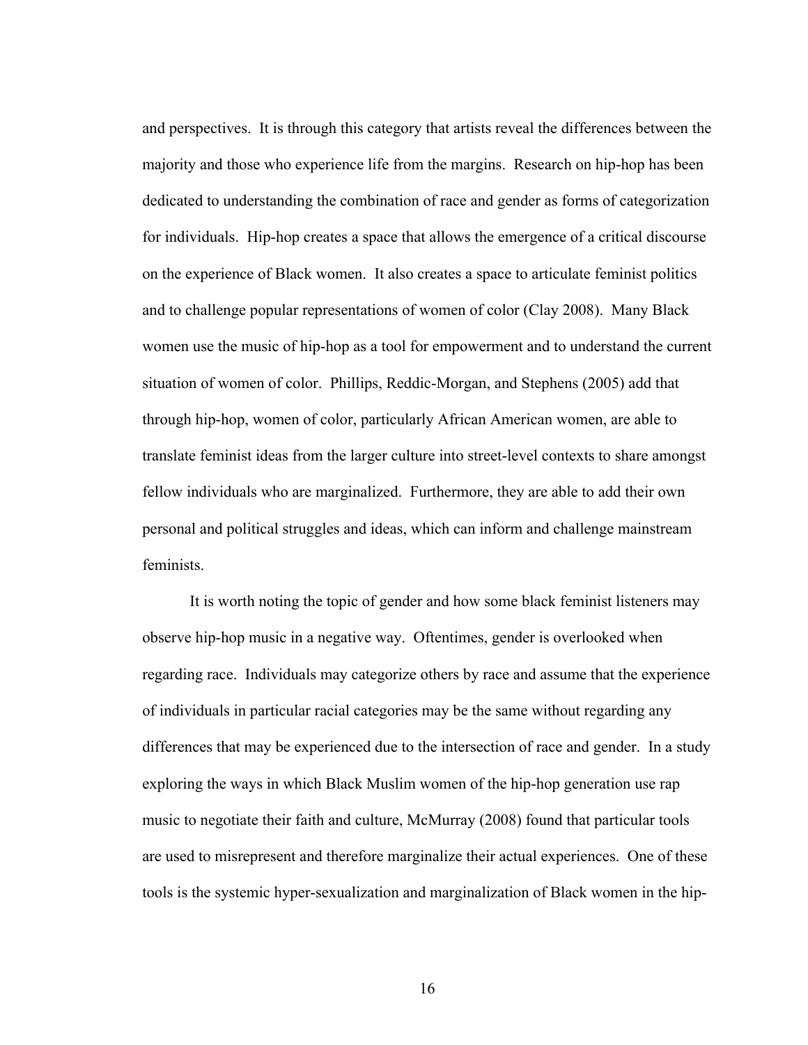and perspectives. It is through this category that artists reveal the differences between the majority and those who experience life from the margins. Research on hip-hop has been dedicated to understanding the combination of race and gender as forms of categorization for individuals. Hip-hop creates a space that allows the emergence of a critical discourse on the experience of Black women. It also creates a space to articulate feminist politics and to challenge popular representations of women of color (Clay 2008). Many Black women use the music of hip-hop as a tool for empowerment and to understand the current situation of women of color. Phillips, Reddic-Morgan, and Stephens (2005) add that through hip-hop, women of color, particularly African American women, are able to translate feminist ideas from the larger culture into street-level contexts to share amongst fellow individuals who are marginalized. Furthermore, they are able to add their own personal and political struggles and ideas, which can inform and challenge mainstream feminists.

It is worth noting the topic of gender and how some black feminist listeners may observe hip-hop music in a negative way. Oftentimes, gender is overlooked when regarding race. Individuals may categorize others by race and assume that the experience of individuals in particular racial categories may be the same without regarding any differences that may be experienced due to the intersection of race and gender. In a study exploring the ways in which Black Muslim women of the hip-hop generation use rap music to negotiate their faith and culture, McMurray (2008) found that particular tools are used to misrepresent and therefore marginalize their actual experiences. One of these tools is the systemic hyper-sexualization and marginalization of Black women in the hip-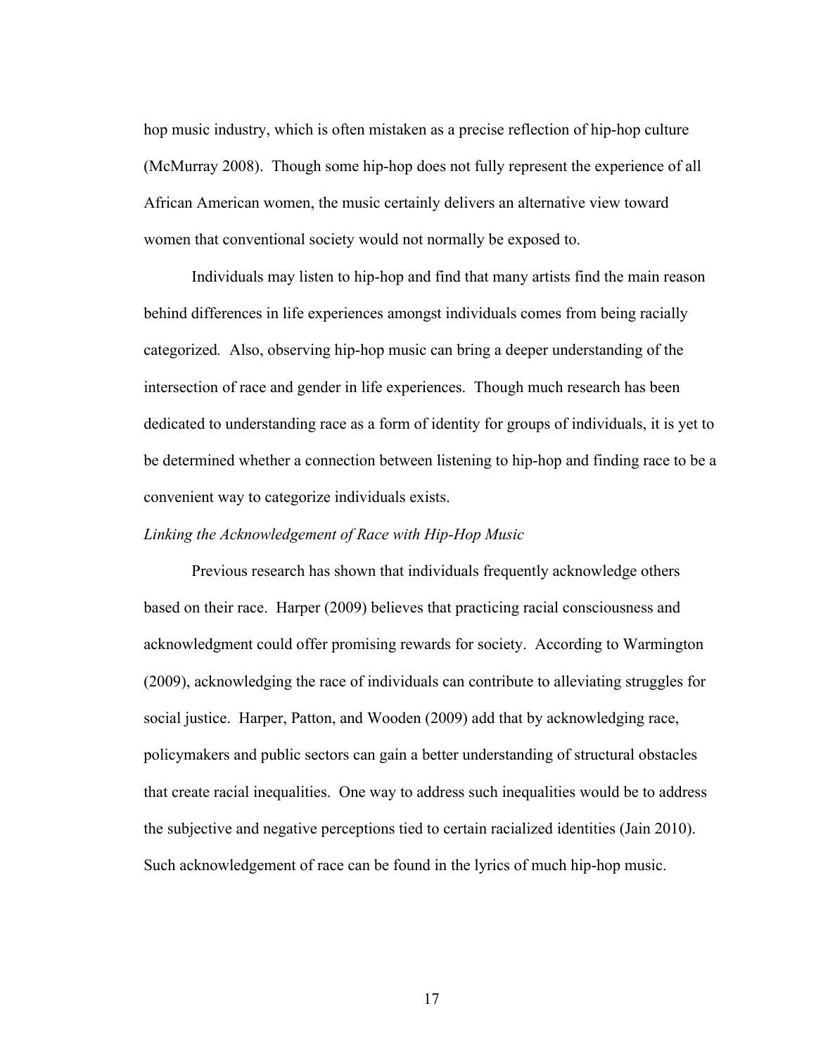hop music industry, which is often mistaken as a precise reflection of hip-hop culture (McMurray 2008). Though some hip-hop does not fully represent the experience of all African American women, the music certainly delivers an alternative view toward women that conventional society would not normally be exposed to.

Individuals may listen to hip-hop and find that many artists find the main reason behind differences in life experiences amongst individuals comes from being racially categorized. Also, observing hip-hop music can bring a deeper understanding of the intersection of race and gender in life experiences. Though much research has been dedicated to understanding race as a form of identity for groups of individuals, it is yet to be determined whether a connection between listening to hip-hop and finding race to be a convenient way to categorize individuals exists.

*Linking the Acknowledgement of Race with Hip-Hop Music*

Previous research has shown that individuals frequently acknowledge others based on their race. Harper (2009) believes that practicing racial consciousness and acknowledgment could offer promising rewards for society. According to Warmington (2009), acknowledging the race of individuals can contribute to alleviating struggles for social justice. Harper, Patton, and Wooden (2009) add that by acknowledging race, policymakers and public sectors can gain a better understanding of structural obstacles that create racial inequalities. One way to address such inequalities would be to address the subjective and negative perceptions tied to certain racialized identities (Jain 2010). Such acknowledgement of race can be found in the lyrics of much hip-hop music.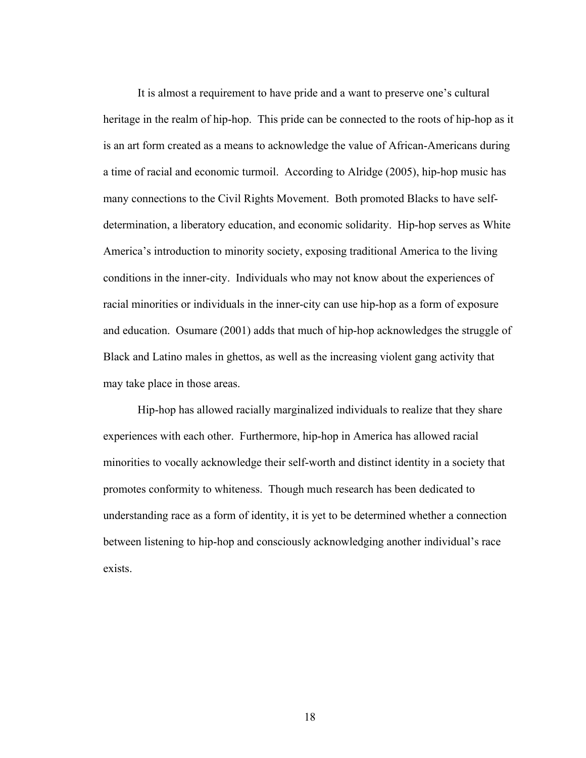It is almost a requirement to have pride and a want to preserve one's cultural heritage in the realm of hip-hop. This pride can be connected to the roots of hip-hop as it is an art form created as a means to acknowledge the value of African-Americans during a time of racial and economic turmoil. According to Alridge (2005), hip-hop music has many connections to the Civil Rights Movement. Both promoted Blacks to have self-determination, a liberatory education, and economic solidarity. Hip-hop serves as White America's introduction to minority society, exposing traditional America to the living conditions in the inner-city. Individuals who may not know about the experiences of racial minorities or individuals in the inner-city can use hip-hop as a form of exposure and education. Osumare (2001) adds that much of hip-hop acknowledges the struggle of Black and Latino males in ghettos, as well as the increasing violent gang activity that may take place in those areas.

Hip-hop has allowed racially marginalized individuals to realize that they share experiences with each other. Furthermore, hip-hop in America has allowed racial minorities to vocally acknowledge their self-worth and distinct identity in a society that promotes conformity to whiteness. Though much research has been dedicated to understanding race as a form of identity, it is yet to be determined whether a connection between listening to hip-hop and consciously acknowledging another individual's race exists.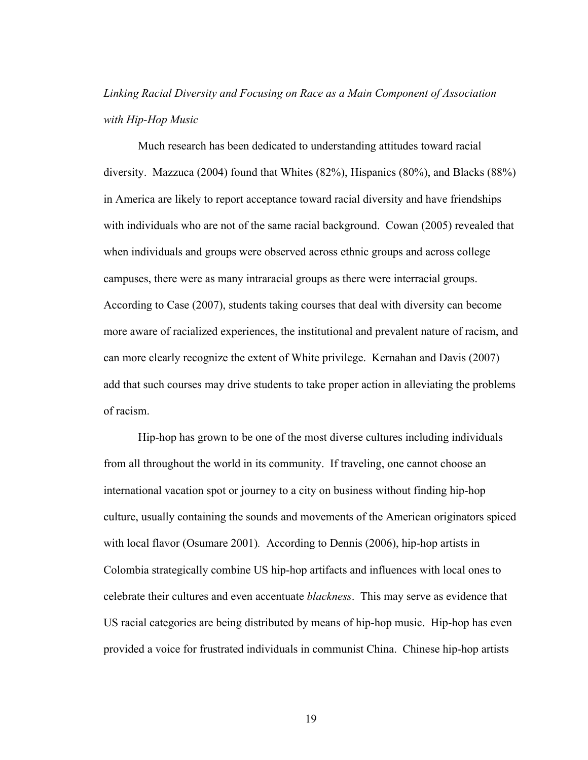*Linking Racial Diversity and Focusing on Race as a Main Component of Association with Hip-Hop Music*

Much research has been dedicated to understanding attitudes toward racial diversity. Mazzuca (2004) found that Whites (82%), Hispanics (80%), and Blacks (88%) in America are likely to report acceptance toward racial diversity and have friendships with individuals who are not of the same racial background. Cowan (2005) revealed that when individuals and groups were observed across ethnic groups and across college campuses, there were as many intraracial groups as there were interracial groups. According to Case (2007), students taking courses that deal with diversity can become more aware of racialized experiences, the institutional and prevalent nature of racism, and can more clearly recognize the extent of White privilege. Kernahan and Davis (2007) add that such courses may drive students to take proper action in alleviating the problems of racism.

Hip-hop has grown to be one of the most diverse cultures including individuals from all throughout the world in its community. If traveling, one cannot choose an international vacation spot or journey to a city on business without finding hip-hop culture, usually containing the sounds and movements of the American originators spiced with local flavor (Osumare 2001). According to Dennis (2006), hip-hop artists in Colombia strategically combine US hip-hop artifacts and influences with local ones to celebrate their cultures and even accentuate *blackness*. This may serve as evidence that US racial categories are being distributed by means of hip-hop music. Hip-hop has even provided a voice for frustrated individuals in communist China. Chinese hip-hop artists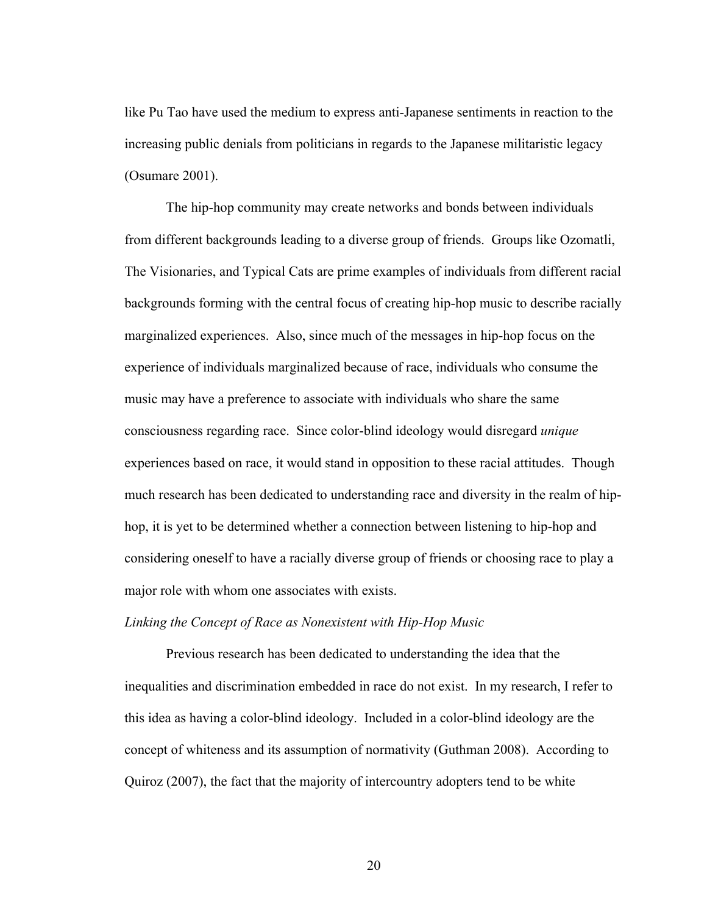like Pu Tao have used the medium to express anti-Japanese sentiments in reaction to the increasing public denials from politicians in regards to the Japanese militaristic legacy (Osumare 2001).

The hip-hop community may create networks and bonds between individuals from different backgrounds leading to a diverse group of friends. Groups like Ozomatli, The Visionaries, and Typical Cats are prime examples of individuals from different racial backgrounds forming with the central focus of creating hip-hop music to describe racially marginalized experiences. Also, since much of the messages in hip-hop focus on the experience of individuals marginalized because of race, individuals who consume the music may have a preference to associate with individuals who share the same consciousness regarding race. Since color-blind ideology would disregard *unique* experiences based on race, it would stand in opposition to these racial attitudes. Though much research has been dedicated to understanding race and diversity in the realm of hip-hop, it is yet to be determined whether a connection between listening to hip-hop and considering oneself to have a racially diverse group of friends or choosing race to play a major role with whom one associates with exists.

*Linking the Concept of Race as Nonexistent with Hip-Hop Music*

Previous research has been dedicated to understanding the idea that the inequalities and discrimination embedded in race do not exist. In my research, I refer to this idea as having a color-blind ideology. Included in a color-blind ideology are the concept of whiteness and its assumption of normativity (Guthman 2008). According to Quiroz (2007), the fact that the majority of intercountry adopters tend to be white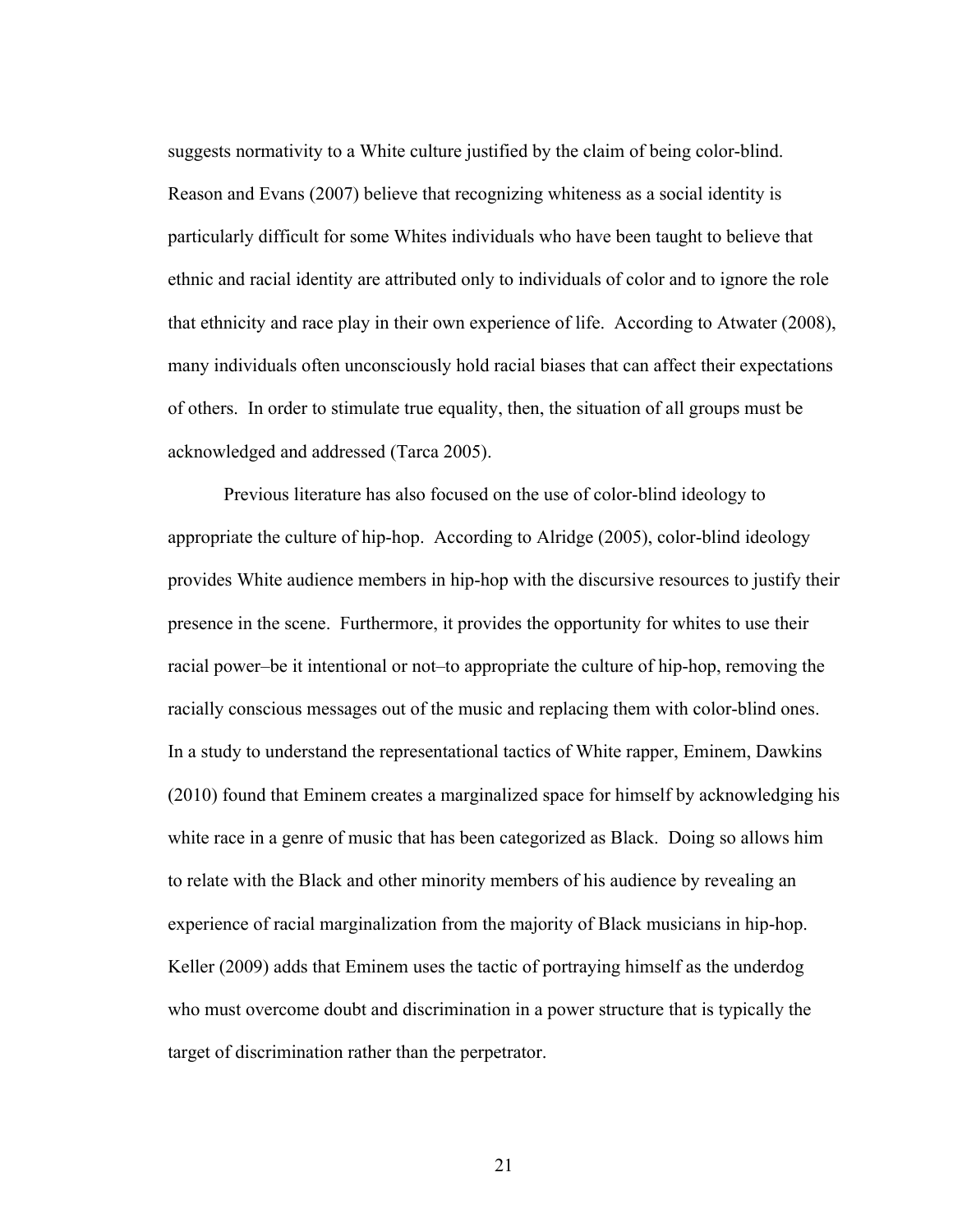suggests normativity to a White culture justified by the claim of being color-blind. Reason and Evans (2007) believe that recognizing whiteness as a social identity is particularly difficult for some Whites individuals who have been taught to believe that ethnic and racial identity are attributed only to individuals of color and to ignore the role that ethnicity and race play in their own experience of life. According to Atwater (2008), many individuals often unconsciously hold racial biases that can affect their expectations of others. In order to stimulate true equality, then, the situation of all groups must be acknowledged and addressed (Tarca 2005).

Previous literature has also focused on the use of color-blind ideology to appropriate the culture of hip-hop. According to Alridge (2005), color-blind ideology provides White audience members in hip-hop with the discursive resources to justify their presence in the scene. Furthermore, it provides the opportunity for whites to use their racial power–be it intentional or not–to appropriate the culture of hip-hop, removing the racially conscious messages out of the music and replacing them with color-blind ones. In a study to understand the representational tactics of White rapper, Eminem, Dawkins (2010) found that Eminem creates a marginalized space for himself by acknowledging his white race in a genre of music that has been categorized as Black. Doing so allows him to relate with the Black and other minority members of his audience by revealing an experience of racial marginalization from the majority of Black musicians in hip-hop. Keller (2009) adds that Eminem uses the tactic of portraying himself as the underdog who must overcome doubt and discrimination in a power structure that is typically the target of discrimination rather than the perpetrator.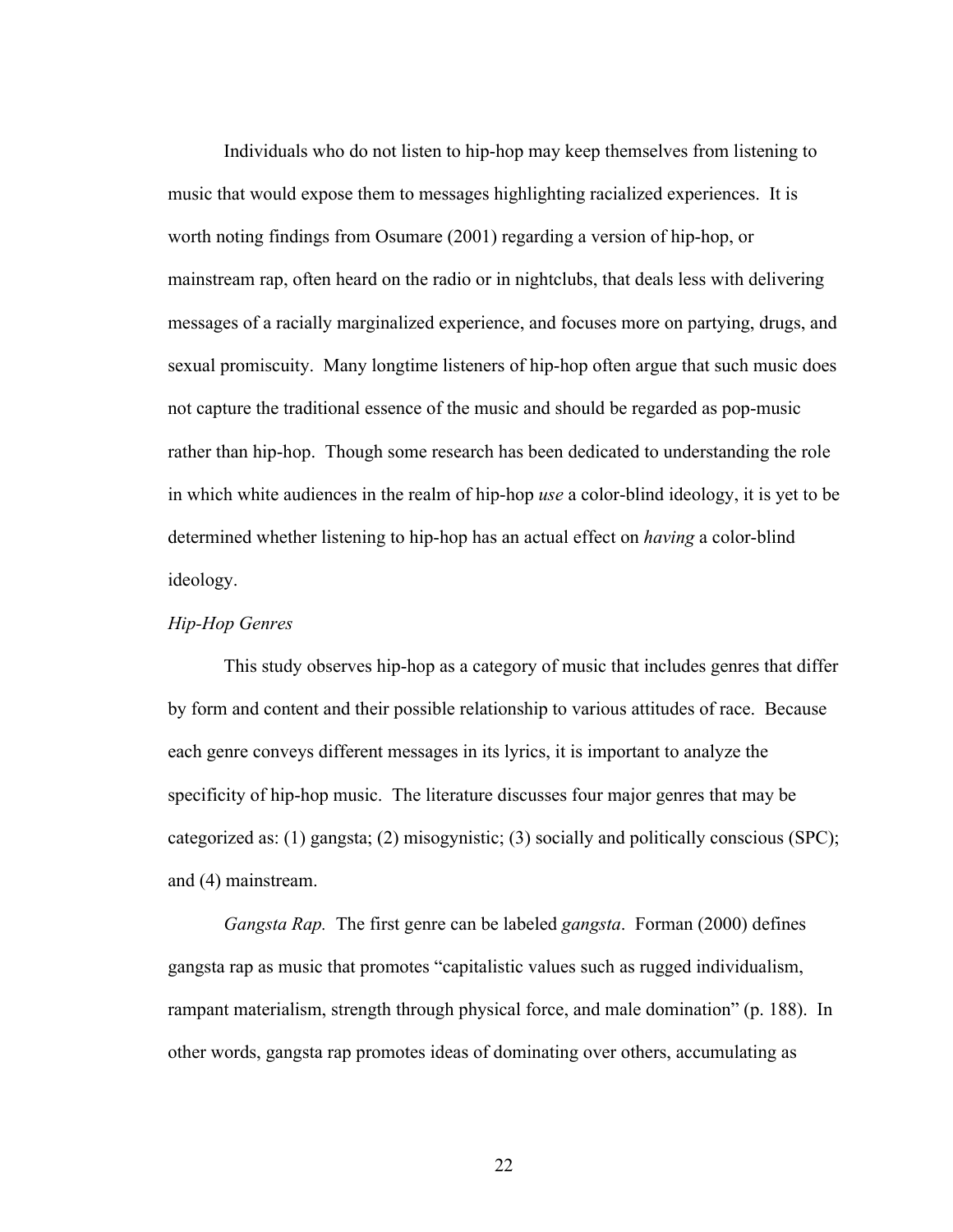Individuals who do not listen to hip-hop may keep themselves from listening to music that would expose them to messages highlighting racialized experiences. It is worth noting findings from Osumare (2001) regarding a version of hip-hop, or mainstream rap, often heard on the radio or in nightclubs, that deals less with delivering messages of a racially marginalized experience, and focuses more on partying, drugs, and sexual promiscuity. Many longtime listeners of hip-hop often argue that such music does not capture the traditional essence of the music and should be regarded as pop-music rather than hip-hop. Though some research has been dedicated to understanding the role in which white audiences in the realm of hip-hop *use* a color-blind ideology, it is yet to be determined whether listening to hip-hop has an actual effect on *having* a color-blind ideology.

*Hip-Hop Genres*

This study observes hip-hop as a category of music that includes genres that differ by form and content and their possible relationship to various attitudes of race. Because each genre conveys different messages in its lyrics, it is important to analyze the specificity of hip-hop music. The literature discusses four major genres that may be categorized as: (1) gangsta; (2) misogynistic; (3) socially and politically conscious (SPC); and (4) mainstream.

*Gangsta Rap.* The first genre can be labeled *gangsta*. Forman (2000) defines gangsta rap as music that promotes "capitalistic values such as rugged individualism, rampant materialism, strength through physical force, and male domination" (p. 188). In other words, gangsta rap promotes ideas of dominating over others, accumulating as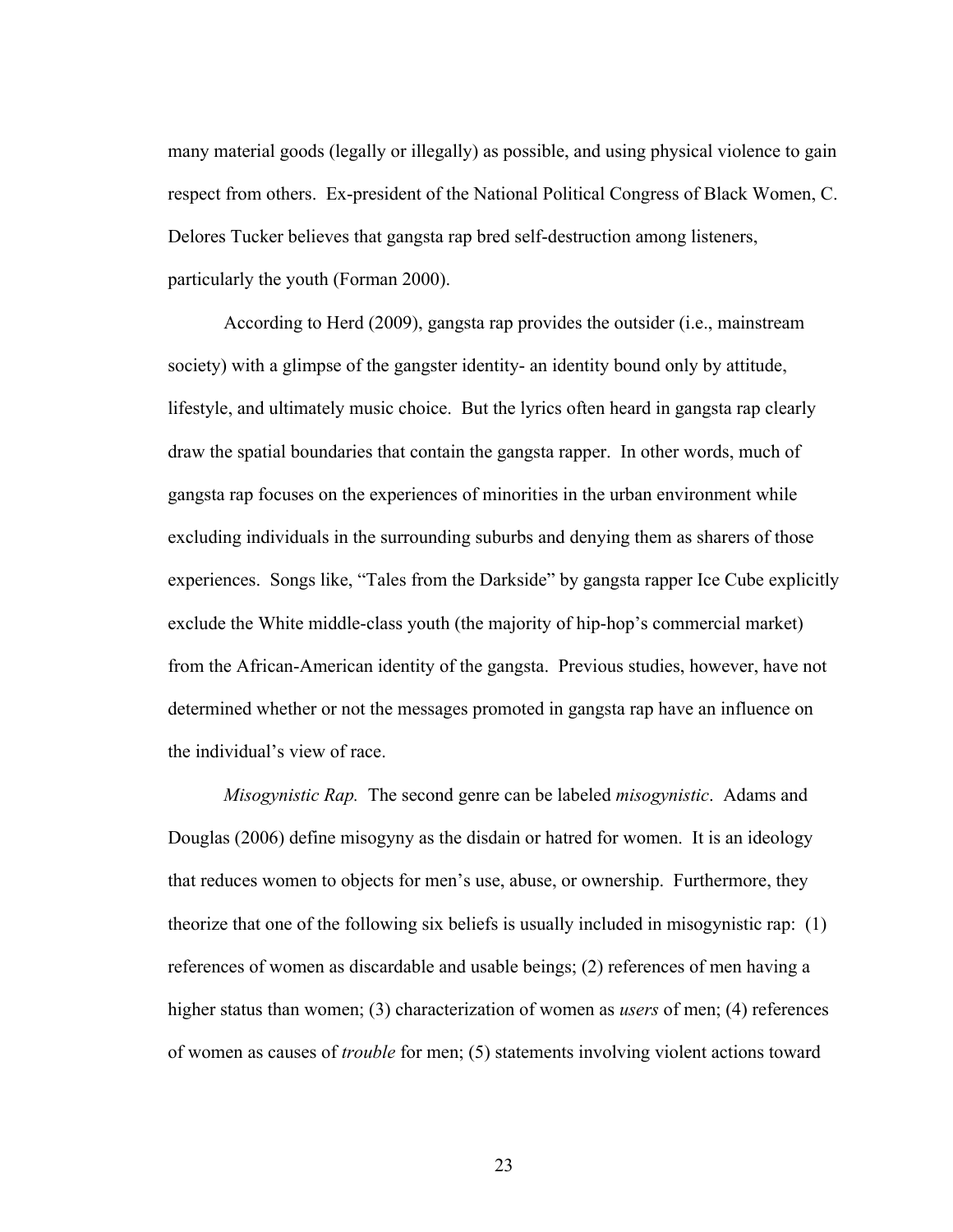many material goods (legally or illegally) as possible, and using physical violence to gain respect from others. Ex-president of the National Political Congress of Black Women, C. Delores Tucker believes that gangsta rap bred self-destruction among listeners, particularly the youth (Forman 2000).

According to Herd (2009), gangsta rap provides the outsider (i.e., mainstream society) with a glimpse of the gangster identity- an identity bound only by attitude, lifestyle, and ultimately music choice. But the lyrics often heard in gangsta rap clearly draw the spatial boundaries that contain the gangsta rapper. In other words, much of gangsta rap focuses on the experiences of minorities in the urban environment while excluding individuals in the surrounding suburbs and denying them as sharers of those experiences. Songs like, "Tales from the Darkside" by gangsta rapper Ice Cube explicitly exclude the White middle-class youth (the majority of hip-hop's commercial market) from the African-American identity of the gangsta. Previous studies, however, have not determined whether or not the messages promoted in gangsta rap have an influence on the individual's view of race.

*Misogynistic Rap.* The second genre can be labeled *misogynistic*. Adams and Douglas (2006) define misogyny as the disdain or hatred for women. It is an ideology that reduces women to objects for men's use, abuse, or ownership. Furthermore, they theorize that one of the following six beliefs is usually included in misogynistic rap: (1) references of women as discardable and usable beings; (2) references of men having a higher status than women; (3) characterization of women as *users* of men; (4) references of women as causes of *trouble* for men; (5) statements involving violent actions toward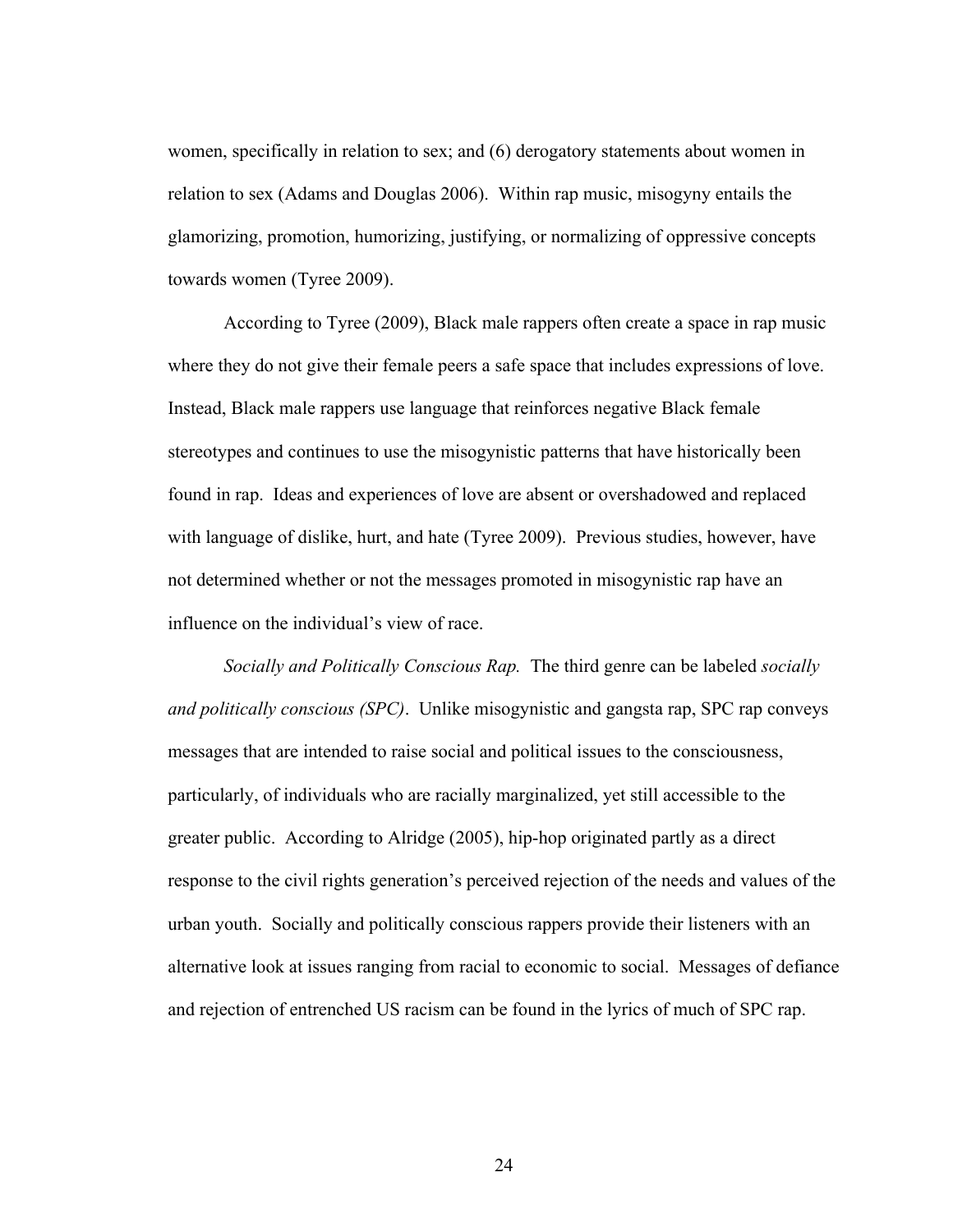women, specifically in relation to sex; and (6) derogatory statements about women in relation to sex (Adams and Douglas 2006). Within rap music, misogyny entails the glamorizing, promotion, humorizing, justifying, or normalizing of oppressive concepts towards women (Tyree 2009).

According to Tyree (2009), Black male rappers often create a space in rap music where they do not give their female peers a safe space that includes expressions of love. Instead, Black male rappers use language that reinforces negative Black female stereotypes and continues to use the misogynistic patterns that have historically been found in rap. Ideas and experiences of love are absent or overshadowed and replaced with language of dislike, hurt, and hate (Tyree 2009). Previous studies, however, have not determined whether or not the messages promoted in misogynistic rap have an influence on the individual's view of race.

*Socially and Politically Conscious Rap.* The third genre can be labeled *socially and politically conscious (SPC)*. Unlike misogynistic and gangsta rap, SPC rap conveys messages that are intended to raise social and political issues to the consciousness, particularly, of individuals who are racially marginalized, yet still accessible to the greater public. According to Alridge (2005), hip-hop originated partly as a direct response to the civil rights generation's perceived rejection of the needs and values of the urban youth. Socially and politically conscious rappers provide their listeners with an alternative look at issues ranging from racial to economic to social. Messages of defiance and rejection of entrenched US racism can be found in the lyrics of much of SPC rap.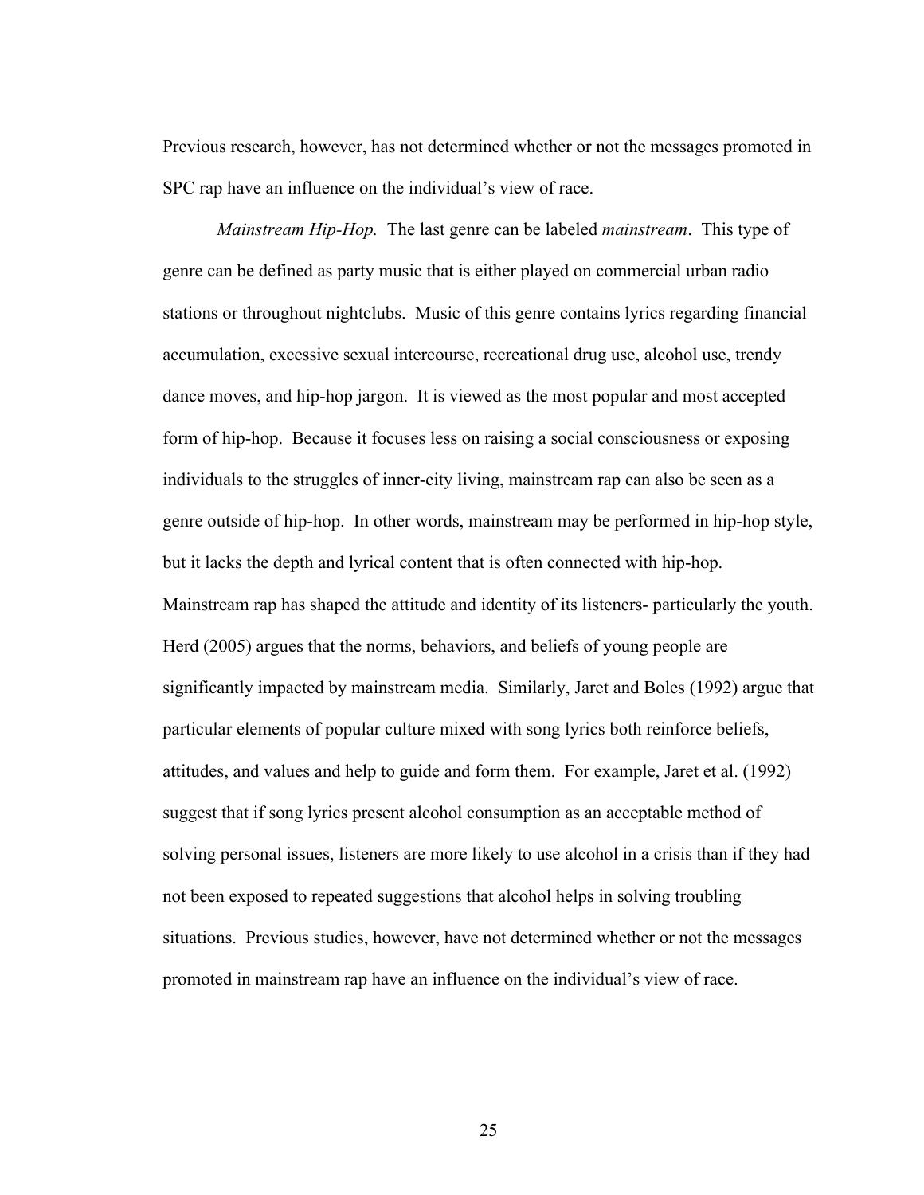Previous research, however, has not determined whether or not the messages promoted in SPC rap have an influence on the individual's view of race.

*Mainstream Hip-Hop.* The last genre can be labeled *mainstream*. This type of genre can be defined as party music that is either played on commercial urban radio stations or throughout nightclubs. Music of this genre contains lyrics regarding financial accumulation, excessive sexual intercourse, recreational drug use, alcohol use, trendy dance moves, and hip-hop jargon. It is viewed as the most popular and most accepted form of hip-hop. Because it focuses less on raising a social consciousness or exposing individuals to the struggles of inner-city living, mainstream rap can also be seen as a genre outside of hip-hop. In other words, mainstream may be performed in hip-hop style, but it lacks the depth and lyrical content that is often connected with hip-hop. Mainstream rap has shaped the attitude and identity of its listeners- particularly the youth. Herd (2005) argues that the norms, behaviors, and beliefs of young people are significantly impacted by mainstream media. Similarly, Jaret and Boles (1992) argue that particular elements of popular culture mixed with song lyrics both reinforce beliefs, attitudes, and values and help to guide and form them. For example, Jaret et al. (1992) suggest that if song lyrics present alcohol consumption as an acceptable method of solving personal issues, listeners are more likely to use alcohol in a crisis than if they had not been exposed to repeated suggestions that alcohol helps in solving troubling situations. Previous studies, however, have not determined whether or not the messages promoted in mainstream rap have an influence on the individual's view of race.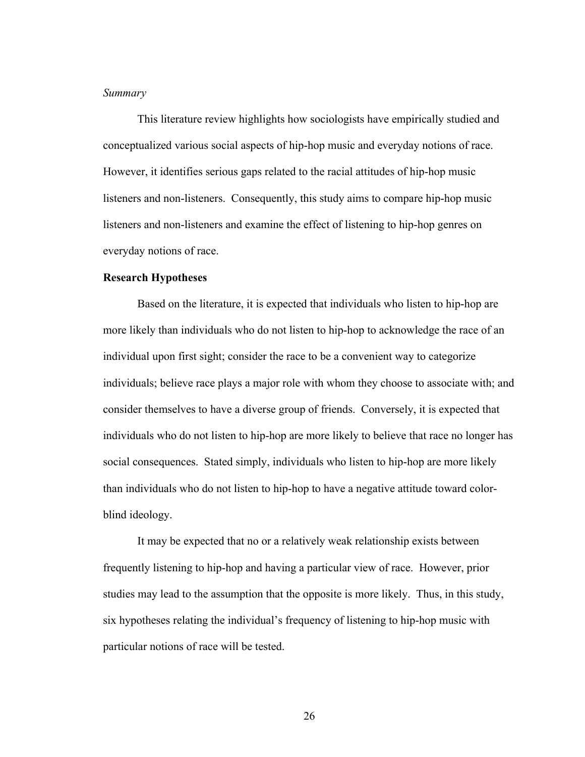*Summary*

This literature review highlights how sociologists have empirically studied and conceptualized various social aspects of hip-hop music and everyday notions of race. However, it identifies serious gaps related to the racial attitudes of hip-hop music listeners and non-listeners. Consequently, this study aims to compare hip-hop music listeners and non-listeners and examine the effect of listening to hip-hop genres on everyday notions of race.

**Research Hypotheses**

Based on the literature, it is expected that individuals who listen to hip-hop are more likely than individuals who do not listen to hip-hop to acknowledge the race of an individual upon first sight; consider the race to be a convenient way to categorize individuals; believe race plays a major role with whom they choose to associate with; and consider themselves to have a diverse group of friends. Conversely, it is expected that individuals who do not listen to hip-hop are more likely to believe that race no longer has social consequences. Stated simply, individuals who listen to hip-hop are more likely than individuals who do not listen to hip-hop to have a negative attitude toward color-blind ideology.

It may be expected that no or a relatively weak relationship exists between frequently listening to hip-hop and having a particular view of race. However, prior studies may lead to the assumption that the opposite is more likely. Thus, in this study, six hypotheses relating the individual's frequency of listening to hip-hop music with particular notions of race will be tested.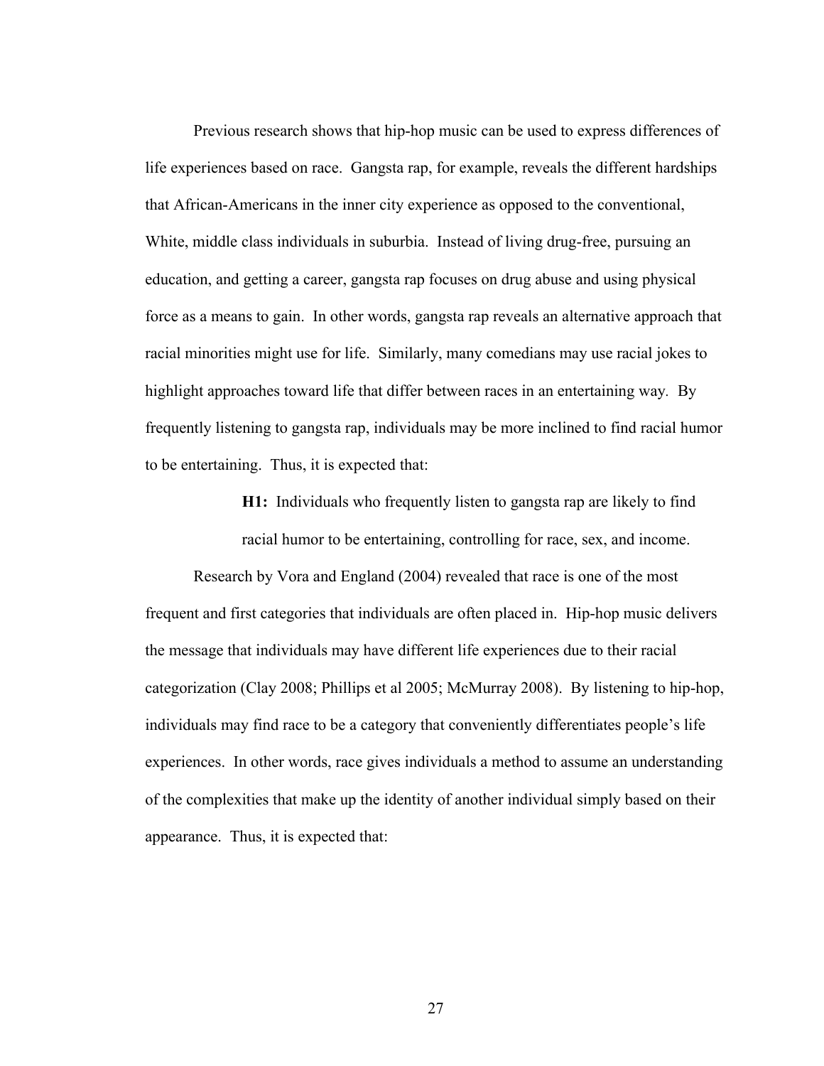Previous research shows that hip-hop music can be used to express differences of life experiences based on race. Gangsta rap, for example, reveals the different hardships that African-Americans in the inner city experience as opposed to the conventional, White, middle class individuals in suburbia. Instead of living drug-free, pursuing an education, and getting a career, gangsta rap focuses on drug abuse and using physical force as a means to gain. In other words, gangsta rap reveals an alternative approach that racial minorities might use for life. Similarly, many comedians may use racial jokes to highlight approaches toward life that differ between races in an entertaining way. By frequently listening to gangsta rap, individuals may be more inclined to find racial humor to be entertaining. Thus, it is expected that:

> **H1:** Individuals who frequently listen to gangsta rap are likely to find racial humor to be entertaining, controlling for race, sex, and income.

Research by Vora and England (2004) revealed that race is one of the most frequent and first categories that individuals are often placed in. Hip-hop music delivers the message that individuals may have different life experiences due to their racial categorization (Clay 2008; Phillips et al 2005; McMurray 2008). By listening to hip-hop, individuals may find race to be a category that conveniently differentiates people's life experiences. In other words, race gives individuals a method to assume an understanding of the complexities that make up the identity of another individual simply based on their appearance. Thus, it is expected that: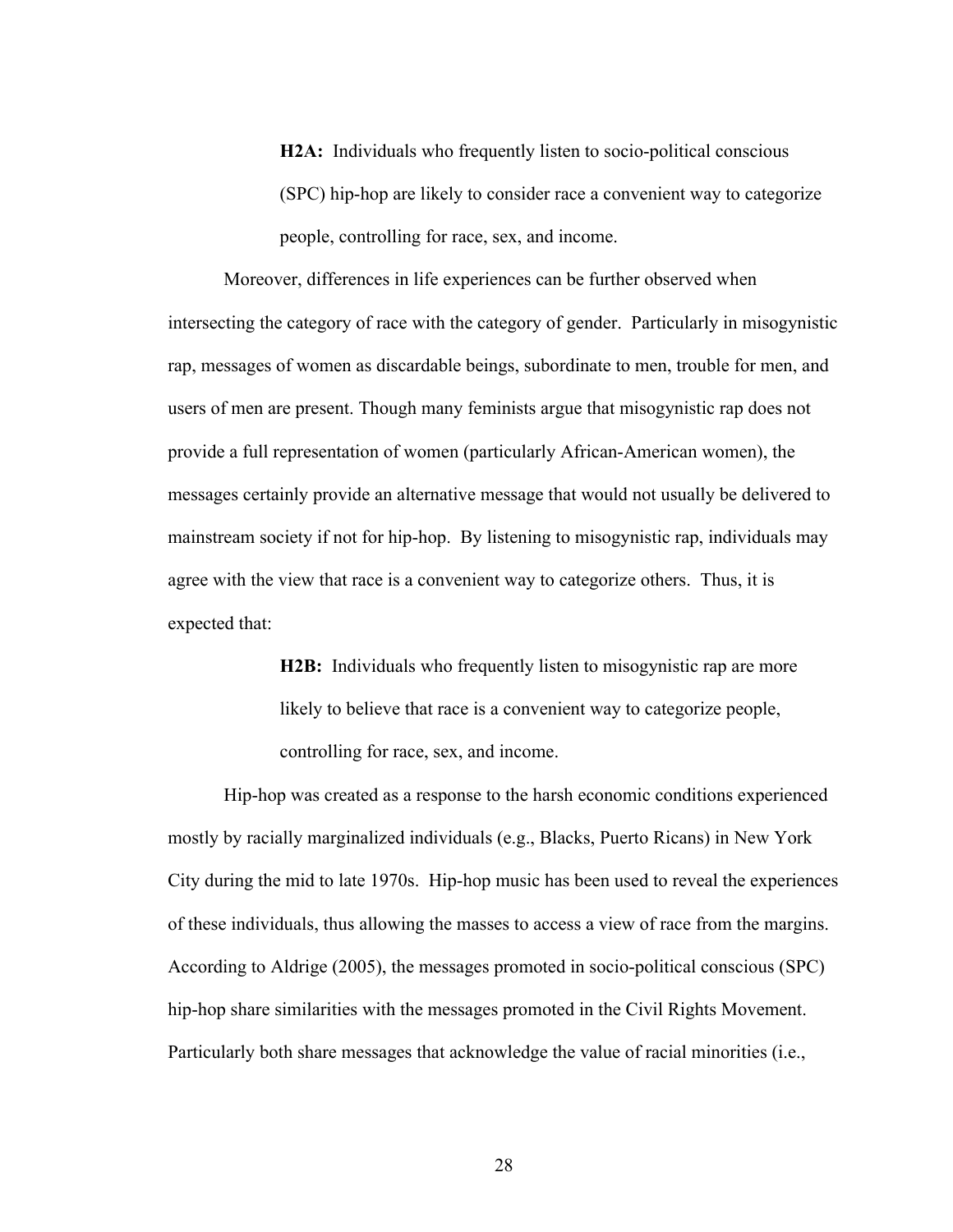> **H2A:** Individuals who frequently listen to socio-political conscious (SPC) hip-hop are likely to consider race a convenient way to categorize people, controlling for race, sex, and income.

Moreover, differences in life experiences can be further observed when intersecting the category of race with the category of gender. Particularly in misogynistic rap, messages of women as discardable beings, subordinate to men, trouble for men, and users of men are present. Though many feminists argue that misogynistic rap does not provide a full representation of women (particularly African-American women), the messages certainly provide an alternative message that would not usually be delivered to mainstream society if not for hip-hop. By listening to misogynistic rap, individuals may agree with the view that race is a convenient way to categorize others. Thus, it is expected that:

> **H2B:** Individuals who frequently listen to misogynistic rap are more likely to believe that race is a convenient way to categorize people, controlling for race, sex, and income.

Hip-hop was created as a response to the harsh economic conditions experienced mostly by racially marginalized individuals (e.g., Blacks, Puerto Ricans) in New York City during the mid to late 1970s. Hip-hop music has been used to reveal the experiences of these individuals, thus allowing the masses to access a view of race from the margins. According to Aldrige (2005), the messages promoted in socio-political conscious (SPC) hip-hop share similarities with the messages promoted in the Civil Rights Movement. Particularly both share messages that acknowledge the value of racial minorities (i.e.,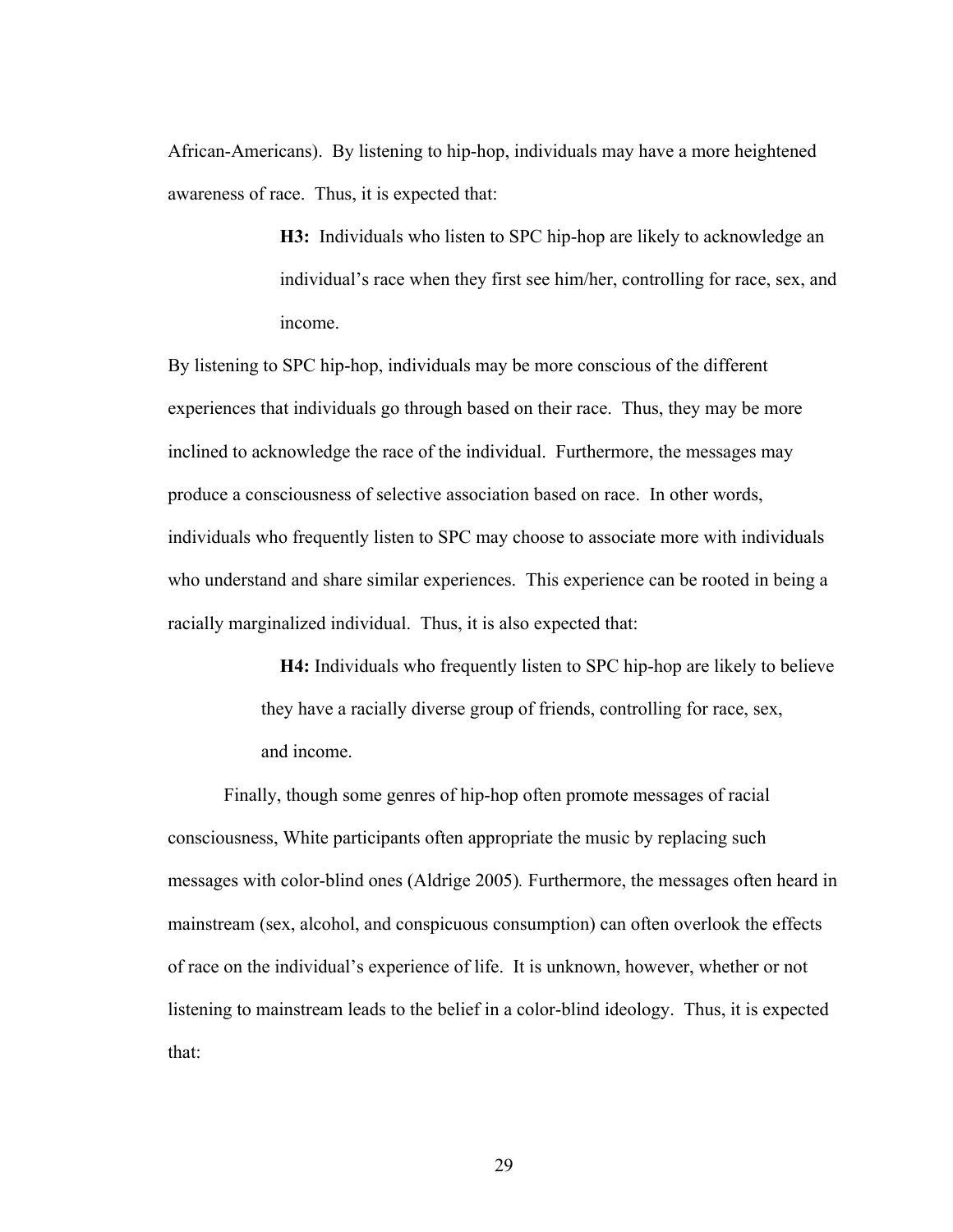African-Americans). By listening to hip-hop, individuals may have a more heightened awareness of race. Thus, it is expected that:

> **H3:** Individuals who listen to SPC hip-hop are likely to acknowledge an individual's race when they first see him/her, controlling for race, sex, and income.

By listening to SPC hip-hop, individuals may be more conscious of the different experiences that individuals go through based on their race. Thus, they may be more inclined to acknowledge the race of the individual. Furthermore, the messages may produce a consciousness of selective association based on race. In other words, individuals who frequently listen to SPC may choose to associate more with individuals who understand and share similar experiences. This experience can be rooted in being a racially marginalized individual. Thus, it is also expected that:

> **H4:** Individuals who frequently listen to SPC hip-hop are likely to believe they have a racially diverse group of friends, controlling for race, sex, and income.

Finally, though some genres of hip-hop often promote messages of racial consciousness, White participants often appropriate the music by replacing such messages with color-blind ones (Aldrige 2005). Furthermore, the messages often heard in mainstream (sex, alcohol, and conspicuous consumption) can often overlook the effects of race on the individual's experience of life. It is unknown, however, whether or not listening to mainstream leads to the belief in a color-blind ideology. Thus, it is expected that: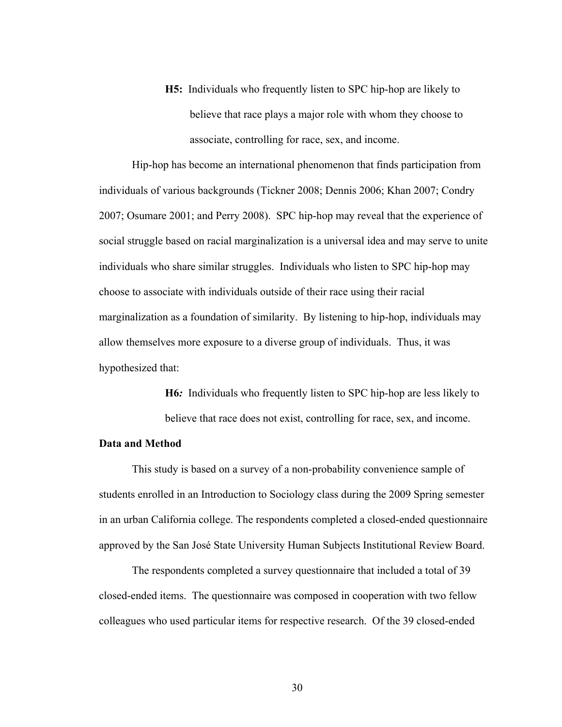**H5:** Individuals who frequently listen to SPC hip-hop are likely to believe that race plays a major role with whom they choose to associate, controlling for race, sex, and income.

Hip-hop has become an international phenomenon that finds participation from individuals of various backgrounds (Tickner 2008; Dennis 2006; Khan 2007; Condry 2007; Osumare 2001; and Perry 2008). SPC hip-hop may reveal that the experience of social struggle based on racial marginalization is a universal idea and may serve to unite individuals who share similar struggles. Individuals who listen to SPC hip-hop may choose to associate with individuals outside of their race using their racial marginalization as a foundation of similarity. By listening to hip-hop, individuals may allow themselves more exposure to a diverse group of individuals. Thus, it was hypothesized that:

**H6*:*** Individuals who frequently listen to SPC hip-hop are less likely to believe that race does not exist, controlling for race, sex, and income.

**Data and Method**

This study is based on a survey of a non-probability convenience sample of students enrolled in an Introduction to Sociology class during the 2009 Spring semester in an urban California college. The respondents completed a closed-ended questionnaire approved by the San José State University Human Subjects Institutional Review Board.

The respondents completed a survey questionnaire that included a total of 39 closed-ended items. The questionnaire was composed in cooperation with two fellow colleagues who used particular items for respective research. Of the 39 closed-ended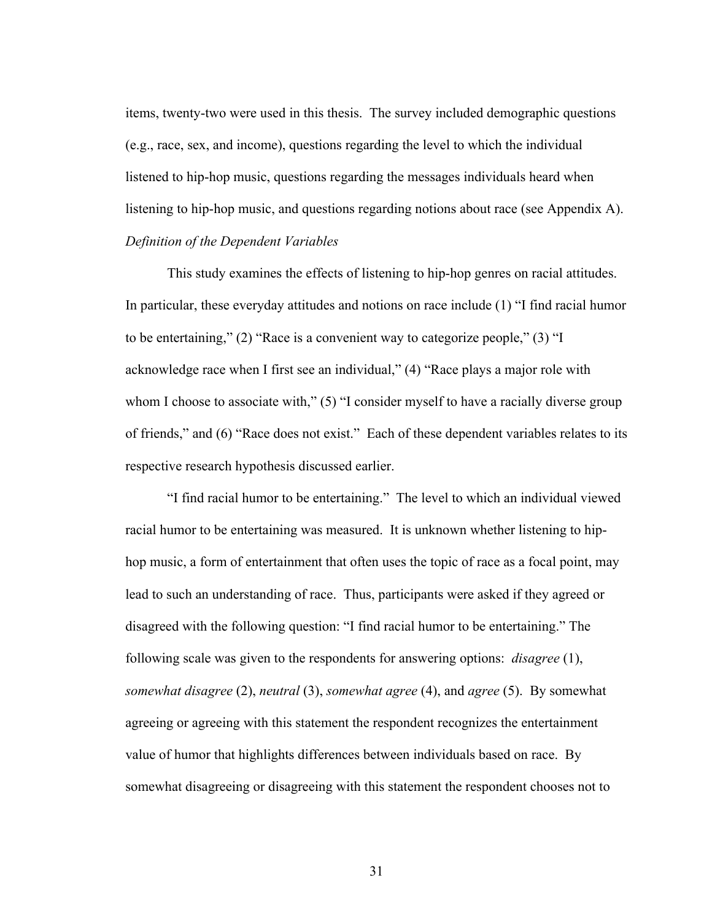items, twenty-two were used in this thesis. The survey included demographic questions (e.g., race, sex, and income), questions regarding the level to which the individual listened to hip-hop music, questions regarding the messages individuals heard when listening to hip-hop music, and questions regarding notions about race (see Appendix A).

*Definition of the Dependent Variables*

This study examines the effects of listening to hip-hop genres on racial attitudes. In particular, these everyday attitudes and notions on race include (1) "I find racial humor to be entertaining," (2) "Race is a convenient way to categorize people," (3) "I acknowledge race when I first see an individual," (4) "Race plays a major role with whom I choose to associate with," (5) "I consider myself to have a racially diverse group of friends," and (6) "Race does not exist." Each of these dependent variables relates to its respective research hypothesis discussed earlier.

"I find racial humor to be entertaining." The level to which an individual viewed racial humor to be entertaining was measured. It is unknown whether listening to hip-hop music, a form of entertainment that often uses the topic of race as a focal point, may lead to such an understanding of race. Thus, participants were asked if they agreed or disagreed with the following question: "I find racial humor to be entertaining." The following scale was given to the respondents for answering options: *disagree* (1), *somewhat disagree* (2), *neutral* (3), *somewhat agree* (4), and *agree* (5). By somewhat agreeing or agreeing with this statement the respondent recognizes the entertainment value of humor that highlights differences between individuals based on race. By somewhat disagreeing or disagreeing with this statement the respondent chooses not to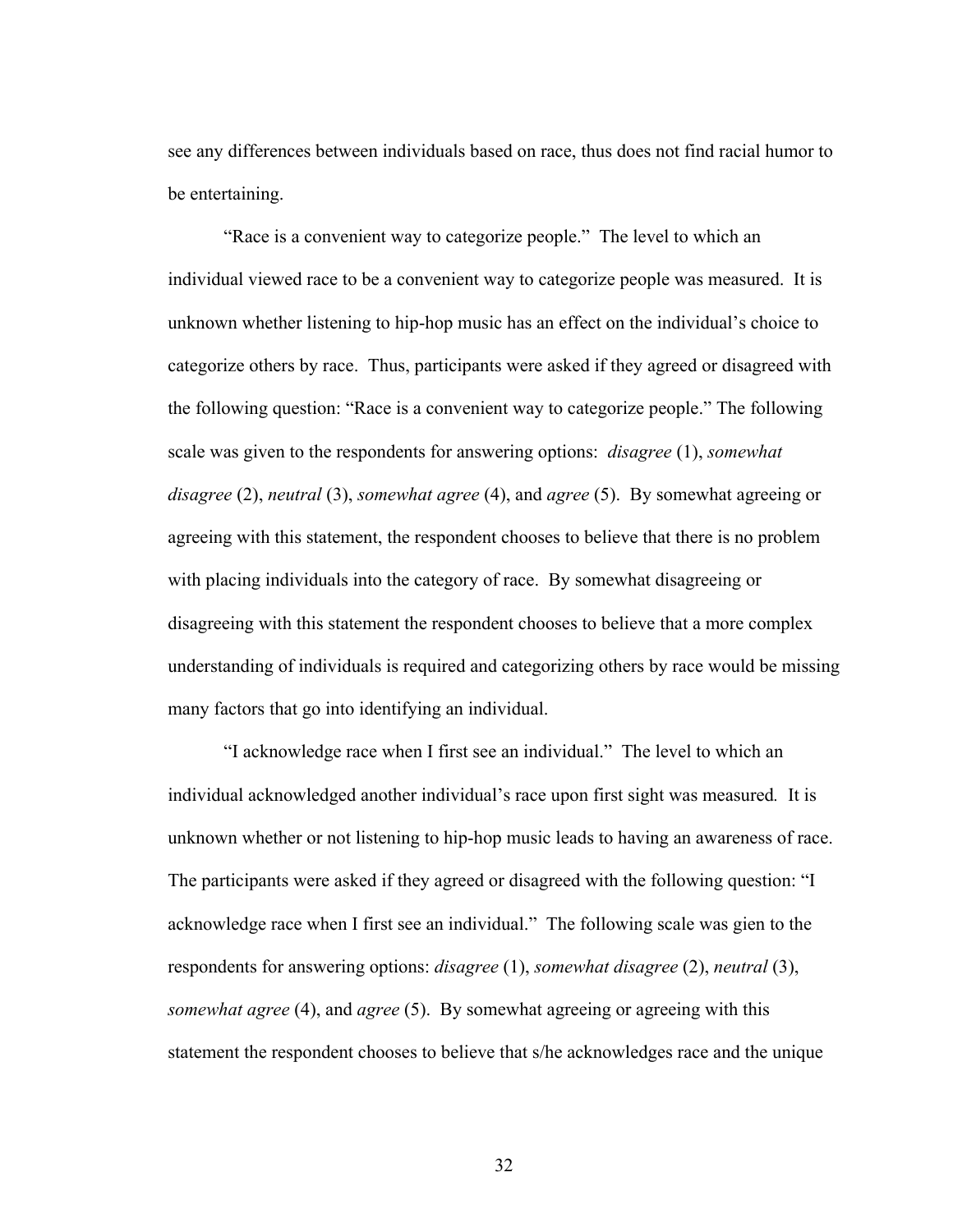see any differences between individuals based on race, thus does not find racial humor to be entertaining.

"Race is a convenient way to categorize people." The level to which an individual viewed race to be a convenient way to categorize people was measured. It is unknown whether listening to hip-hop music has an effect on the individual's choice to categorize others by race. Thus, participants were asked if they agreed or disagreed with the following question: "Race is a convenient way to categorize people." The following scale was given to the respondents for answering options: *disagree* (1), *somewhat disagree* (2), *neutral* (3), *somewhat agree* (4), and *agree* (5). By somewhat agreeing or agreeing with this statement, the respondent chooses to believe that there is no problem with placing individuals into the category of race. By somewhat disagreeing or disagreeing with this statement the respondent chooses to believe that a more complex understanding of individuals is required and categorizing others by race would be missing many factors that go into identifying an individual.

"I acknowledge race when I first see an individual." The level to which an individual acknowledged another individual's race upon first sight was measured. It is unknown whether or not listening to hip-hop music leads to having an awareness of race. The participants were asked if they agreed or disagreed with the following question: "I acknowledge race when I first see an individual." The following scale was gien to the respondents for answering options: *disagree* (1), *somewhat disagree* (2), *neutral* (3), *somewhat agree* (4), and *agree* (5). By somewhat agreeing or agreeing with this statement the respondent chooses to believe that s/he acknowledges race and the unique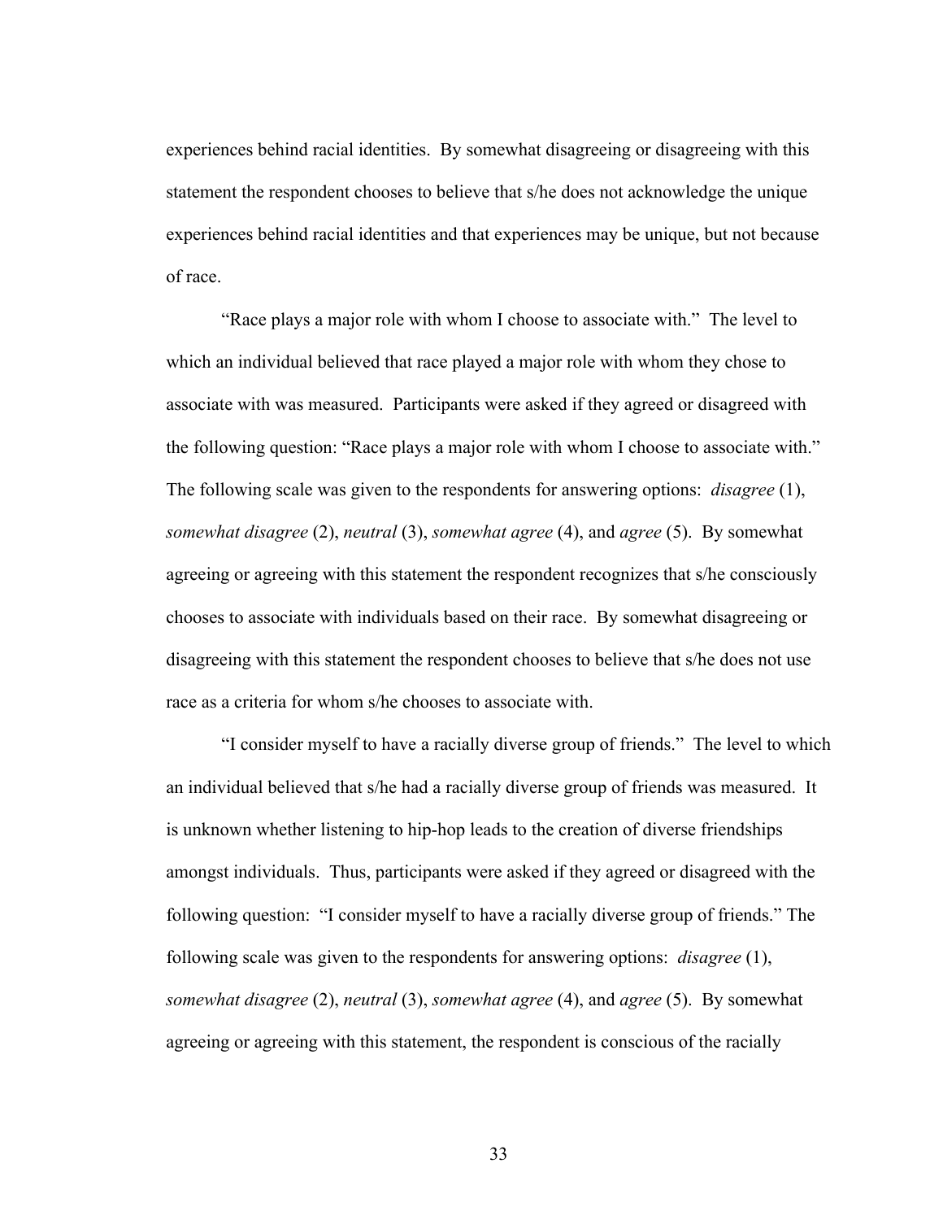experiences behind racial identities. By somewhat disagreeing or disagreeing with this statement the respondent chooses to believe that s/he does not acknowledge the unique experiences behind racial identities and that experiences may be unique, but not because of race.

"Race plays a major role with whom I choose to associate with." The level to which an individual believed that race played a major role with whom they chose to associate with was measured. Participants were asked if they agreed or disagreed with the following question: "Race plays a major role with whom I choose to associate with." The following scale was given to the respondents for answering options: *disagree* (1), *somewhat disagree* (2), *neutral* (3), *somewhat agree* (4), and *agree* (5). By somewhat agreeing or agreeing with this statement the respondent recognizes that s/he consciously chooses to associate with individuals based on their race. By somewhat disagreeing or disagreeing with this statement the respondent chooses to believe that s/he does not use race as a criteria for whom s/he chooses to associate with.

"I consider myself to have a racially diverse group of friends." The level to which an individual believed that s/he had a racially diverse group of friends was measured. It is unknown whether listening to hip-hop leads to the creation of diverse friendships amongst individuals. Thus, participants were asked if they agreed or disagreed with the following question: "I consider myself to have a racially diverse group of friends." The following scale was given to the respondents for answering options: *disagree* (1), *somewhat disagree* (2), *neutral* (3), *somewhat agree* (4), and *agree* (5). By somewhat agreeing or agreeing with this statement, the respondent is conscious of the racially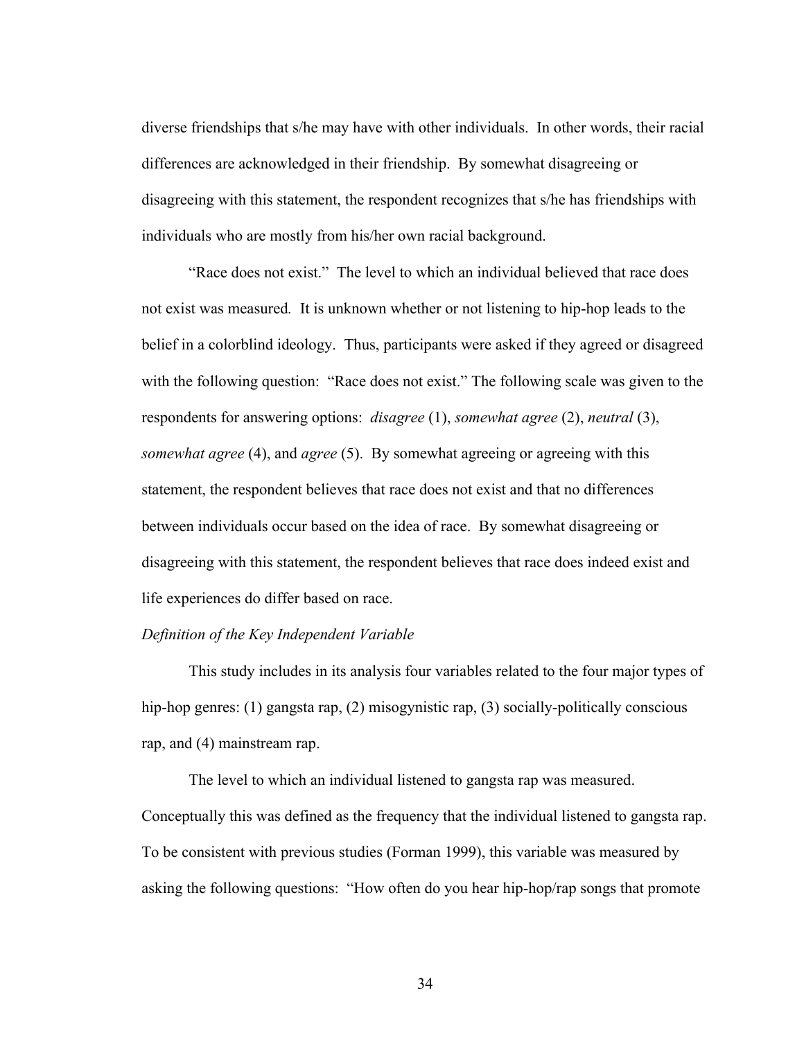diverse friendships that s/he may have with other individuals. In other words, their racial differences are acknowledged in their friendship. By somewhat disagreeing or disagreeing with this statement, the respondent recognizes that s/he has friendships with individuals who are mostly from his/her own racial background.

"Race does not exist." The level to which an individual believed that race does not exist was measured. It is unknown whether or not listening to hip-hop leads to the belief in a colorblind ideology. Thus, participants were asked if they agreed or disagreed with the following question: "Race does not exist." The following scale was given to the respondents for answering options: *disagree* (1), *somewhat agree* (2), *neutral* (3), *somewhat agree* (4), and *agree* (5). By somewhat agreeing or agreeing with this statement, the respondent believes that race does not exist and that no differences between individuals occur based on the idea of race. By somewhat disagreeing or disagreeing with this statement, the respondent believes that race does indeed exist and life experiences do differ based on race.

*Definition of the Key Independent Variable*

This study includes in its analysis four variables related to the four major types of hip-hop genres: (1) gangsta rap, (2) misogynistic rap, (3) socially-politically conscious rap, and (4) mainstream rap.

The level to which an individual listened to gangsta rap was measured. Conceptually this was defined as the frequency that the individual listened to gangsta rap. To be consistent with previous studies (Forman 1999), this variable was measured by asking the following questions: "How often do you hear hip-hop/rap songs that promote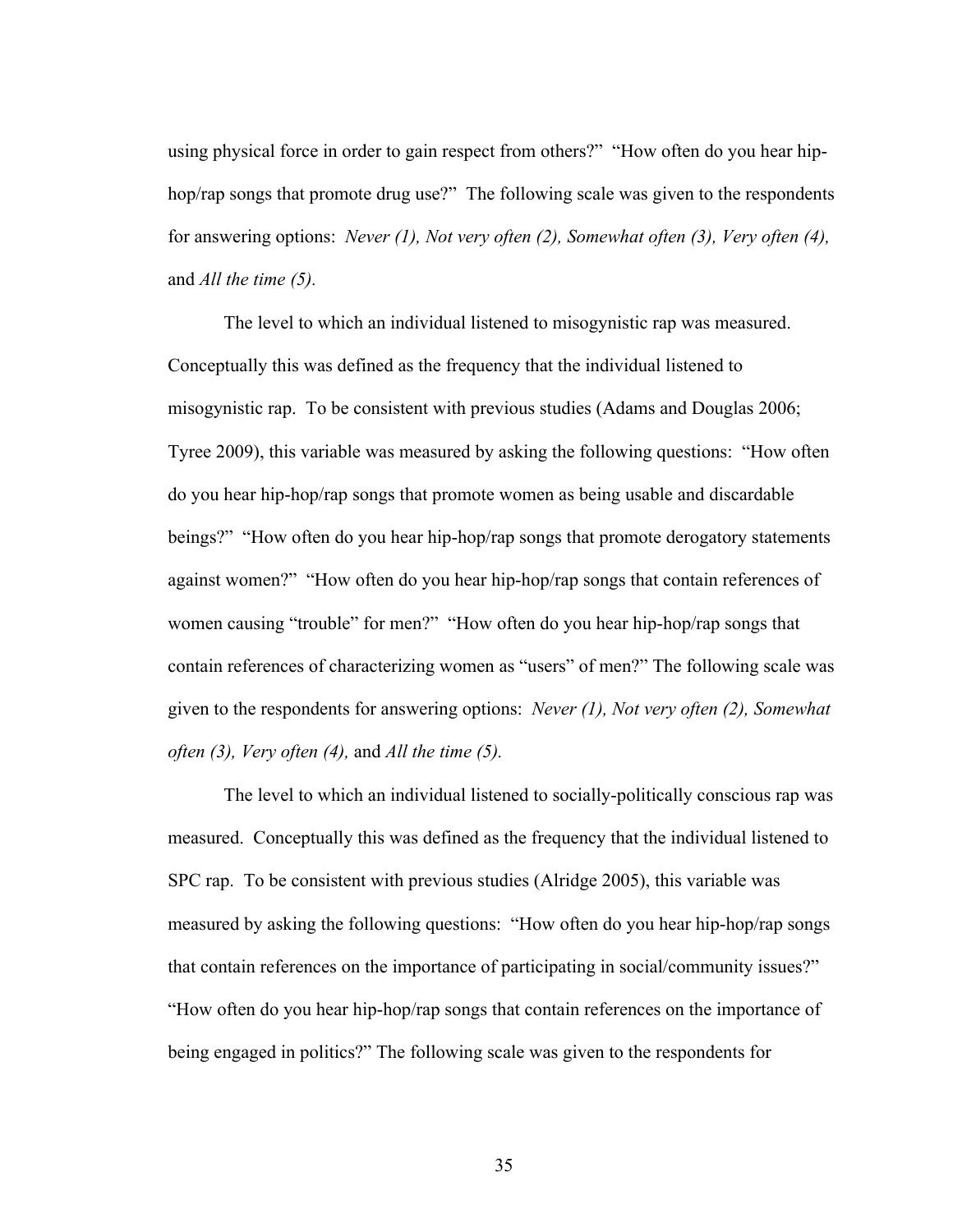using physical force in order to gain respect from others?" "How often do you hear hip-hop/rap songs that promote drug use?" The following scale was given to the respondents for answering options: *Never (1), Not very often (2), Somewhat often (3), Very often (4),* and *All the time (5).*

The level to which an individual listened to misogynistic rap was measured. Conceptually this was defined as the frequency that the individual listened to misogynistic rap. To be consistent with previous studies (Adams and Douglas 2006; Tyree 2009), this variable was measured by asking the following questions: "How often do you hear hip-hop/rap songs that promote women as being usable and discardable beings?" "How often do you hear hip-hop/rap songs that promote derogatory statements against women?" "How often do you hear hip-hop/rap songs that contain references of women causing "trouble" for men?" "How often do you hear hip-hop/rap songs that contain references of characterizing women as "users" of men?" The following scale was given to the respondents for answering options: *Never (1), Not very often (2), Somewhat often (3), Very often (4),* and *All the time (5).*

The level to which an individual listened to socially-politically conscious rap was measured. Conceptually this was defined as the frequency that the individual listened to SPC rap. To be consistent with previous studies (Alridge 2005), this variable was measured by asking the following questions: "How often do you hear hip-hop/rap songs that contain references on the importance of participating in social/community issues?" "How often do you hear hip-hop/rap songs that contain references on the importance of being engaged in politics?" The following scale was given to the respondents for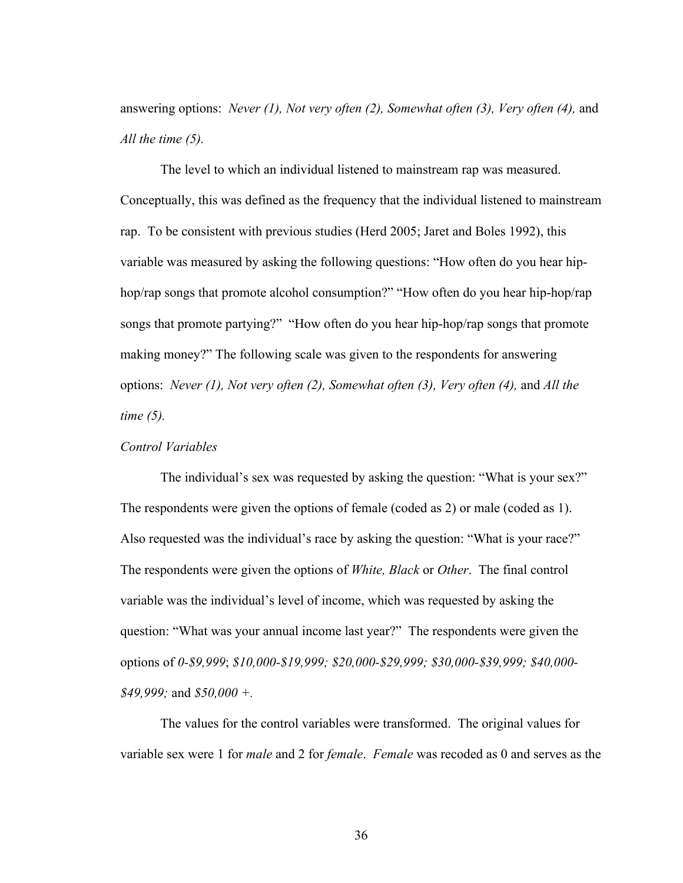answering options: *Never (1), Not very often (2), Somewhat often (3), Very often (4),* and *All the time (5).*

The level to which an individual listened to mainstream rap was measured. Conceptually, this was defined as the frequency that the individual listened to mainstream rap. To be consistent with previous studies (Herd 2005; Jaret and Boles 1992), this variable was measured by asking the following questions: "How often do you hear hip-hop/rap songs that promote alcohol consumption?" "How often do you hear hip-hop/rap songs that promote partying?" "How often do you hear hip-hop/rap songs that promote making money?" The following scale was given to the respondents for answering options: *Never (1), Not very often (2), Somewhat often (3), Very often (4),* and *All the time (5).*

*Control Variables*

The individual's sex was requested by asking the question: "What is your sex?" The respondents were given the options of female (coded as 2) or male (coded as 1). Also requested was the individual's race by asking the question: "What is your race?" The respondents were given the options of *White, Black* or *Other*. The final control variable was the individual's level of income, which was requested by asking the question: "What was your annual income last year?" The respondents were given the options of *0-$9,999*; *$10,000-$19,999; $20,000-$29,999; $30,000-$39,999; $40,000-$49,999;* and *$50,000 +*.

The values for the control variables were transformed. The original values for variable sex were 1 for *male* and 2 for *female*. *Female* was recoded as 0 and serves as the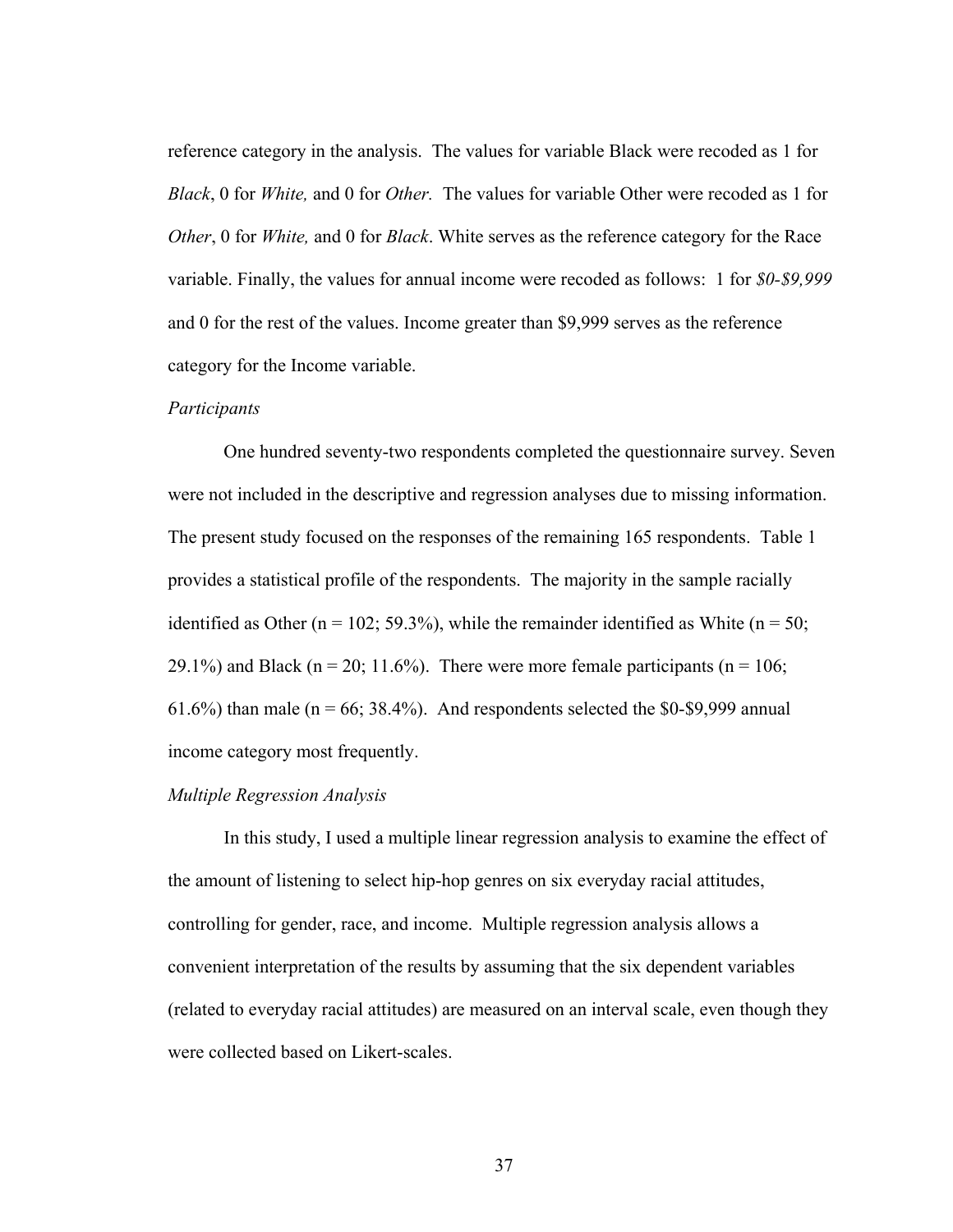reference category in the analysis. The values for variable Black were recoded as 1 for *Black*, 0 for *White,* and 0 for *Other.* The values for variable Other were recoded as 1 for *Other*, 0 for *White,* and 0 for *Black*. White serves as the reference category for the Race variable. Finally, the values for annual income were recoded as follows: 1 for *$0-$9,999* and 0 for the rest of the values. Income greater than $9,999 serves as the reference category for the Income variable.

*Participants*

One hundred seventy-two respondents completed the questionnaire survey. Seven were not included in the descriptive and regression analyses due to missing information. The present study focused on the responses of the remaining 165 respondents. Table 1 provides a statistical profile of the respondents. The majority in the sample racially identified as Other (n = 102; 59.3%), while the remainder identified as White (n = 50; 29.1%) and Black (n = 20; 11.6%). There were more female participants (n = 106; 61.6%) than male (n = 66; 38.4%). And respondents selected the $0-$9,999 annual income category most frequently.

*Multiple Regression Analysis*

In this study, I used a multiple linear regression analysis to examine the effect of the amount of listening to select hip-hop genres on six everyday racial attitudes, controlling for gender, race, and income. Multiple regression analysis allows a convenient interpretation of the results by assuming that the six dependent variables (related to everyday racial attitudes) are measured on an interval scale, even though they were collected based on Likert-scales.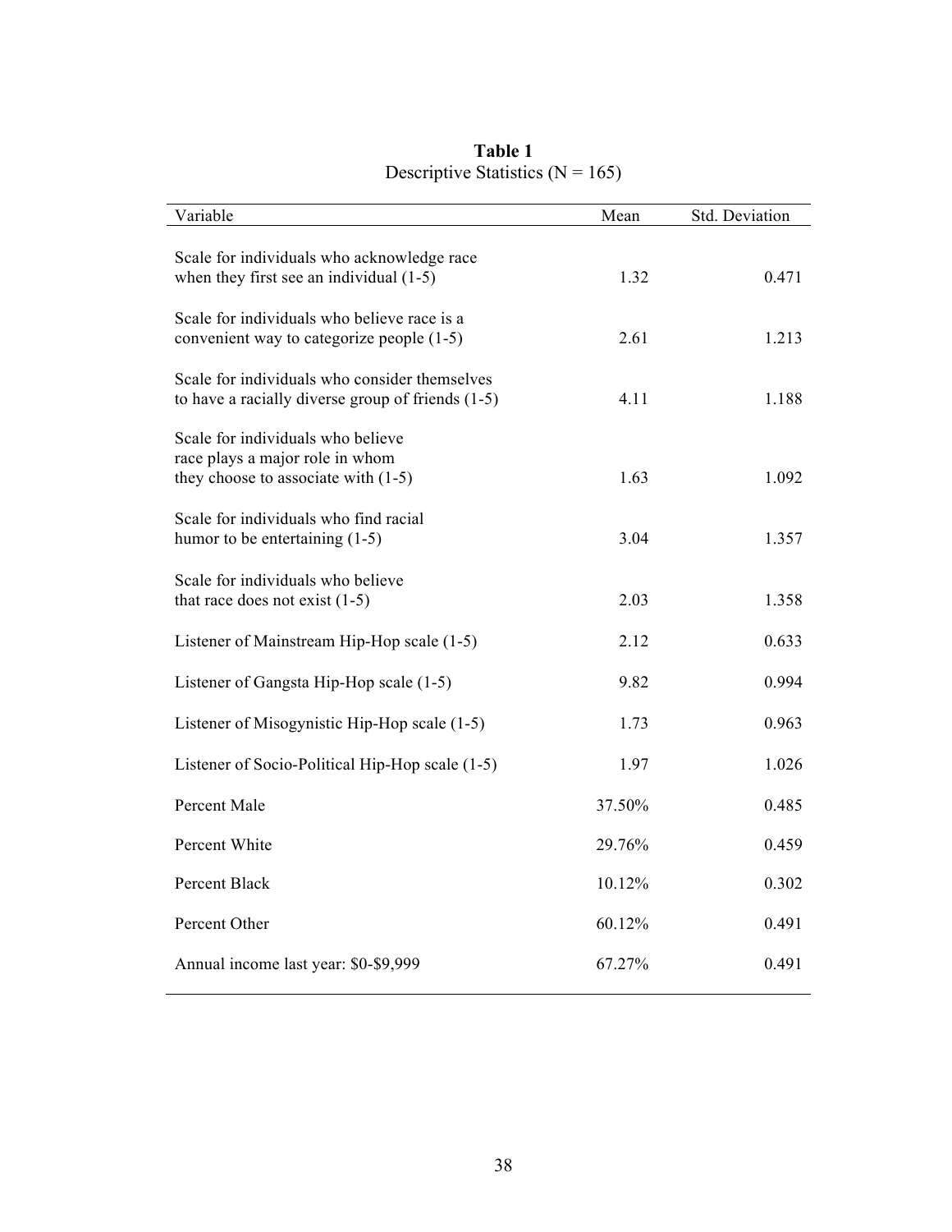**Table 1**

Descriptive Statistics (N = 165)

| Variable | Mean | Std. Deviation |
|---|---|---|
| Scale for individuals who acknowledge race when they first see an individual (1-5) | 1.32 | 0.471 |
| Scale for individuals who believe race is a convenient way to categorize people (1-5) | 2.61 | 1.213 |
| Scale for individuals who consider themselves to have a racially diverse group of friends (1-5) | 4.11 | 1.188 |
| Scale for individuals who believe race plays a major role in whom they choose to associate with (1-5) | 1.63 | 1.092 |
| Scale for individuals who find racial humor to be entertaining (1-5) | 3.04 | 1.357 |
| Scale for individuals who believe that race does not exist (1-5) | 2.03 | 1.358 |
| Listener of Mainstream Hip-Hop scale (1-5) | 2.12 | 0.633 |
| Listener of Gangsta Hip-Hop scale (1-5) | 9.82 | 0.994 |
| Listener of Misogynistic Hip-Hop scale (1-5) | 1.73 | 0.963 |
| Listener of Socio-Political Hip-Hop scale (1-5) | 1.97 | 1.026 |
| Percent Male | 37.50% | 0.485 |
| Percent White | 29.76% | 0.459 |
| Percent Black | 10.12% | 0.302 |
| Percent Other | 60.12% | 0.491 |
| Annual income last year: $0-$9,999 | 67.27% | 0.491 |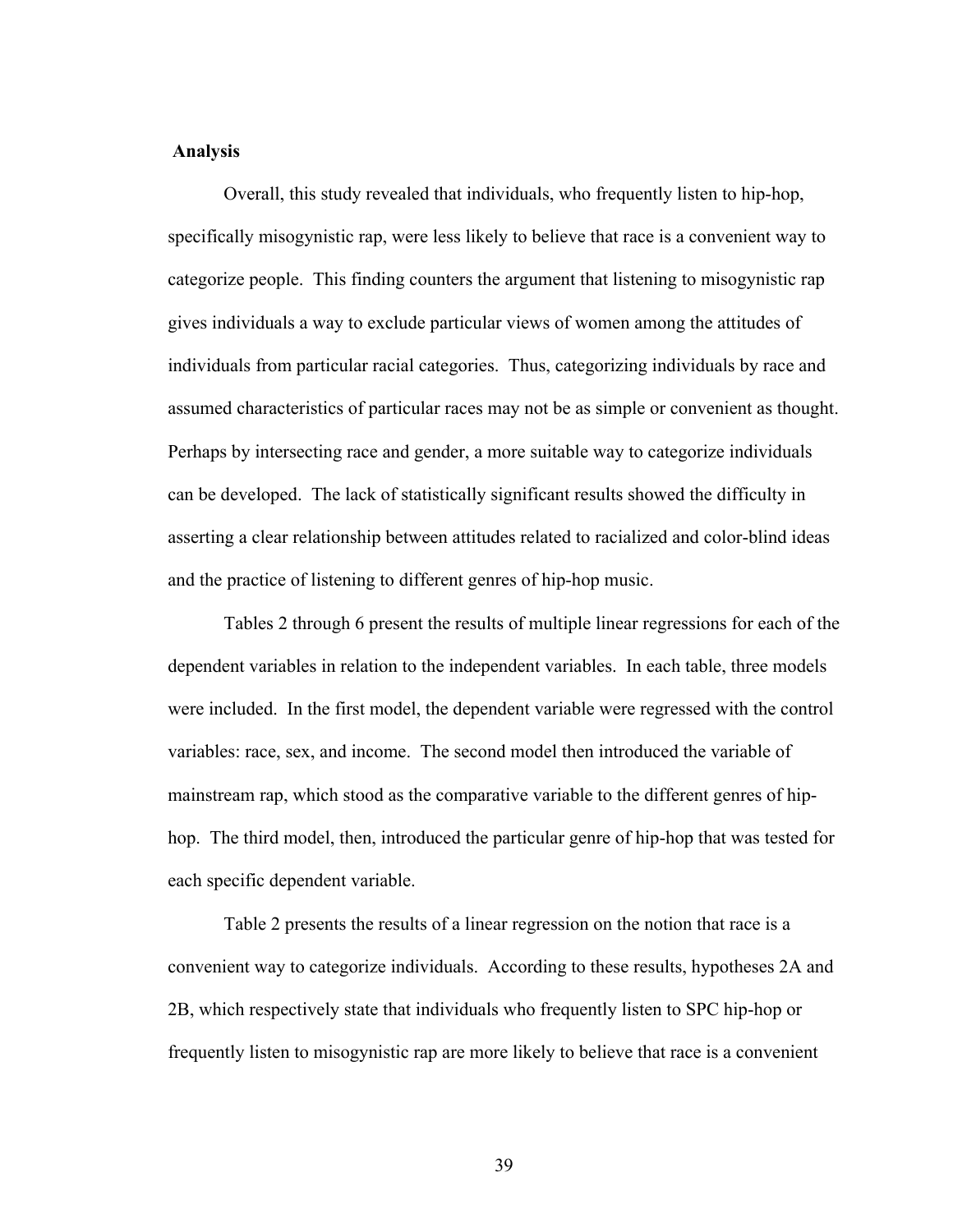**Analysis**

Overall, this study revealed that individuals, who frequently listen to hip-hop, specifically misogynistic rap, were less likely to believe that race is a convenient way to categorize people. This finding counters the argument that listening to misogynistic rap gives individuals a way to exclude particular views of women among the attitudes of individuals from particular racial categories. Thus, categorizing individuals by race and assumed characteristics of particular races may not be as simple or convenient as thought. Perhaps by intersecting race and gender, a more suitable way to categorize individuals can be developed. The lack of statistically significant results showed the difficulty in asserting a clear relationship between attitudes related to racialized and color-blind ideas and the practice of listening to different genres of hip-hop music.

Tables 2 through 6 present the results of multiple linear regressions for each of the dependent variables in relation to the independent variables. In each table, three models were included. In the first model, the dependent variable were regressed with the control variables: race, sex, and income. The second model then introduced the variable of mainstream rap, which stood as the comparative variable to the different genres of hip-hop. The third model, then, introduced the particular genre of hip-hop that was tested for each specific dependent variable.

Table 2 presents the results of a linear regression on the notion that race is a convenient way to categorize individuals. According to these results, hypotheses 2A and 2B, which respectively state that individuals who frequently listen to SPC hip-hop or frequently listen to misogynistic rap are more likely to believe that race is a convenient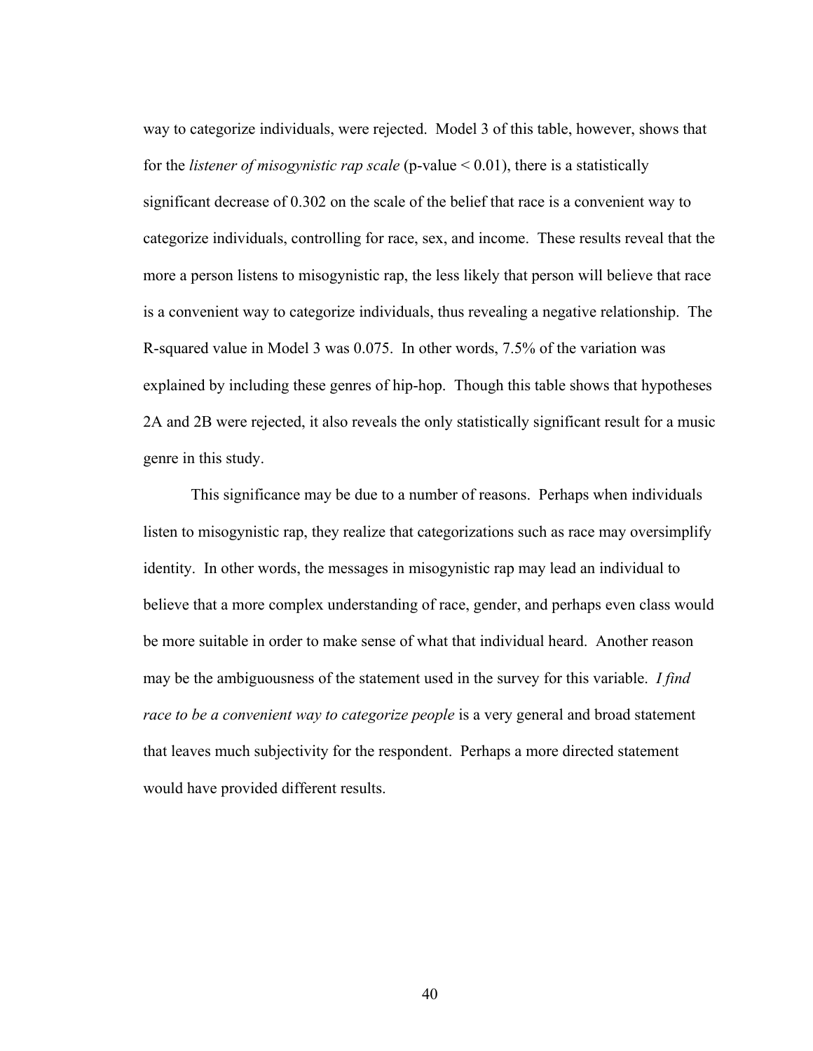way to categorize individuals, were rejected. Model 3 of this table, however, shows that for the *listener of misogynistic rap scale* (p-value < 0.01), there is a statistically significant decrease of 0.302 on the scale of the belief that race is a convenient way to categorize individuals, controlling for race, sex, and income. These results reveal that the more a person listens to misogynistic rap, the less likely that person will believe that race is a convenient way to categorize individuals, thus revealing a negative relationship. The R-squared value in Model 3 was 0.075. In other words, 7.5% of the variation was explained by including these genres of hip-hop. Though this table shows that hypotheses 2A and 2B were rejected, it also reveals the only statistically significant result for a music genre in this study.

This significance may be due to a number of reasons. Perhaps when individuals listen to misogynistic rap, they realize that categorizations such as race may oversimplify identity. In other words, the messages in misogynistic rap may lead an individual to believe that a more complex understanding of race, gender, and perhaps even class would be more suitable in order to make sense of what that individual heard. Another reason may be the ambiguousness of the statement used in the survey for this variable. *I find race to be a convenient way to categorize people* is a very general and broad statement that leaves much subjectivity for the respondent. Perhaps a more directed statement would have provided different results.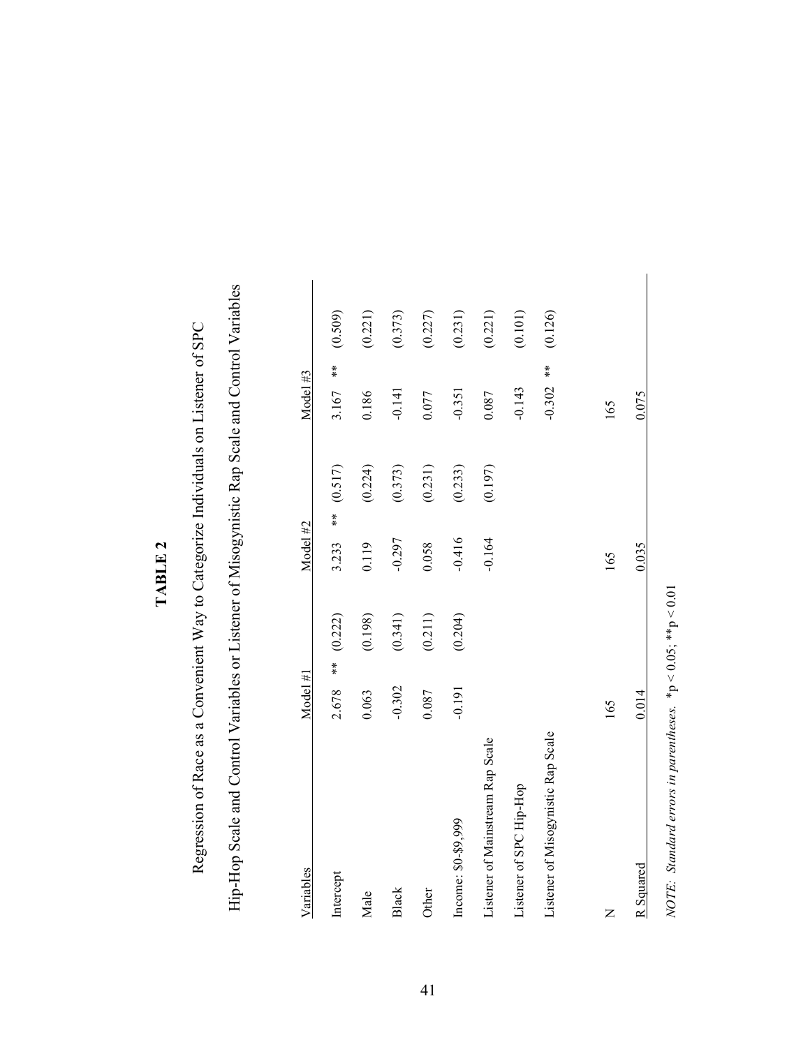**TABLE 2**

Regression of Race as a Convenient Way to Categorize Individuals on Listener of SPC

Hip-Hop Scale and Control Variables or Listener of Misogynistic Rap Scale and Control Variables

| Variables | Model #1 | | | Model #2 | | | Model #3 | | |
|---|---|---|---|---|---|---|---|---|---|
| Intercept | 2.678 | ** | (0.222) | 3.233 | ** | (0.517) | 3.167 | ** | (0.509) |
| Male | 0.063 | | (0.198) | 0.119 | | (0.224) | 0.186 | | (0.221) |
| Black | -0.302 | | (0.341) | -0.297 | | (0.373) | -0.141 | | (0.373) |
| Other | 0.087 | | (0.211) | 0.058 | | (0.231) | 0.077 | | (0.227) |
| Income: $0-$9,999 | -0.191 | | (0.204) | -0.416 | | (0.233) | -0.351 | | (0.231) |
| Listener of Mainstream Rap Scale | | | | -0.164 | | (0.197) | 0.087 | | (0.221) |
| Listener of SPC Hip-Hop | | | | | | | -0.143 | | (0.101) |
| Listener of Misogynistic Rap Scale | | | | | | | -0.302 | ** | (0.126) |
| N | 165 | | | 165 | | | 165 | | |
| R Squared | 0.014 | | | 0.035 | | | 0.075 | | |

*NOTE: Standard errors in parentheses.* $*p < 0.05$; $**p < 0.01$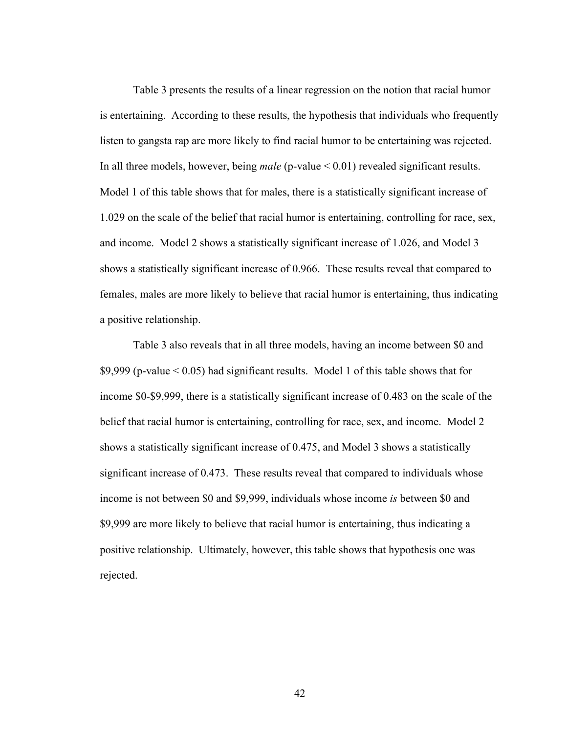Table 3 presents the results of a linear regression on the notion that racial humor is entertaining. According to these results, the hypothesis that individuals who frequently listen to gangsta rap are more likely to find racial humor to be entertaining was rejected. In all three models, however, being *male* (p-value < 0.01) revealed significant results. Model 1 of this table shows that for males, there is a statistically significant increase of 1.029 on the scale of the belief that racial humor is entertaining, controlling for race, sex, and income. Model 2 shows a statistically significant increase of 1.026, and Model 3 shows a statistically significant increase of 0.966. These results reveal that compared to females, males are more likely to believe that racial humor is entertaining, thus indicating a positive relationship.

Table 3 also reveals that in all three models, having an income between $0 and $9,999 (p-value < 0.05) had significant results. Model 1 of this table shows that for income $0-$9,999, there is a statistically significant increase of 0.483 on the scale of the belief that racial humor is entertaining, controlling for race, sex, and income. Model 2 shows a statistically significant increase of 0.475, and Model 3 shows a statistically significant increase of 0.473. These results reveal that compared to individuals whose income is not between $0 and $9,999, individuals whose income *is* between $0 and $9,999 are more likely to believe that racial humor is entertaining, thus indicating a positive relationship. Ultimately, however, this table shows that hypothesis one was rejected.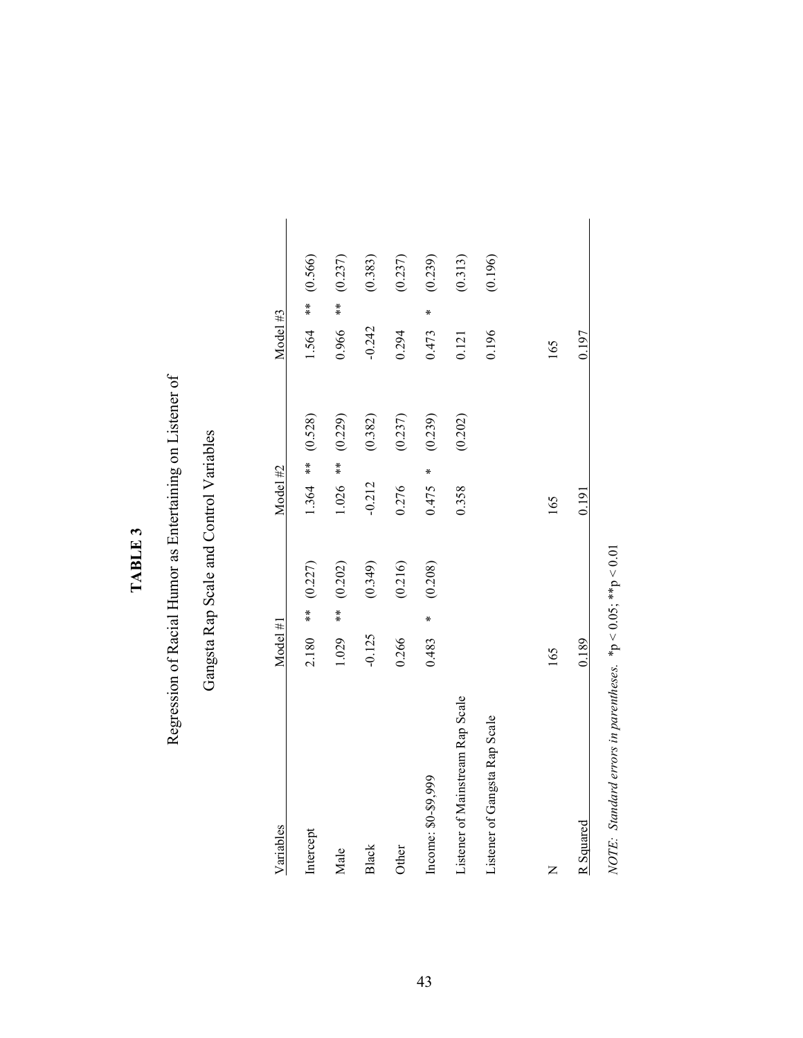# TABLE 3

Regression of Racial Humor as Entertaining on Listener of

Gangsta Rap Scale and Control Variables

| Variables | Model #1 | | | Model #2 | | | Model #3 | | |
|---|---|---|---|---|---|---|---|---|---|
| Intercept | 2.180 | ** | (0.227) | 1.364 | ** | (0.528) | 1.564 | ** | (0.566) |
| Male | 1.029 | ** | (0.202) | 1.026 | ** | (0.229) | 0.966 | ** | (0.237) |
| Black | -0.125 | | (0.349) | -0.212 | | (0.382) | -0.242 | | (0.383) |
| Other | 0.266 | | (0.216) | 0.276 | | (0.237) | 0.294 | | (0.237) |
| Income: $0-$9,999 | 0.483 | * | (0.208) | 0.475 | * | (0.239) | 0.473 | * | (0.239) |
| Listener of Mainstream Rap Scale | | | | 0.358 | | (0.202) | 0.121 | | (0.313) |
| Listener of Gangsta Rap Scale | | | | | | | 0.196 | | (0.196) |
| N | 165 | | | 165 | | | 165 | | |
| R Squared | 0.189 | | | 0.191 | | | 0.197 | | |

*NOTE: Standard errors in parentheses.* *$p < 0.05$; **$p < 0.01$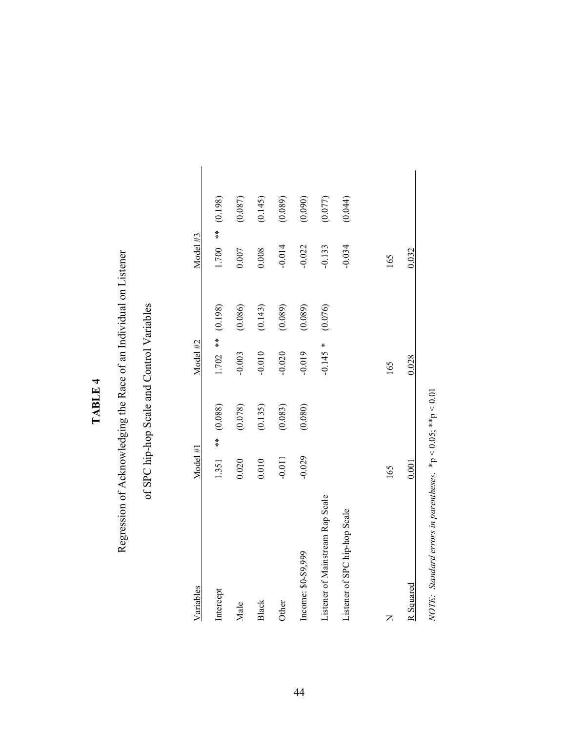# TABLE 4

Regression of Acknowledging the Race of an Individual on Listener of SPC hip-hop Scale and Control Variables

| Variables | Model #1 | | | Model #2 | | | Model #3 | | |
|---|---|---|---|---|---|---|---|---|---|
| Intercept | 1.351 | ** | (0.088) | 1.702 | ** | (0.198) | 1.700 | ** | (0.198) |
| Male | 0.020 | | (0.078) | -0.003 | | (0.086) | 0.007 | | (0.087) |
| Black | 0.010 | | (0.135) | -0.010 | | (0.143) | 0.008 | | (0.145) |
| Other | -0.011 | | (0.083) | -0.020 | | (0.089) | -0.014 | | (0.089) |
| Income: $0-$9,999 | -0.029 | | (0.080) | -0.019 | | (0.089) | -0.022 | | (0.090) |
| Listener of Mainstream Rap Scale | | | | -0.145 | * | (0.076) | -0.133 | | (0.077) |
| Listener of SPC hip-hop Scale | | | | | | | -0.034 | | (0.044) |
| N | 165 | | | 165 | | | 165 | | |
| R Squared | 0.001 | | | 0.028 | | | 0.032 | | |

*NOTE: Standard errors in parentheses.* $*p < 0.05$; $**p < 0.01$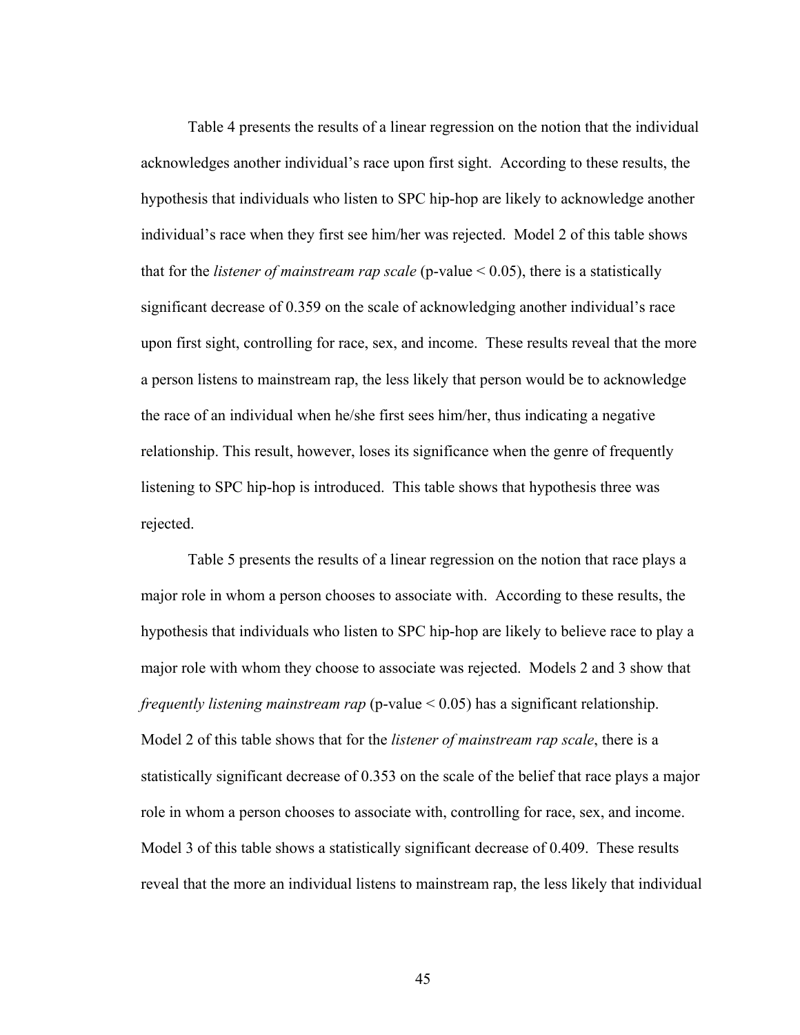Table 4 presents the results of a linear regression on the notion that the individual acknowledges another individual's race upon first sight. According to these results, the hypothesis that individuals who listen to SPC hip-hop are likely to acknowledge another individual's race when they first see him/her was rejected. Model 2 of this table shows that for the *listener of mainstream rap scale* (p-value $< 0.05$), there is a statistically significant decrease of 0.359 on the scale of acknowledging another individual's race upon first sight, controlling for race, sex, and income. These results reveal that the more a person listens to mainstream rap, the less likely that person would be to acknowledge the race of an individual when he/she first sees him/her, thus indicating a negative relationship. This result, however, loses its significance when the genre of frequently listening to SPC hip-hop is introduced. This table shows that hypothesis three was rejected.

Table 5 presents the results of a linear regression on the notion that race plays a major role in whom a person chooses to associate with. According to these results, the hypothesis that individuals who listen to SPC hip-hop are likely to believe race to play a major role with whom they choose to associate was rejected. Models 2 and 3 show that *frequently listening mainstream rap* (p-value $< 0.05$) has a significant relationship. Model 2 of this table shows that for the *listener of mainstream rap scale*, there is a statistically significant decrease of 0.353 on the scale of the belief that race plays a major role in whom a person chooses to associate with, controlling for race, sex, and income. Model 3 of this table shows a statistically significant decrease of 0.409. These results reveal that the more an individual listens to mainstream rap, the less likely that individual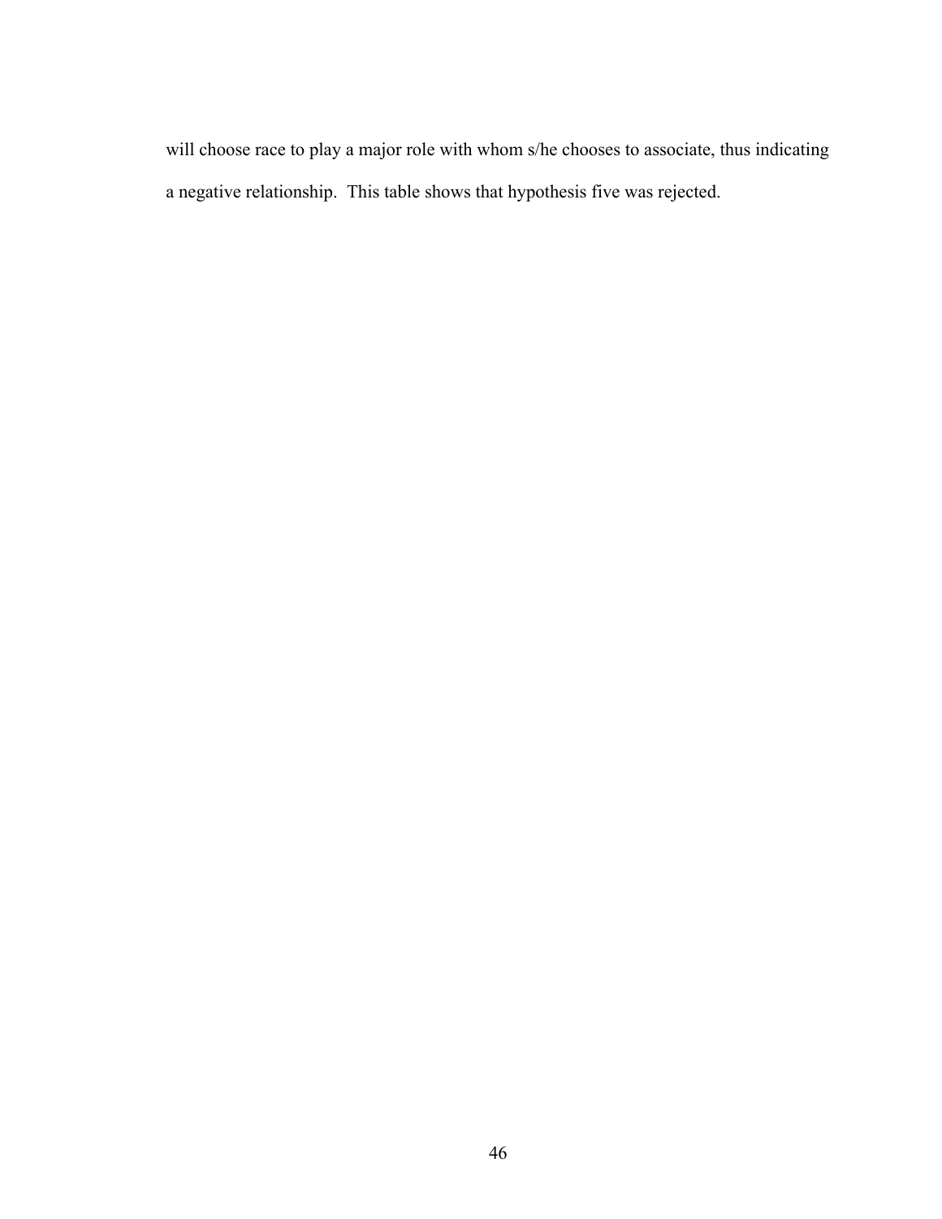will choose race to play a major role with whom s/he chooses to associate, thus indicating a negative relationship. This table shows that hypothesis five was rejected.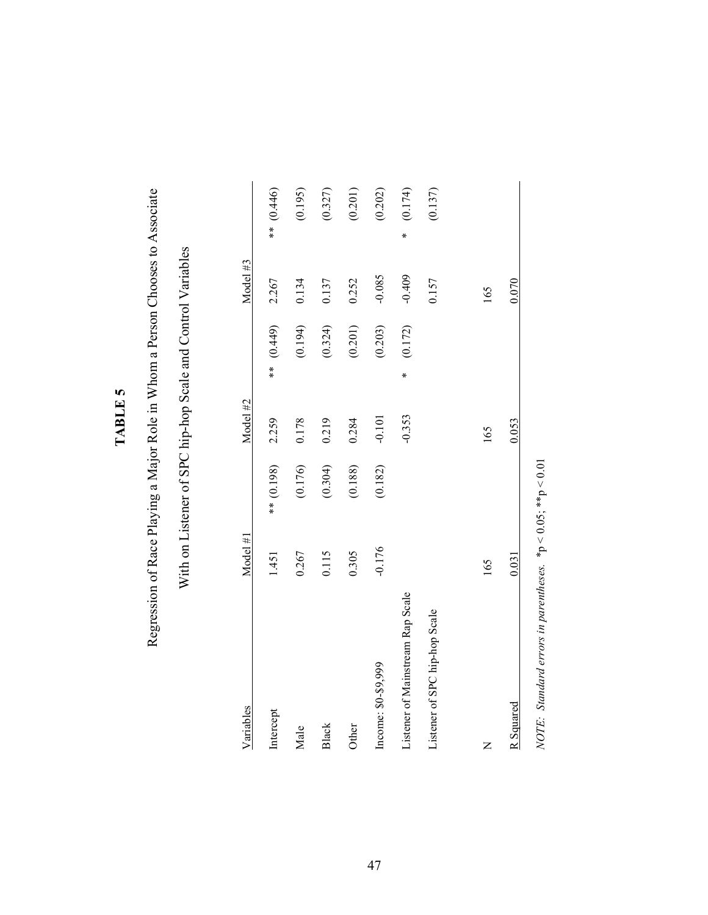# TABLE 5

Regression of Race Playing a Major Role in Whom a Person Chooses to Associate With on Listener of SPC hip-hop Scale and Control Variables

| Variables | Model #1 | | Model #2 | | Model #3 | |
|---|---|---|---|---|---|---|
| Intercept | 1.451 | ** (0.198) | 2.259 | ** (0.449) | 2.267 | ** (0.446) |
| Male | 0.267 | (0.176) | 0.178 | (0.194) | 0.134 | (0.195) |
| Black | 0.115 | (0.304) | 0.219 | (0.324) | 0.137 | (0.327) |
| Other | 0.305 | (0.188) | 0.284 | (0.201) | 0.252 | (0.201) |
| Income: $0-$9,999 | -0.176 | (0.182) | -0.101 | (0.203) | -0.085 | (0.202) |
| Listener of Mainstream Rap Scale | | | -0.353 | * (0.172) | -0.409 | * (0.174) |
| Listener of SPC hip-hop Scale | | | | | 0.157 | (0.137) |
| N | 165 | | 165 | | 165 | |
| R Squared | 0.031 | | 0.053 | | 0.070 | |

*NOTE: Standard errors in parentheses.* $*p < 0.05$; $**p < 0.01$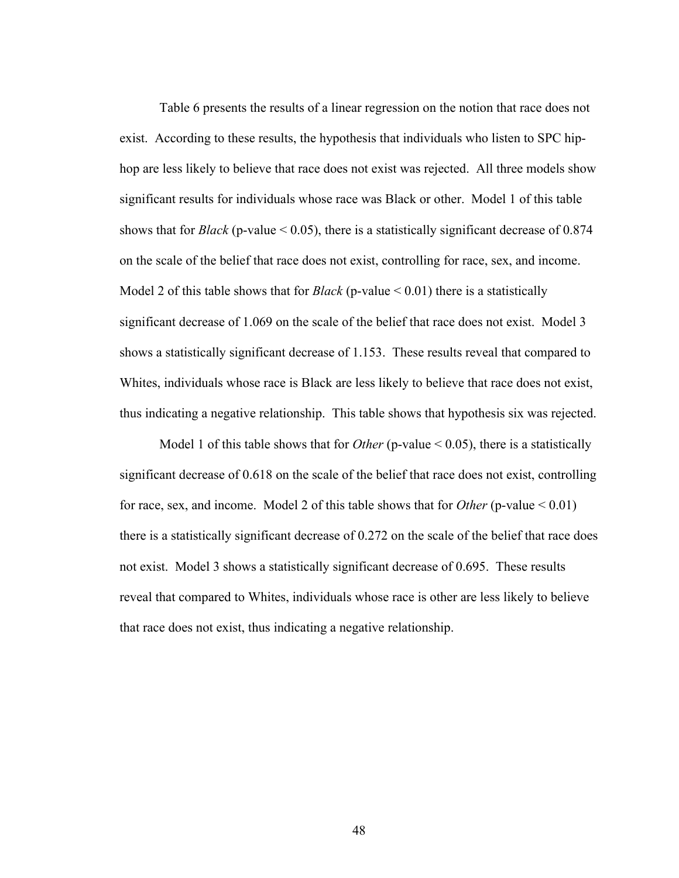Table 6 presents the results of a linear regression on the notion that race does not exist. According to these results, the hypothesis that individuals who listen to SPC hip-hop are less likely to believe that race does not exist was rejected. All three models show significant results for individuals whose race was Black or other. Model 1 of this table shows that for *Black* (p-value $< 0.05$), there is a statistically significant decrease of 0.874 on the scale of the belief that race does not exist, controlling for race, sex, and income. Model 2 of this table shows that for *Black* (p-value $< 0.01$) there is a statistically significant decrease of 1.069 on the scale of the belief that race does not exist. Model 3 shows a statistically significant decrease of 1.153. These results reveal that compared to Whites, individuals whose race is Black are less likely to believe that race does not exist, thus indicating a negative relationship. This table shows that hypothesis six was rejected.

Model 1 of this table shows that for *Other* (p-value $< 0.05$), there is a statistically significant decrease of 0.618 on the scale of the belief that race does not exist, controlling for race, sex, and income. Model 2 of this table shows that for *Other* (p-value $< 0.01$) there is a statistically significant decrease of 0.272 on the scale of the belief that race does not exist. Model 3 shows a statistically significant decrease of 0.695. These results reveal that compared to Whites, individuals whose race is other are less likely to believe that race does not exist, thus indicating a negative relationship.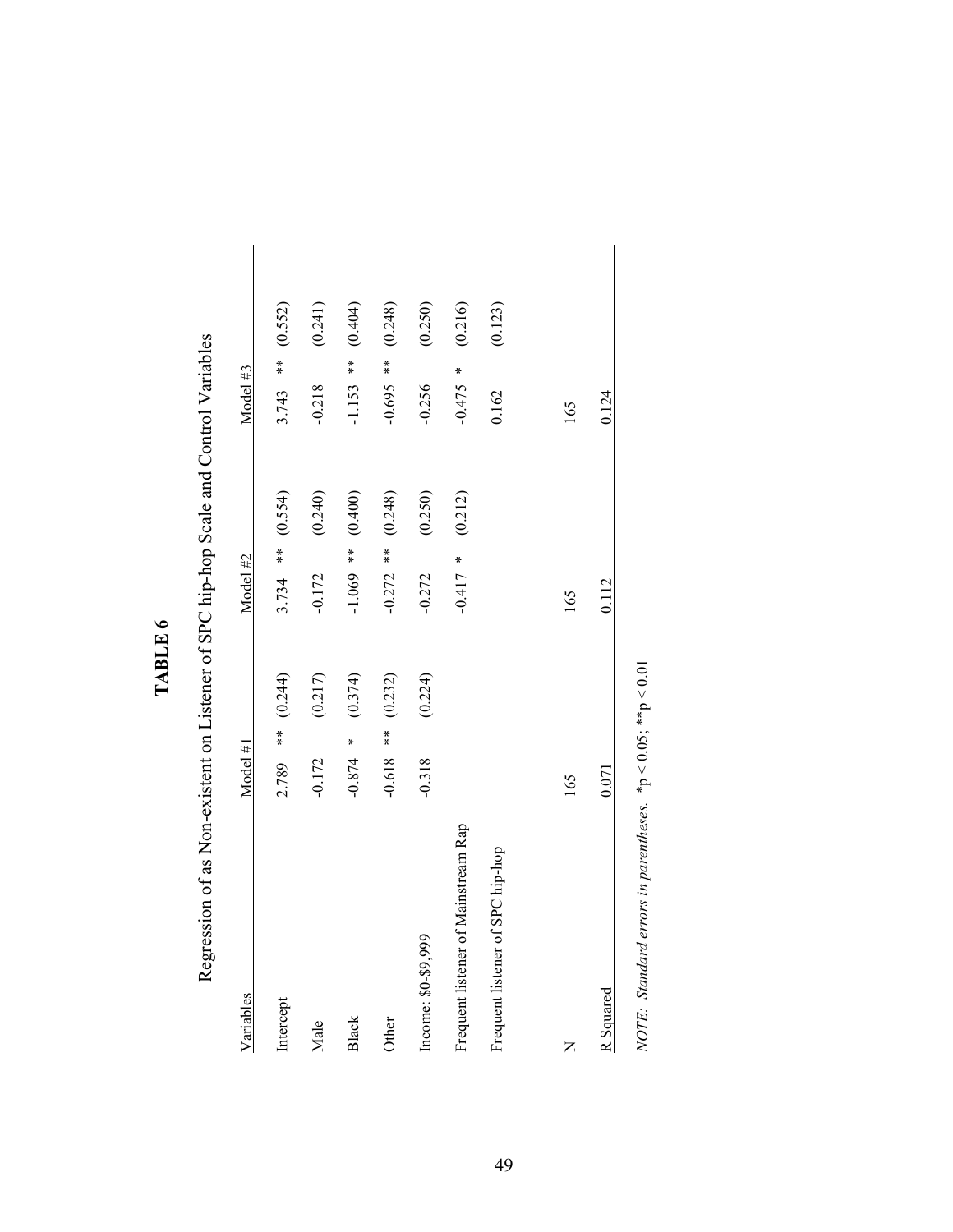**TABLE 6**

Regression of as Non-existent on Listener of SPC hip-hop Scale and Control Variables

| Variables | Model #1 | | | Model #2 | | | Model #3 | | |
|---|---|---|---|---|---|---|---|---|---|
| Intercept | 2.789 | ** | (0.244) | 3.734 | ** | (0.554) | 3.743 | ** | (0.552) |
| Male | -0.172 | | (0.217) | -0.172 | | (0.240) | -0.218 | | (0.241) |
| Black | -0.874 | * | (0.374) | -1.069 | ** | (0.400) | -1.153 | ** | (0.404) |
| Other | -0.618 | ** | (0.232) | -0.272 | ** | (0.248) | -0.695 | ** | (0.248) |
| Income: $0-$9,999 | -0.318 | | (0.224) | -0.272 | | (0.250) | -0.256 | | (0.250) |
| Frequent listener of Mainstream Rap | | | | -0.417 | * | (0.212) | -0.475 | * | (0.216) |
| Frequent listener of SPC hip-hop | | | | | | | 0.162 | | (0.123) |
| N | 165 | | | 165 | | | 165 | | |
| R Squared | 0.071 | | | 0.112 | | | 0.124 | | |

*NOTE: Standard errors in parentheses.* $*p < 0.05$; $**p < 0.01$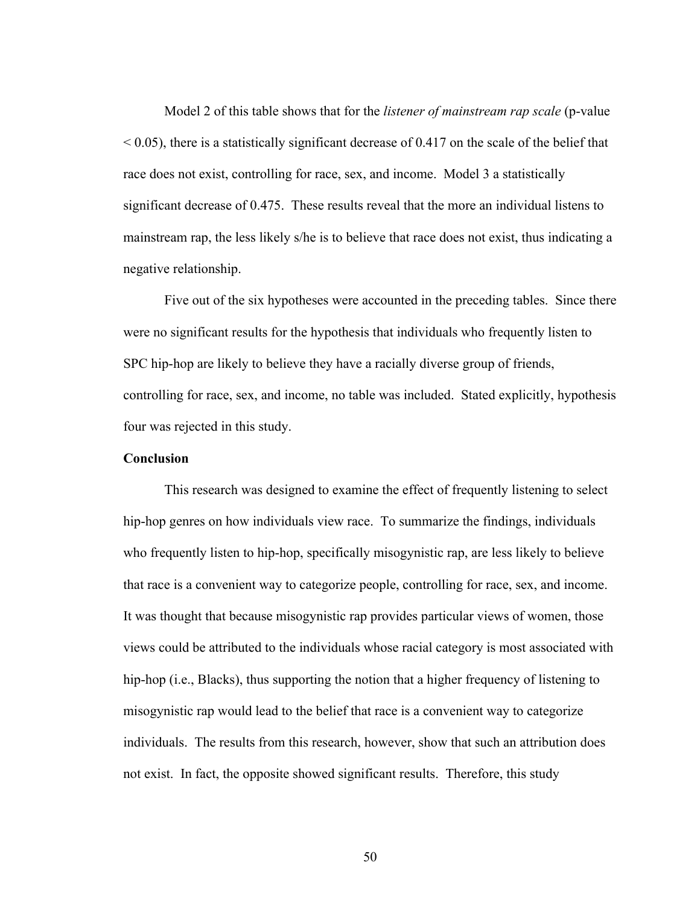Model 2 of this table shows that for the *listener of mainstream rap scale* (p-value $< 0.05$), there is a statistically significant decrease of 0.417 on the scale of the belief that race does not exist, controlling for race, sex, and income. Model 3 a statistically significant decrease of 0.475. These results reveal that the more an individual listens to mainstream rap, the less likely s/he is to believe that race does not exist, thus indicating a negative relationship.

Five out of the six hypotheses were accounted in the preceding tables. Since there were no significant results for the hypothesis that individuals who frequently listen to SPC hip-hop are likely to believe they have a racially diverse group of friends, controlling for race, sex, and income, no table was included. Stated explicitly, hypothesis four was rejected in this study.

**Conclusion**

This research was designed to examine the effect of frequently listening to select hip-hop genres on how individuals view race. To summarize the findings, individuals who frequently listen to hip-hop, specifically misogynistic rap, are less likely to believe that race is a convenient way to categorize people, controlling for race, sex, and income. It was thought that because misogynistic rap provides particular views of women, those views could be attributed to the individuals whose racial category is most associated with hip-hop (i.e., Blacks), thus supporting the notion that a higher frequency of listening to misogynistic rap would lead to the belief that race is a convenient way to categorize individuals. The results from this research, however, show that such an attribution does not exist. In fact, the opposite showed significant results. Therefore, this study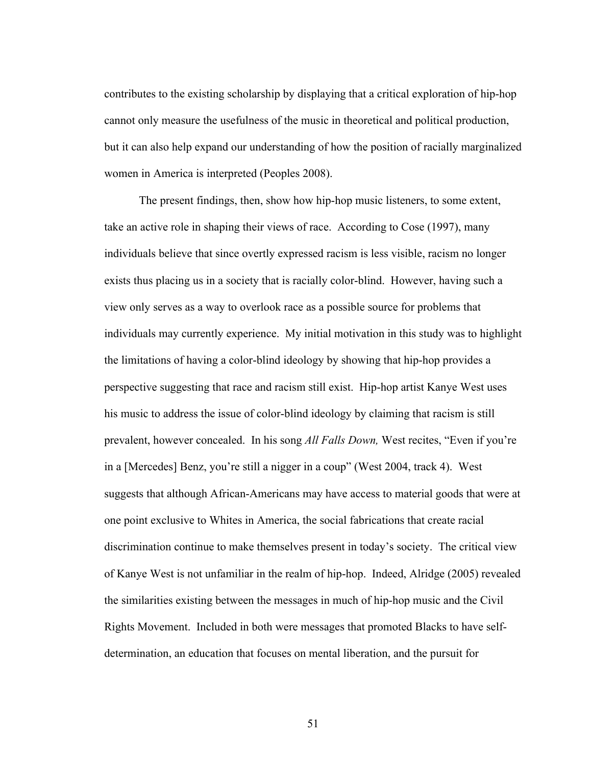contributes to the existing scholarship by displaying that a critical exploration of hip-hop cannot only measure the usefulness of the music in theoretical and political production, but it can also help expand our understanding of how the position of racially marginalized women in America is interpreted (Peoples 2008).

The present findings, then, show how hip-hop music listeners, to some extent, take an active role in shaping their views of race. According to Cose (1997), many individuals believe that since overtly expressed racism is less visible, racism no longer exists thus placing us in a society that is racially color-blind. However, having such a view only serves as a way to overlook race as a possible source for problems that individuals may currently experience. My initial motivation in this study was to highlight the limitations of having a color-blind ideology by showing that hip-hop provides a perspective suggesting that race and racism still exist. Hip-hop artist Kanye West uses his music to address the issue of color-blind ideology by claiming that racism is still prevalent, however concealed. In his song *All Falls Down,* West recites, "Even if you're in a [Mercedes] Benz, you're still a nigger in a coup" (West 2004, track 4). West suggests that although African-Americans may have access to material goods that were at one point exclusive to Whites in America, the social fabrications that create racial discrimination continue to make themselves present in today's society. The critical view of Kanye West is not unfamiliar in the realm of hip-hop. Indeed, Alridge (2005) revealed the similarities existing between the messages in much of hip-hop music and the Civil Rights Movement. Included in both were messages that promoted Blacks to have self-determination, an education that focuses on mental liberation, and the pursuit for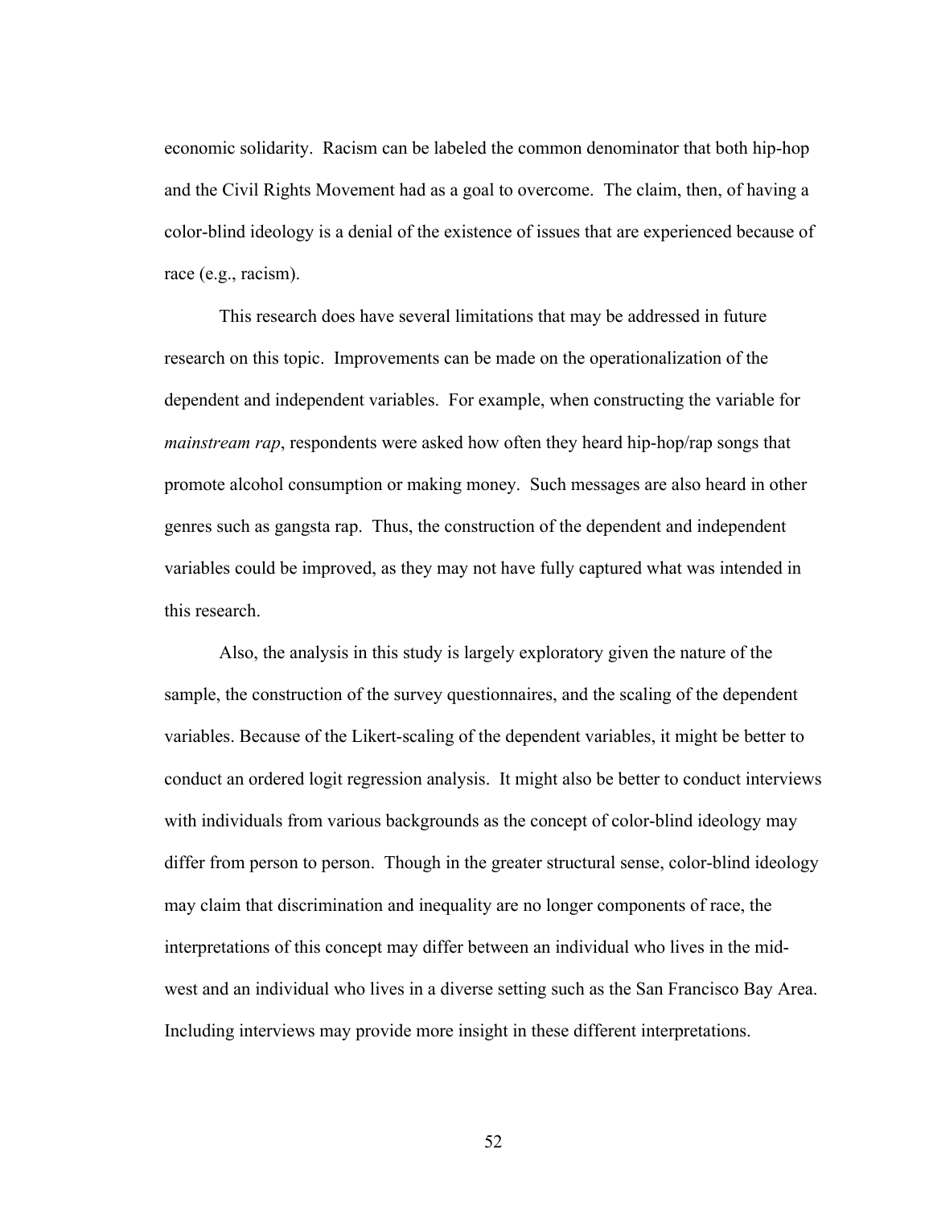economic solidarity. Racism can be labeled the common denominator that both hip-hop and the Civil Rights Movement had as a goal to overcome. The claim, then, of having a color-blind ideology is a denial of the existence of issues that are experienced because of race (e.g., racism).

This research does have several limitations that may be addressed in future research on this topic. Improvements can be made on the operationalization of the dependent and independent variables. For example, when constructing the variable for *mainstream rap*, respondents were asked how often they heard hip-hop/rap songs that promote alcohol consumption or making money. Such messages are also heard in other genres such as gangsta rap. Thus, the construction of the dependent and independent variables could be improved, as they may not have fully captured what was intended in this research.

Also, the analysis in this study is largely exploratory given the nature of the sample, the construction of the survey questionnaires, and the scaling of the dependent variables. Because of the Likert-scaling of the dependent variables, it might be better to conduct an ordered logit regression analysis. It might also be better to conduct interviews with individuals from various backgrounds as the concept of color-blind ideology may differ from person to person. Though in the greater structural sense, color-blind ideology may claim that discrimination and inequality are no longer components of race, the interpretations of this concept may differ between an individual who lives in the mid-west and an individual who lives in a diverse setting such as the San Francisco Bay Area. Including interviews may provide more insight in these different interpretations.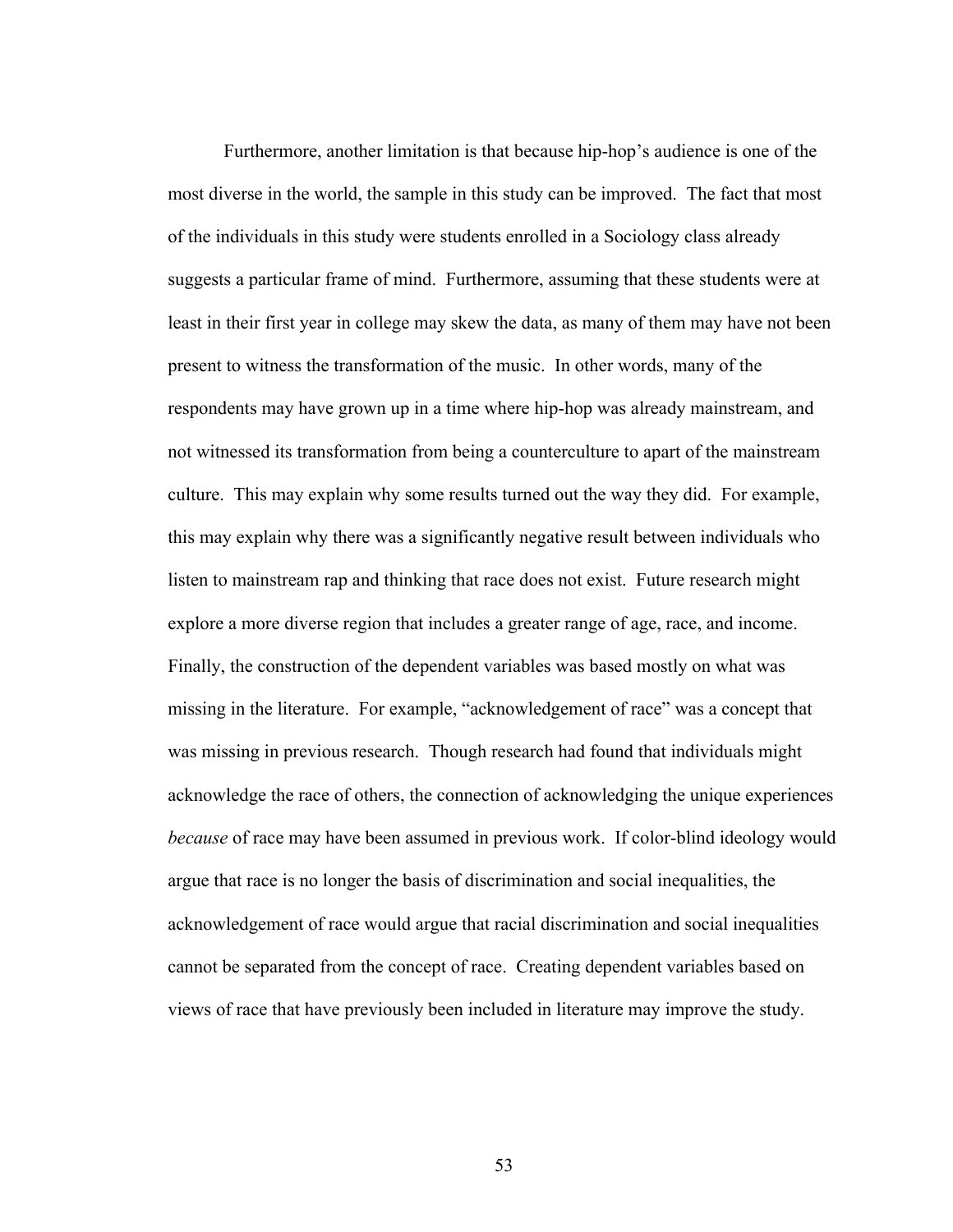Furthermore, another limitation is that because hip-hop's audience is one of the most diverse in the world, the sample in this study can be improved. The fact that most of the individuals in this study were students enrolled in a Sociology class already suggests a particular frame of mind. Furthermore, assuming that these students were at least in their first year in college may skew the data, as many of them may have not been present to witness the transformation of the music. In other words, many of the respondents may have grown up in a time where hip-hop was already mainstream, and not witnessed its transformation from being a counterculture to apart of the mainstream culture. This may explain why some results turned out the way they did. For example, this may explain why there was a significantly negative result between individuals who listen to mainstream rap and thinking that race does not exist. Future research might explore a more diverse region that includes a greater range of age, race, and income. Finally, the construction of the dependent variables was based mostly on what was missing in the literature. For example, "acknowledgement of race" was a concept that was missing in previous research. Though research had found that individuals might acknowledge the race of others, the connection of acknowledging the unique experiences *because* of race may have been assumed in previous work. If color-blind ideology would argue that race is no longer the basis of discrimination and social inequalities, the acknowledgement of race would argue that racial discrimination and social inequalities cannot be separated from the concept of race. Creating dependent variables based on views of race that have previously been included in literature may improve the study.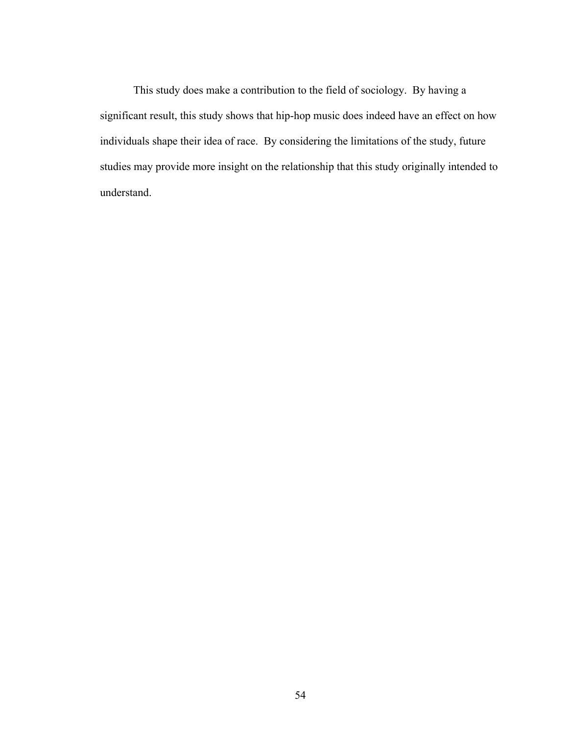This study does make a contribution to the field of sociology. By having a significant result, this study shows that hip-hop music does indeed have an effect on how individuals shape their idea of race. By considering the limitations of the study, future studies may provide more insight on the relationship that this study originally intended to understand.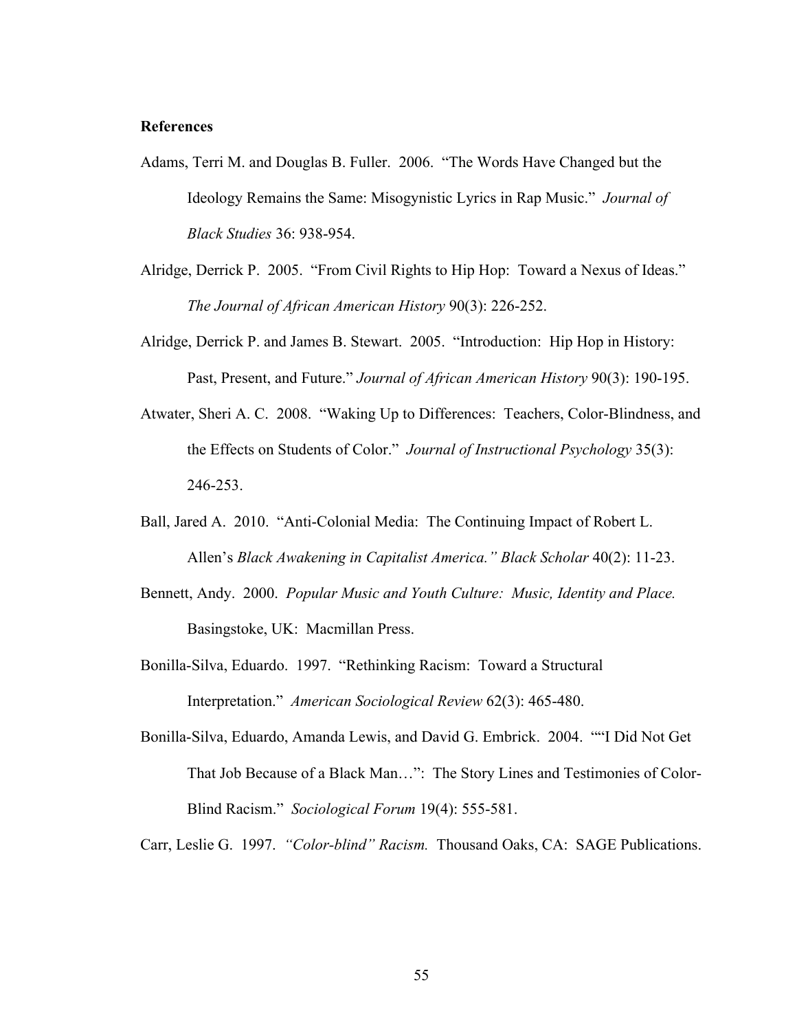**References**

Adams, Terri M. and Douglas B. Fuller. 2006. "The Words Have Changed but the Ideology Remains the Same: Misogynistic Lyrics in Rap Music." *Journal of Black Studies* 36: 938-954.

Alridge, Derrick P. 2005. "From Civil Rights to Hip Hop: Toward a Nexus of Ideas." *The Journal of African American History* 90(3): 226-252.

Alridge, Derrick P. and James B. Stewart. 2005. "Introduction: Hip Hop in History: Past, Present, and Future." *Journal of African American History* 90(3): 190-195.

Atwater, Sheri A. C. 2008. "Waking Up to Differences: Teachers, Color-Blindness, and the Effects on Students of Color." *Journal of Instructional Psychology* 35(3): 246-253.

Ball, Jared A. 2010. "Anti-Colonial Media: The Continuing Impact of Robert L. Allen's *Black Awakening in Capitalist America." Black Scholar* 40(2): 11-23.

Bennett, Andy. 2000. *Popular Music and Youth Culture: Music, Identity and Place.* Basingstoke, UK: Macmillan Press.

Bonilla-Silva, Eduardo. 1997. "Rethinking Racism: Toward a Structural Interpretation." *American Sociological Review* 62(3): 465-480.

Bonilla-Silva, Eduardo, Amanda Lewis, and David G. Embrick. 2004. ""I Did Not Get That Job Because of a Black Man…": The Story Lines and Testimonies of Color-Blind Racism." *Sociological Forum* 19(4): 555-581.

Carr, Leslie G. 1997. *"Color-blind" Racism.* Thousand Oaks, CA: SAGE Publications.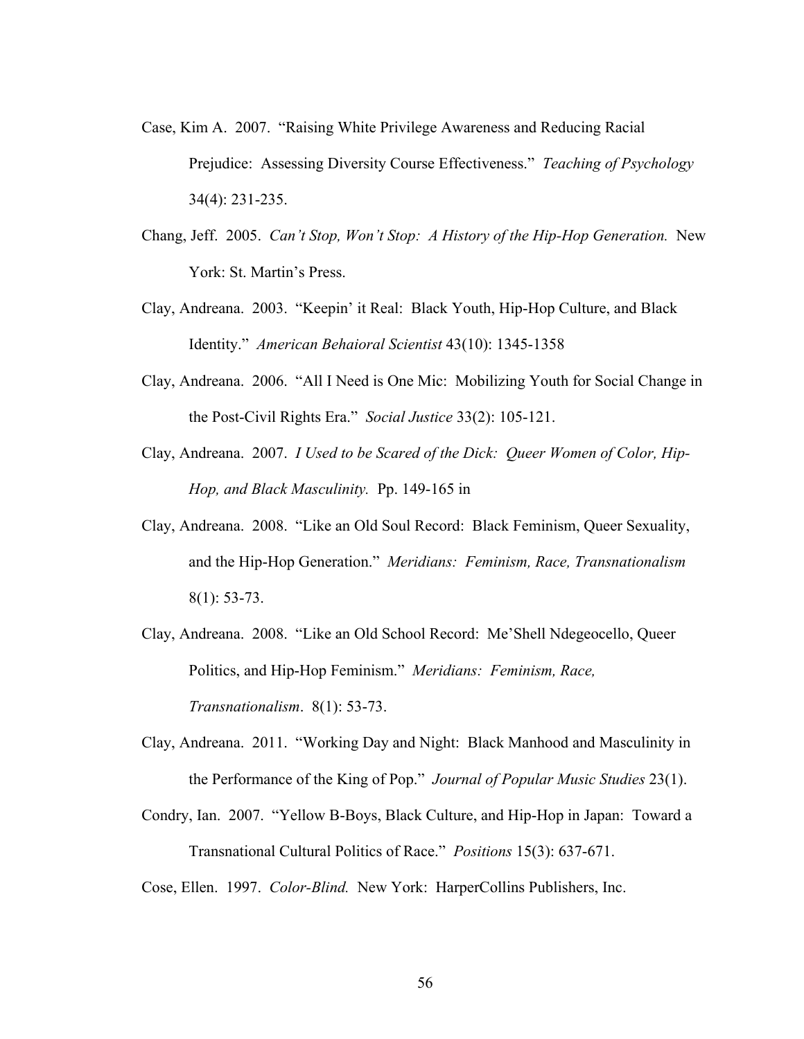Case, Kim A. 2007. "Raising White Privilege Awareness and Reducing Racial Prejudice: Assessing Diversity Course Effectiveness." *Teaching of Psychology* 34(4): 231-235.

Chang, Jeff. 2005. *Can't Stop, Won't Stop: A History of the Hip-Hop Generation.* New York: St. Martin's Press.

Clay, Andreana. 2003. "Keepin' it Real: Black Youth, Hip-Hop Culture, and Black Identity." *American Behaioral Scientist* 43(10): 1345-1358

Clay, Andreana. 2006. "All I Need is One Mic: Mobilizing Youth for Social Change in the Post-Civil Rights Era." *Social Justice* 33(2): 105-121.

Clay, Andreana. 2007. *I Used to be Scared of the Dick: Queer Women of Color, Hip-Hop, and Black Masculinity.* Pp. 149-165 in

Clay, Andreana. 2008. "Like an Old Soul Record: Black Feminism, Queer Sexuality, and the Hip-Hop Generation." *Meridians: Feminism, Race, Transnationalism* 8(1): 53-73.

Clay, Andreana. 2008. "Like an Old School Record: Me'Shell Ndegeocello, Queer Politics, and Hip-Hop Feminism." *Meridians: Feminism, Race, Transnationalism*. 8(1): 53-73.

Clay, Andreana. 2011. "Working Day and Night: Black Manhood and Masculinity in the Performance of the King of Pop." *Journal of Popular Music Studies* 23(1).

Condry, Ian. 2007. "Yellow B-Boys, Black Culture, and Hip-Hop in Japan: Toward a Transnational Cultural Politics of Race." *Positions* 15(3): 637-671.

Cose, Ellen. 1997. *Color-Blind.* New York: HarperCollins Publishers, Inc.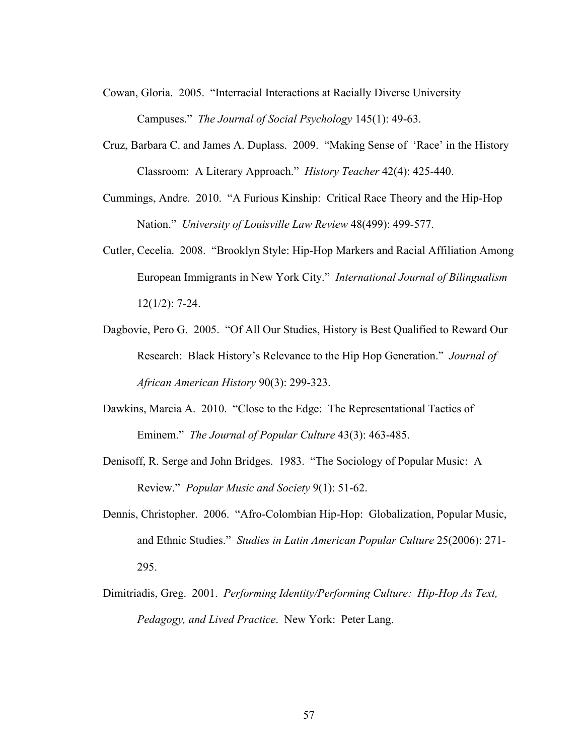Cowan, Gloria. 2005. "Interracial Interactions at Racially Diverse University Campuses." *The Journal of Social Psychology* 145(1): 49-63.

Cruz, Barbara C. and James A. Duplass. 2009. "Making Sense of 'Race' in the History Classroom: A Literary Approach." *History Teacher* 42(4): 425-440.

Cummings, Andre. 2010. "A Furious Kinship: Critical Race Theory and the Hip-Hop Nation." *University of Louisville Law Review* 48(499): 499-577.

Cutler, Cecelia. 2008. "Brooklyn Style: Hip-Hop Markers and Racial Affiliation Among European Immigrants in New York City." *International Journal of Bilingualism* 12(1/2): 7-24.

Dagbovie, Pero G. 2005. "Of All Our Studies, History is Best Qualified to Reward Our Research: Black History's Relevance to the Hip Hop Generation." *Journal of African American History* 90(3): 299-323.

Dawkins, Marcia A. 2010. "Close to the Edge: The Representational Tactics of Eminem." *The Journal of Popular Culture* 43(3): 463-485.

Denisoff, R. Serge and John Bridges. 1983. "The Sociology of Popular Music: A Review." *Popular Music and Society* 9(1): 51-62.

Dennis, Christopher. 2006. "Afro-Colombian Hip-Hop: Globalization, Popular Music, and Ethnic Studies." *Studies in Latin American Popular Culture* 25(2006): 271-295.

Dimitriadis, Greg. 2001. *Performing Identity/Performing Culture: Hip-Hop As Text, Pedagogy, and Lived Practice*. New York: Peter Lang.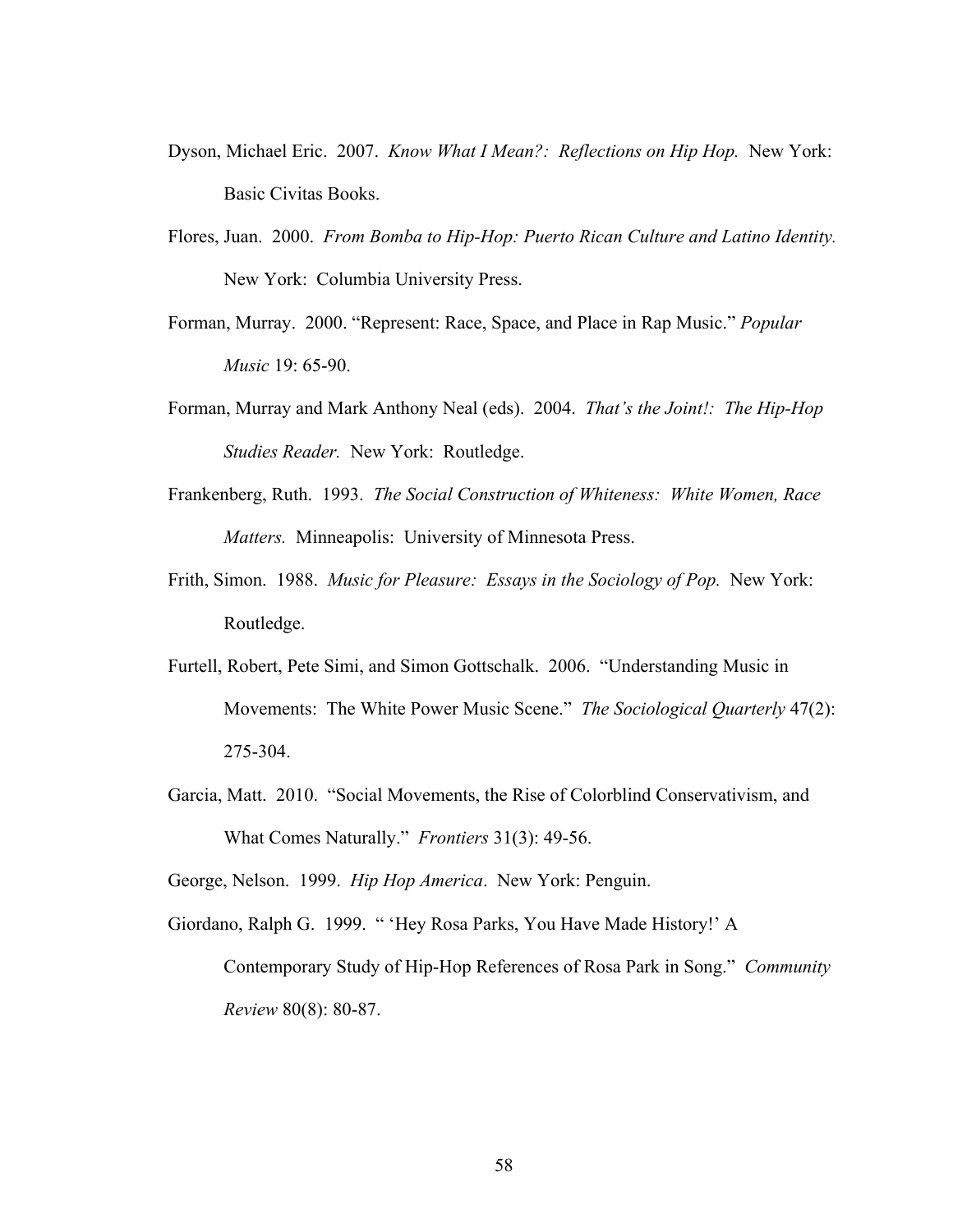Dyson, Michael Eric. 2007. *Know What I Mean?: Reflections on Hip Hop.* New York: Basic Civitas Books.

Flores, Juan. 2000. *From Bomba to Hip-Hop: Puerto Rican Culture and Latino Identity.* New York: Columbia University Press.

Forman, Murray. 2000. "Represent: Race, Space, and Place in Rap Music." *Popular Music* 19: 65-90.

Forman, Murray and Mark Anthony Neal (eds). 2004. *That's the Joint!: The Hip-Hop Studies Reader.* New York: Routledge.

Frankenberg, Ruth. 1993. *The Social Construction of Whiteness: White Women, Race Matters.* Minneapolis: University of Minnesota Press.

Frith, Simon. 1988. *Music for Pleasure: Essays in the Sociology of Pop.* New York: Routledge.

Furtell, Robert, Pete Simi, and Simon Gottschalk. 2006. "Understanding Music in Movements: The White Power Music Scene." *The Sociological Quarterly* 47(2): 275-304.

Garcia, Matt. 2010. "Social Movements, the Rise of Colorblind Conservativism, and What Comes Naturally." *Frontiers* 31(3): 49-56.

George, Nelson. 1999. *Hip Hop America*. New York: Penguin.

Giordano, Ralph G. 1999. " 'Hey Rosa Parks, You Have Made History!' A Contemporary Study of Hip-Hop References of Rosa Park in Song." *Community Review* 80(8): 80-87.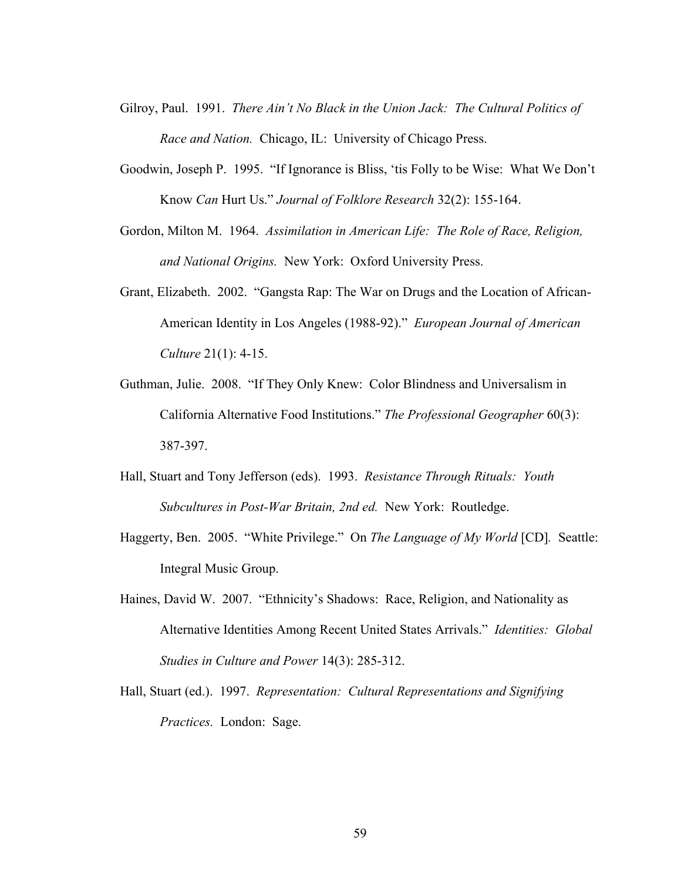Gilroy, Paul. 1991. *There Ain't No Black in the Union Jack: The Cultural Politics of Race and Nation.* Chicago, IL: University of Chicago Press.

Goodwin, Joseph P. 1995. "If Ignorance is Bliss, 'tis Folly to be Wise: What We Don't Know *Can* Hurt Us." *Journal of Folklore Research* 32(2): 155-164.

Gordon, Milton M. 1964. *Assimilation in American Life: The Role of Race, Religion, and National Origins.* New York: Oxford University Press.

Grant, Elizabeth. 2002. "Gangsta Rap: The War on Drugs and the Location of African-American Identity in Los Angeles (1988-92)." *European Journal of American Culture* 21(1): 4-15.

Guthman, Julie. 2008. "If They Only Knew: Color Blindness and Universalism in California Alternative Food Institutions." *The Professional Geographer* 60(3): 387-397.

Hall, Stuart and Tony Jefferson (eds). 1993. *Resistance Through Rituals: Youth Subcultures in Post-War Britain, 2nd ed.* New York: Routledge.

Haggerty, Ben. 2005. "White Privilege." On *The Language of My World* [CD]. Seattle: Integral Music Group.

Haines, David W. 2007. "Ethnicity's Shadows: Race, Religion, and Nationality as Alternative Identities Among Recent United States Arrivals." *Identities: Global Studies in Culture and Power* 14(3): 285-312.

Hall, Stuart (ed.). 1997. *Representation: Cultural Representations and Signifying Practices.* London: Sage.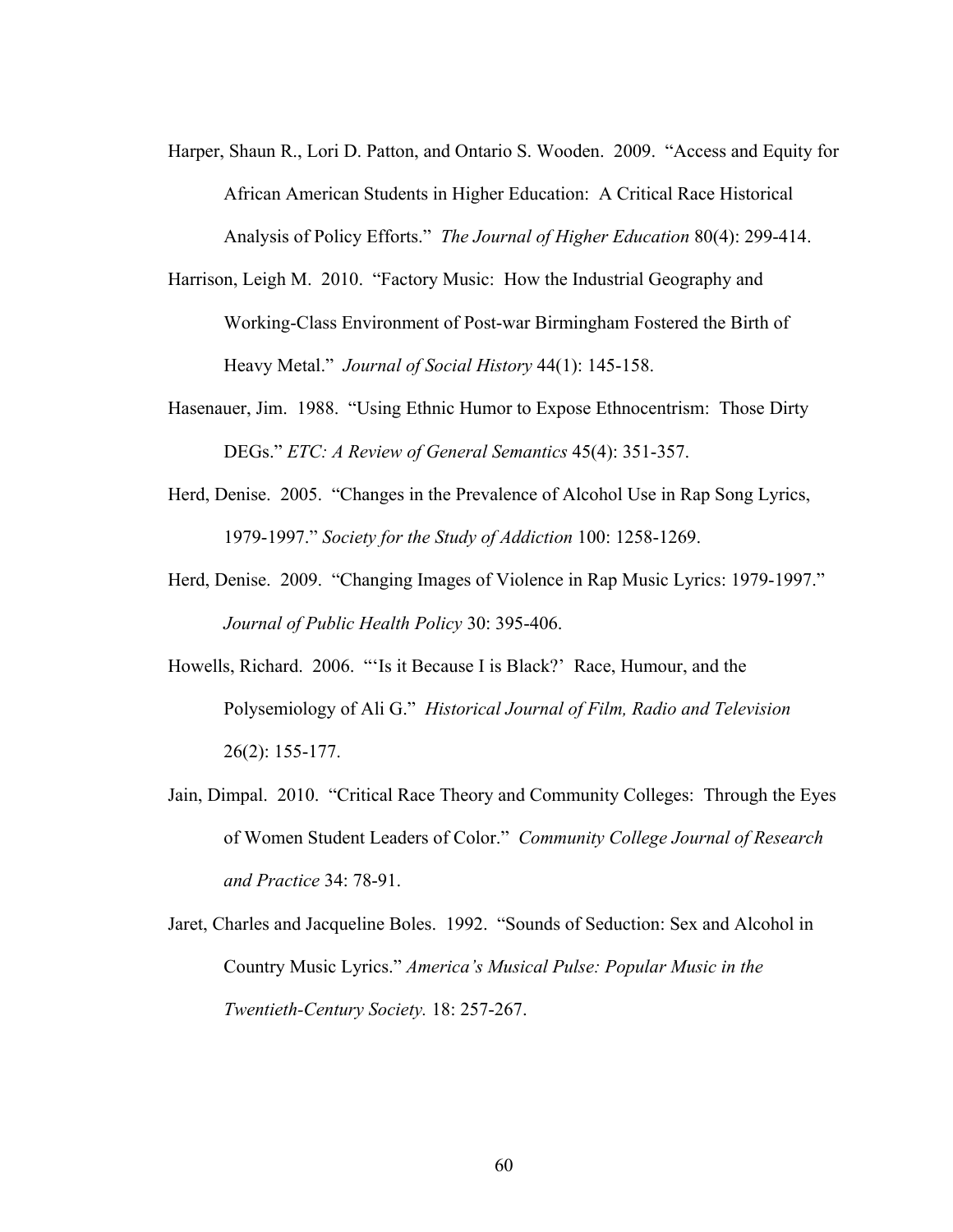Harper, Shaun R., Lori D. Patton, and Ontario S. Wooden. 2009. "Access and Equity for African American Students in Higher Education: A Critical Race Historical Analysis of Policy Efforts." *The Journal of Higher Education* 80(4): 299-414.

Harrison, Leigh M. 2010. "Factory Music: How the Industrial Geography and Working-Class Environment of Post-war Birmingham Fostered the Birth of Heavy Metal." *Journal of Social History* 44(1): 145-158.

Hasenauer, Jim. 1988. "Using Ethnic Humor to Expose Ethnocentrism: Those Dirty DEGs." *ETC: A Review of General Semantics* 45(4): 351-357.

Herd, Denise. 2005. "Changes in the Prevalence of Alcohol Use in Rap Song Lyrics, 1979-1997." *Society for the Study of Addiction* 100: 1258-1269.

Herd, Denise. 2009. "Changing Images of Violence in Rap Music Lyrics: 1979-1997." *Journal of Public Health Policy* 30: 395-406.

Howells, Richard. 2006. "'Is it Because I is Black?' Race, Humour, and the Polysemiology of Ali G." *Historical Journal of Film, Radio and Television* 26(2): 155-177.

Jain, Dimpal. 2010. "Critical Race Theory and Community Colleges: Through the Eyes of Women Student Leaders of Color." *Community College Journal of Research and Practice* 34: 78-91.

Jaret, Charles and Jacqueline Boles. 1992. "Sounds of Seduction: Sex and Alcohol in Country Music Lyrics." *America's Musical Pulse: Popular Music in the Twentieth-Century Society.* 18: 257-267.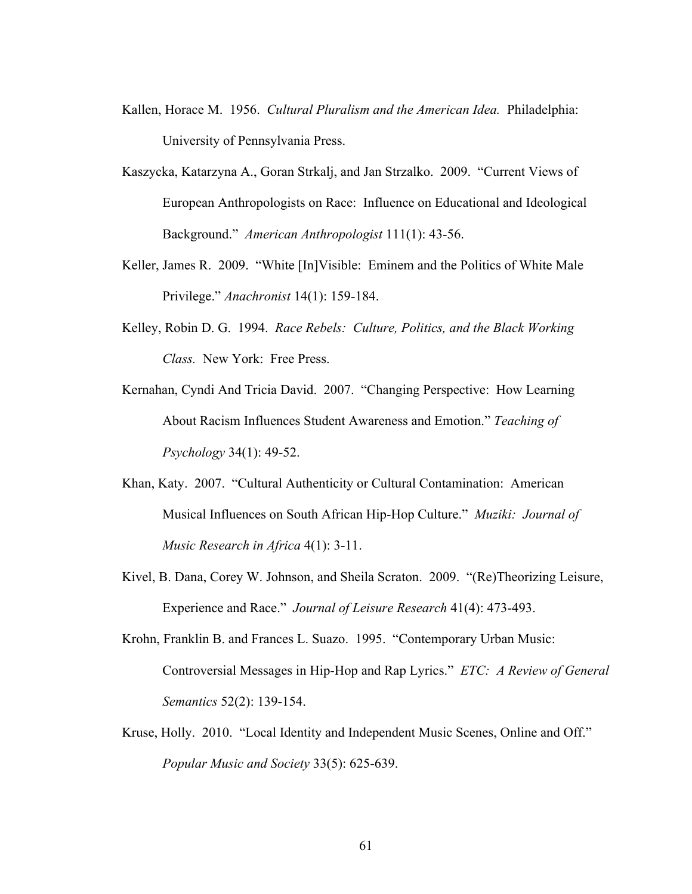Kallen, Horace M. 1956. *Cultural Pluralism and the American Idea.* Philadelphia: University of Pennsylvania Press.

Kaszycka, Katarzyna A., Goran Strkalj, and Jan Strzalko. 2009. "Current Views of European Anthropologists on Race: Influence on Educational and Ideological Background." *American Anthropologist* 111(1): 43-56.

Keller, James R. 2009. "White [In]Visible: Eminem and the Politics of White Male Privilege." *Anachronist* 14(1): 159-184.

Kelley, Robin D. G. 1994. *Race Rebels: Culture, Politics, and the Black Working Class.* New York: Free Press.

Kernahan, Cyndi And Tricia David. 2007. "Changing Perspective: How Learning About Racism Influences Student Awareness and Emotion." *Teaching of Psychology* 34(1): 49-52.

Khan, Katy. 2007. "Cultural Authenticity or Cultural Contamination: American Musical Influences on South African Hip-Hop Culture." *Muziki: Journal of Music Research in Africa* 4(1): 3-11.

Kivel, B. Dana, Corey W. Johnson, and Sheila Scraton. 2009. "(Re)Theorizing Leisure, Experience and Race." *Journal of Leisure Research* 41(4): 473-493.

Krohn, Franklin B. and Frances L. Suazo. 1995. "Contemporary Urban Music: Controversial Messages in Hip-Hop and Rap Lyrics." *ETC: A Review of General Semantics* 52(2): 139-154.

Kruse, Holly. 2010. "Local Identity and Independent Music Scenes, Online and Off." *Popular Music and Society* 33(5): 625-639.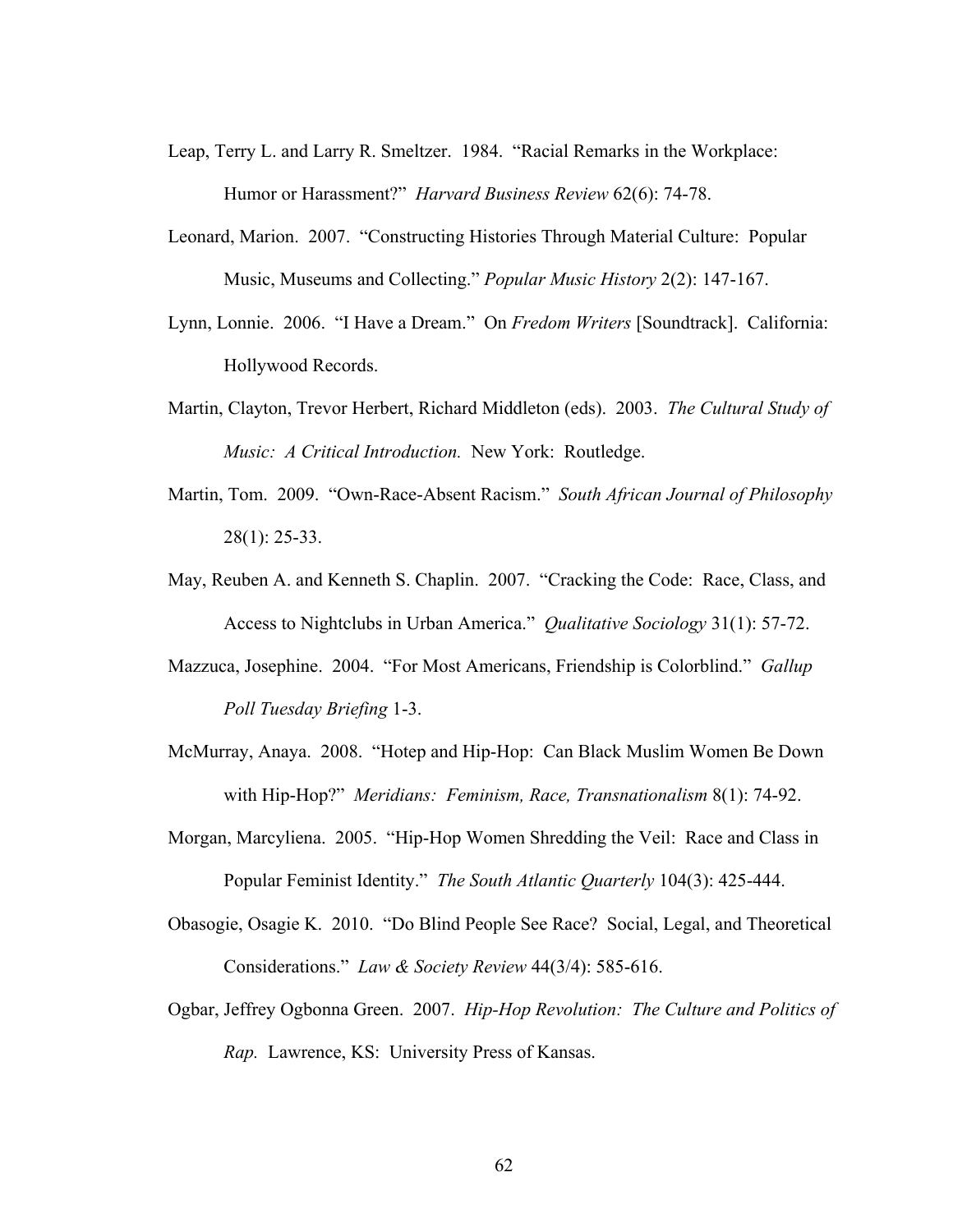Leap, Terry L. and Larry R. Smeltzer. 1984. "Racial Remarks in the Workplace: Humor or Harassment?" *Harvard Business Review* 62(6): 74-78.

Leonard, Marion. 2007. "Constructing Histories Through Material Culture: Popular Music, Museums and Collecting." *Popular Music History* 2(2): 147-167.

Lynn, Lonnie. 2006. "I Have a Dream." On *Fredom Writers* [Soundtrack]. California: Hollywood Records.

Martin, Clayton, Trevor Herbert, Richard Middleton (eds). 2003. *The Cultural Study of Music: A Critical Introduction.* New York: Routledge.

Martin, Tom. 2009. "Own-Race-Absent Racism." *South African Journal of Philosophy* 28(1): 25-33.

May, Reuben A. and Kenneth S. Chaplin. 2007. "Cracking the Code: Race, Class, and Access to Nightclubs in Urban America." *Qualitative Sociology* 31(1): 57-72.

Mazzuca, Josephine. 2004. "For Most Americans, Friendship is Colorblind." *Gallup Poll Tuesday Briefing* 1-3.

McMurray, Anaya. 2008. "Hotep and Hip-Hop: Can Black Muslim Women Be Down with Hip-Hop?" *Meridians: Feminism, Race, Transnationalism* 8(1): 74-92.

Morgan, Marcyliena. 2005. "Hip-Hop Women Shredding the Veil: Race and Class in Popular Feminist Identity." *The South Atlantic Quarterly* 104(3): 425-444.

Obasogie, Osagie K. 2010. "Do Blind People See Race? Social, Legal, and Theoretical Considerations." *Law & Society Review* 44(3/4): 585-616.

Ogbar, Jeffrey Ogbonna Green. 2007. *Hip-Hop Revolution: The Culture and Politics of Rap.* Lawrence, KS: University Press of Kansas.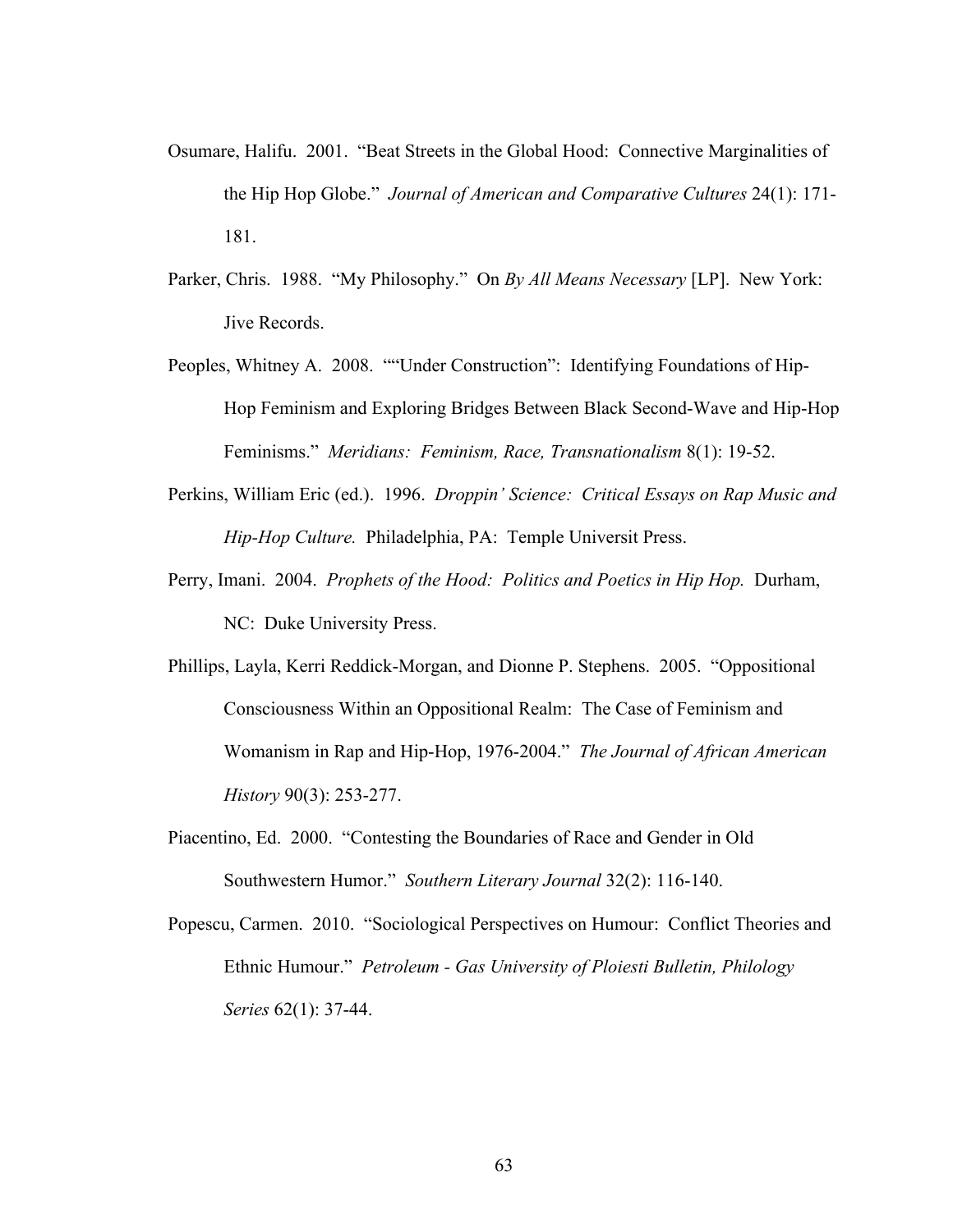Osumare, Halifu. 2001. "Beat Streets in the Global Hood: Connective Marginalities of the Hip Hop Globe." *Journal of American and Comparative Cultures* 24(1): 171-181.

Parker, Chris. 1988. "My Philosophy." On *By All Means Necessary* [LP]. New York: Jive Records.

Peoples, Whitney A. 2008. ""Under Construction": Identifying Foundations of Hip-Hop Feminism and Exploring Bridges Between Black Second-Wave and Hip-Hop Feminisms." *Meridians: Feminism, Race, Transnationalism* 8(1): 19-52.

Perkins, William Eric (ed.). 1996. *Droppin' Science: Critical Essays on Rap Music and Hip-Hop Culture.* Philadelphia, PA: Temple Universit Press.

Perry, Imani. 2004. *Prophets of the Hood: Politics and Poetics in Hip Hop.* Durham, NC: Duke University Press.

Phillips, Layla, Kerri Reddick-Morgan, and Dionne P. Stephens. 2005. "Oppositional Consciousness Within an Oppositional Realm: The Case of Feminism and Womanism in Rap and Hip-Hop, 1976-2004." *The Journal of African American History* 90(3): 253-277.

Piacentino, Ed. 2000. "Contesting the Boundaries of Race and Gender in Old Southwestern Humor." *Southern Literary Journal* 32(2): 116-140.

Popescu, Carmen. 2010. "Sociological Perspectives on Humour: Conflict Theories and Ethnic Humour." *Petroleum - Gas University of Ploiesti Bulletin, Philology Series* 62(1): 37-44.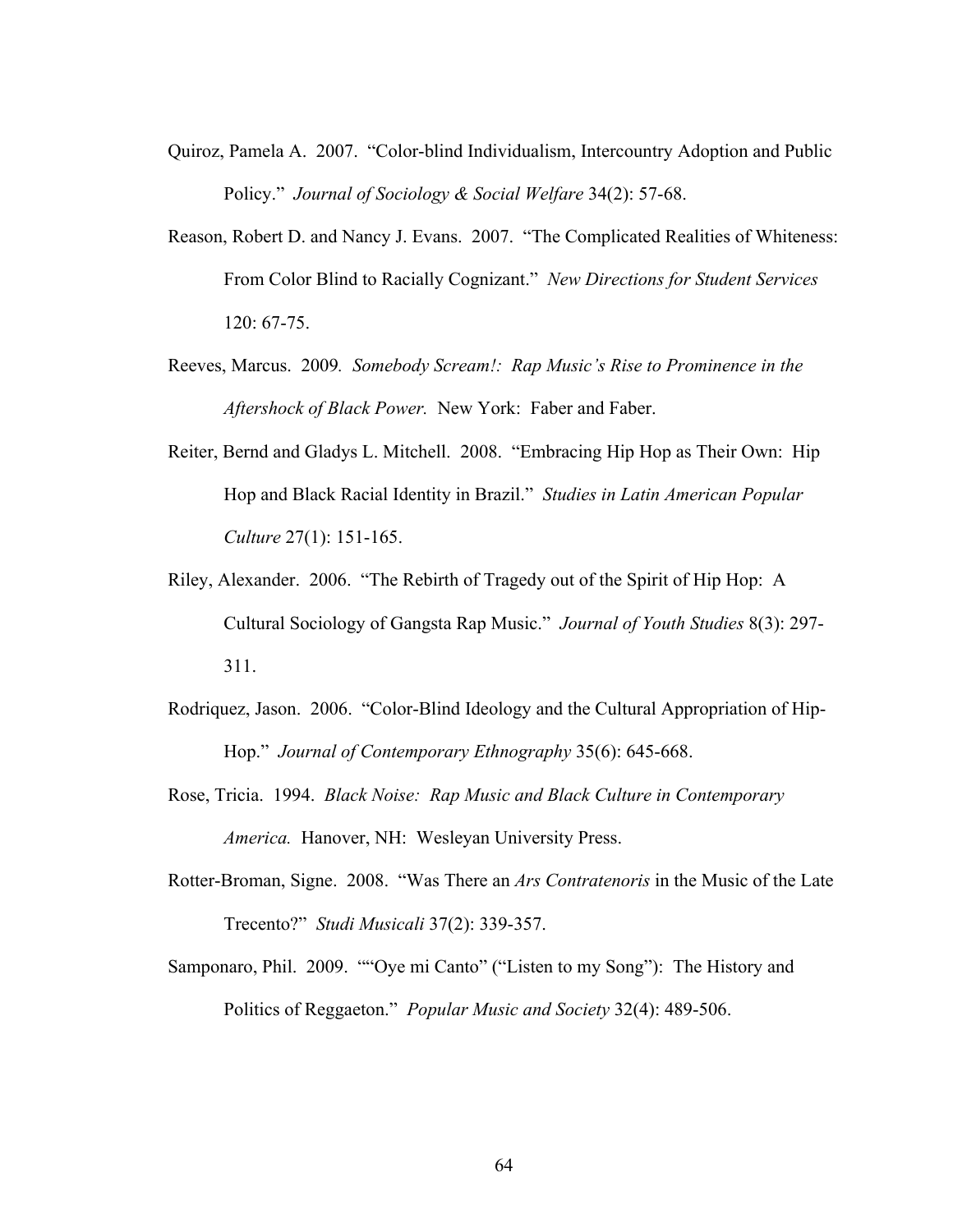Quiroz, Pamela A. 2007. "Color-blind Individualism, Intercountry Adoption and Public Policy." *Journal of Sociology & Social Welfare* 34(2): 57-68.

Reason, Robert D. and Nancy J. Evans. 2007. "The Complicated Realities of Whiteness: From Color Blind to Racially Cognizant." *New Directions for Student Services* 120: 67-75.

Reeves, Marcus. 2009. *Somebody Scream!: Rap Music's Rise to Prominence in the Aftershock of Black Power.* New York: Faber and Faber.

Reiter, Bernd and Gladys L. Mitchell. 2008. "Embracing Hip Hop as Their Own: Hip Hop and Black Racial Identity in Brazil." *Studies in Latin American Popular Culture* 27(1): 151-165.

Riley, Alexander. 2006. "The Rebirth of Tragedy out of the Spirit of Hip Hop: A Cultural Sociology of Gangsta Rap Music." *Journal of Youth Studies* 8(3): 297-311.

Rodriquez, Jason. 2006. "Color-Blind Ideology and the Cultural Appropriation of Hip-Hop." *Journal of Contemporary Ethnography* 35(6): 645-668.

Rose, Tricia. 1994. *Black Noise: Rap Music and Black Culture in Contemporary America.* Hanover, NH: Wesleyan University Press.

Rotter-Broman, Signe. 2008. "Was There an *Ars Contratenoris* in the Music of the Late Trecento?" *Studi Musicali* 37(2): 339-357.

Samponaro, Phil. 2009. ""Oye mi Canto" ("Listen to my Song"): The History and Politics of Reggaeton." *Popular Music and Society* 32(4): 489-506.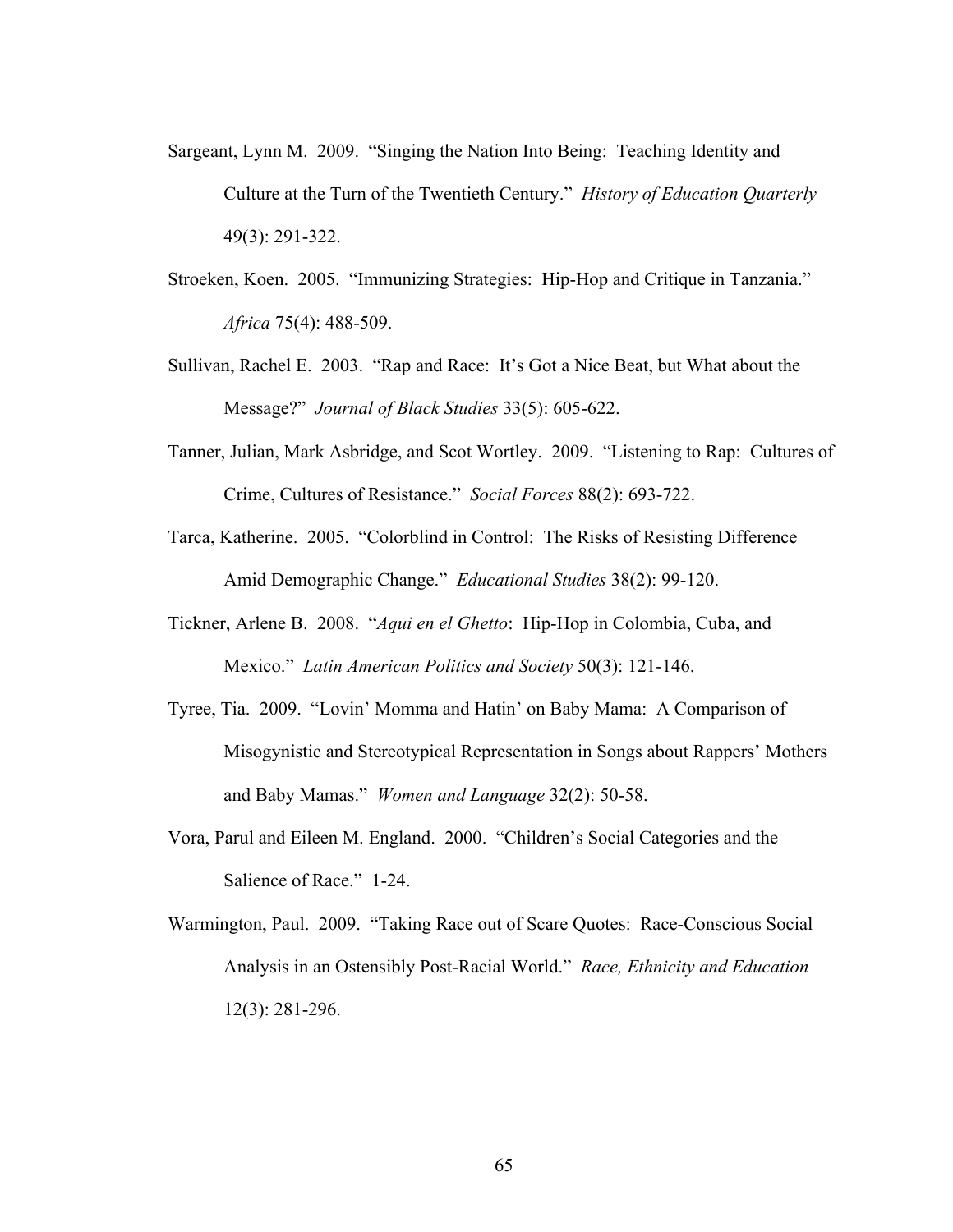Sargeant, Lynn M. 2009. "Singing the Nation Into Being: Teaching Identity and Culture at the Turn of the Twentieth Century." *History of Education Quarterly* 49(3): 291-322.

Stroeken, Koen. 2005. "Immunizing Strategies: Hip-Hop and Critique in Tanzania." *Africa* 75(4): 488-509.

Sullivan, Rachel E. 2003. "Rap and Race: It's Got a Nice Beat, but What about the Message?" *Journal of Black Studies* 33(5): 605-622.

Tanner, Julian, Mark Asbridge, and Scot Wortley. 2009. "Listening to Rap: Cultures of Crime, Cultures of Resistance." *Social Forces* 88(2): 693-722.

Tarca, Katherine. 2005. "Colorblind in Control: The Risks of Resisting Difference Amid Demographic Change." *Educational Studies* 38(2): 99-120.

Tickner, Arlene B. 2008. "*Aqui en el Ghetto*: Hip-Hop in Colombia, Cuba, and Mexico." *Latin American Politics and Society* 50(3): 121-146.

Tyree, Tia. 2009. "Lovin' Momma and Hatin' on Baby Mama: A Comparison of Misogynistic and Stereotypical Representation in Songs about Rappers' Mothers and Baby Mamas." *Women and Language* 32(2): 50-58.

Vora, Parul and Eileen M. England. 2000. "Children's Social Categories and the Salience of Race." 1-24.

Warmington, Paul. 2009. "Taking Race out of Scare Quotes: Race-Conscious Social Analysis in an Ostensibly Post-Racial World." *Race, Ethnicity and Education* 12(3): 281-296.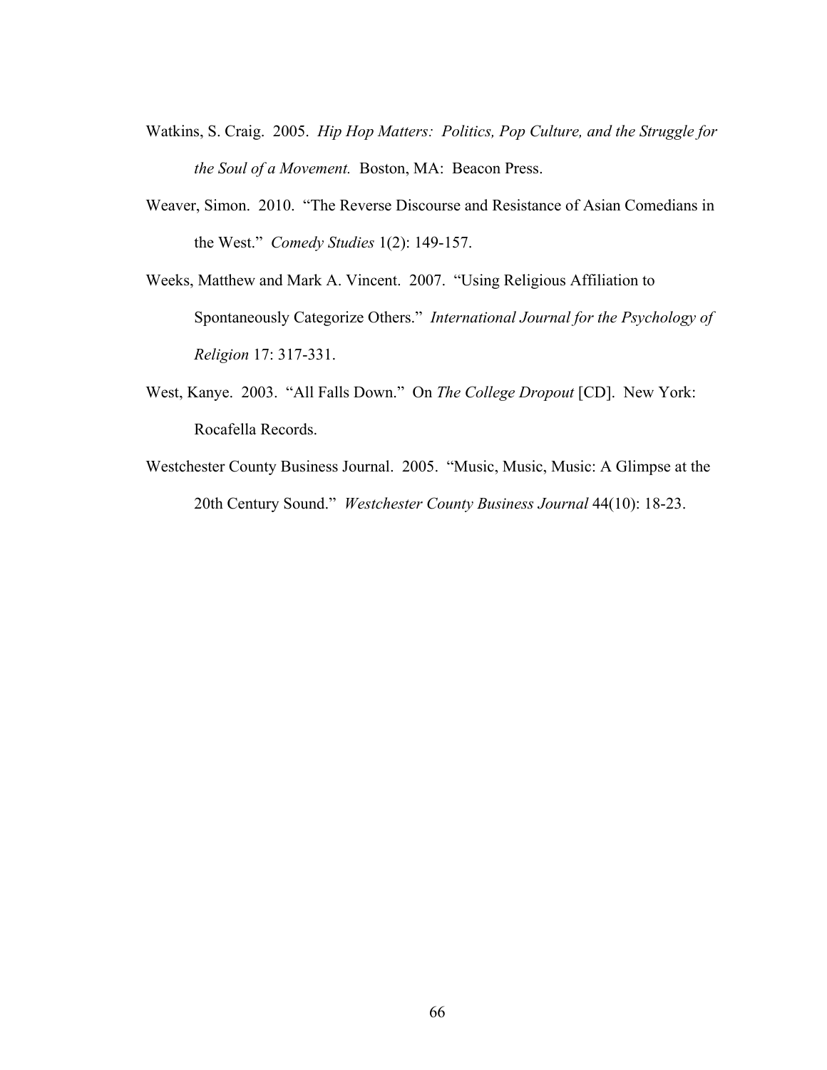Watkins, S. Craig. 2005. *Hip Hop Matters: Politics, Pop Culture, and the Struggle for the Soul of a Movement.* Boston, MA: Beacon Press.

Weaver, Simon. 2010. "The Reverse Discourse and Resistance of Asian Comedians in the West." *Comedy Studies* 1(2): 149-157.

Weeks, Matthew and Mark A. Vincent. 2007. "Using Religious Affiliation to Spontaneously Categorize Others." *International Journal for the Psychology of Religion* 17: 317-331.

West, Kanye. 2003. "All Falls Down." On *The College Dropout* [CD]. New York: Rocafella Records.

Westchester County Business Journal. 2005. "Music, Music, Music: A Glimpse at the 20th Century Sound." *Westchester County Business Journal* 44(10): 18-23.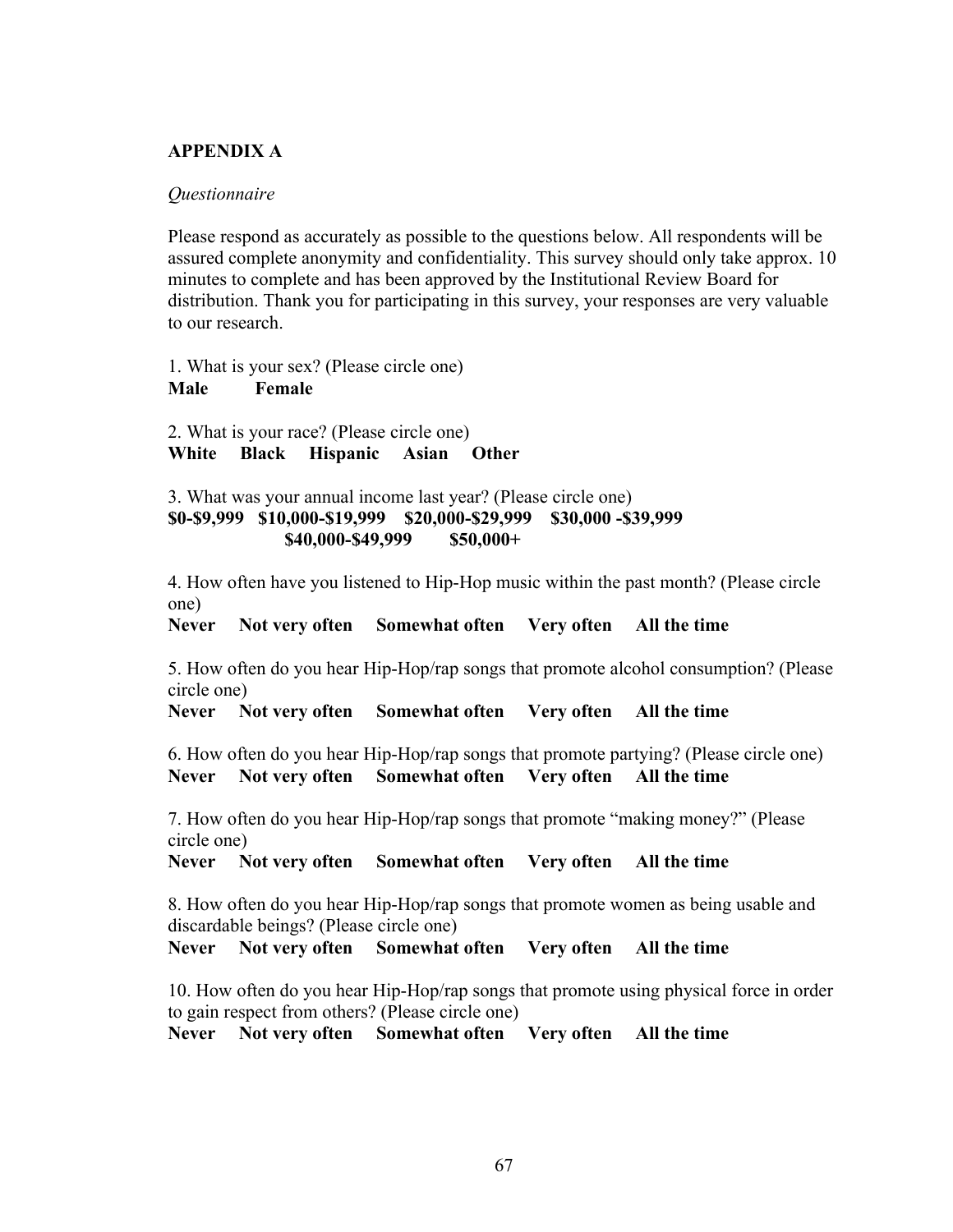## APPENDIX A

*Questionnaire*

Please respond as accurately as possible to the questions below. All respondents will be assured complete anonymity and confidentiality. This survey should only take approx. 10 minutes to complete and has been approved by the Institutional Review Board for distribution. Thank you for participating in this survey, your responses are very valuable to our research.

1. What is your sex? (Please circle one)
**Male Female**

2. What is your race? (Please circle one)
**White Black Hispanic Asian Other**

3. What was your annual income last year? (Please circle one)
**$0-$9,999 $10,000-$19,999 $20,000-$29,999 $30,000 -$39,999 $40,000-$49,999 $50,000+**

4. How often have you listened to Hip-Hop music within the past month? (Please circle one)
**Never Not very often Somewhat often Very often All the time**

5. How often do you hear Hip-Hop/rap songs that promote alcohol consumption? (Please circle one)
**Never Not very often Somewhat often Very often All the time**

6. How often do you hear Hip-Hop/rap songs that promote partying? (Please circle one)
**Never Not very often Somewhat often Very often All the time**

7. How often do you hear Hip-Hop/rap songs that promote "making money?" (Please circle one)
**Never Not very often Somewhat often Very often All the time**

8. How often do you hear Hip-Hop/rap songs that promote women as being usable and discardable beings? (Please circle one)
**Never Not very often Somewhat often Very often All the time**

10. How often do you hear Hip-Hop/rap songs that promote using physical force in order to gain respect from others? (Please circle one)
**Never Not very often Somewhat often Very often All the time**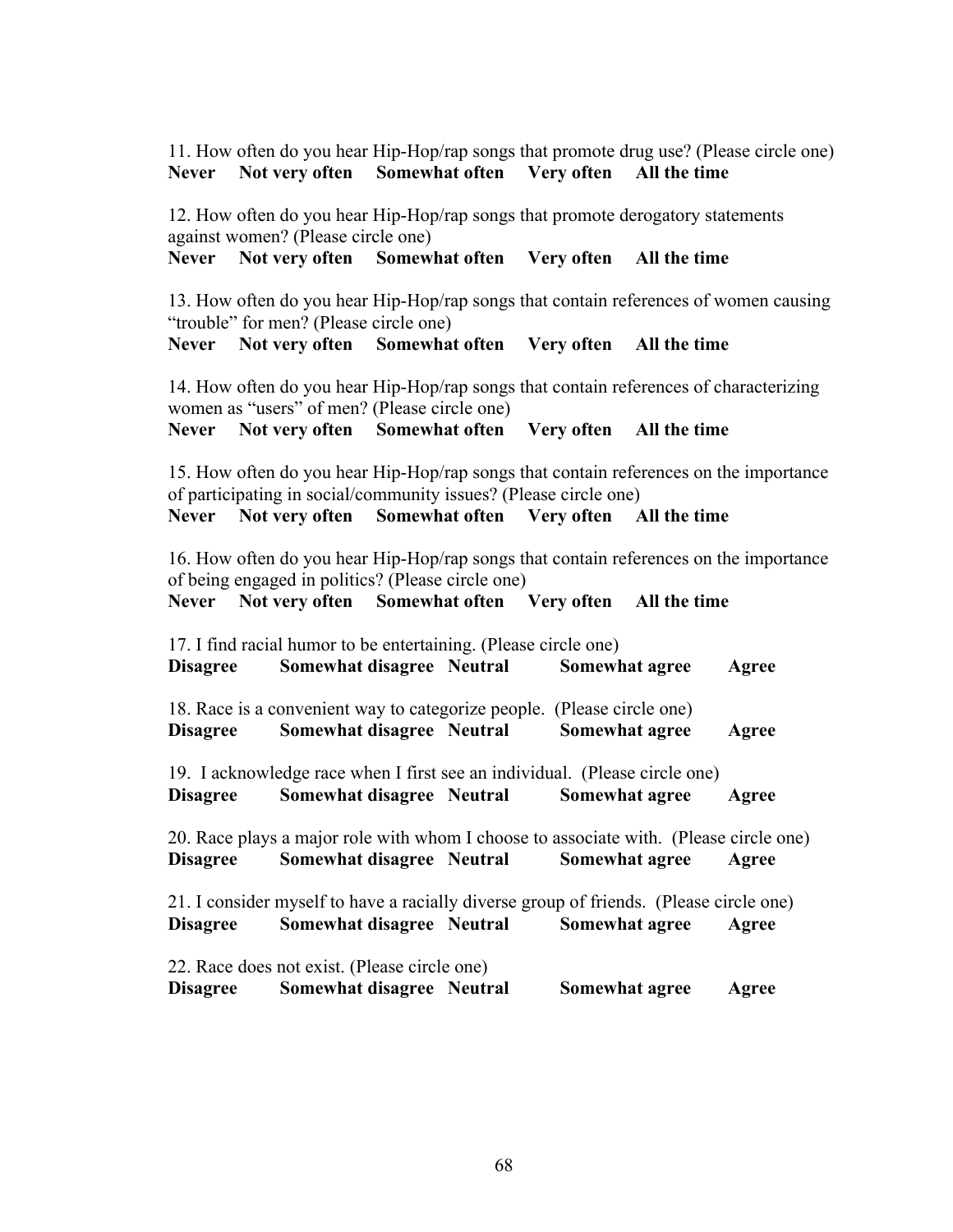11. How often do you hear Hip-Hop/rap songs that promote drug use? (Please circle one)
**Never Not very often Somewhat often Very often All the time**

12. How often do you hear Hip-Hop/rap songs that promote derogatory statements against women? (Please circle one)
**Never Not very often Somewhat often Very often All the time**

13. How often do you hear Hip-Hop/rap songs that contain references of women causing "trouble" for men? (Please circle one)
**Never Not very often Somewhat often Very often All the time**

14. How often do you hear Hip-Hop/rap songs that contain references of characterizing women as "users" of men? (Please circle one)
**Never Not very often Somewhat often Very often All the time**

15. How often do you hear Hip-Hop/rap songs that contain references on the importance of participating in social/community issues? (Please circle one)
**Never Not very often Somewhat often Very often All the time**

16. How often do you hear Hip-Hop/rap songs that contain references on the importance of being engaged in politics? (Please circle one)
**Never Not very often Somewhat often Very often All the time**

17. I find racial humor to be entertaining. (Please circle one)
**Disagree Somewhat disagree Neutral Somewhat agree Agree**

18. Race is a convenient way to categorize people. (Please circle one)
**Disagree Somewhat disagree Neutral Somewhat agree Agree**

19. I acknowledge race when I first see an individual. (Please circle one)
**Disagree Somewhat disagree Neutral Somewhat agree Agree**

20. Race plays a major role with whom I choose to associate with. (Please circle one)
**Disagree Somewhat disagree Neutral Somewhat agree Agree**

21. I consider myself to have a racially diverse group of friends. (Please circle one)
**Disagree Somewhat disagree Neutral Somewhat agree Agree**

22. Race does not exist. (Please circle one)
**Disagree Somewhat disagree Neutral Somewhat agree Agree**